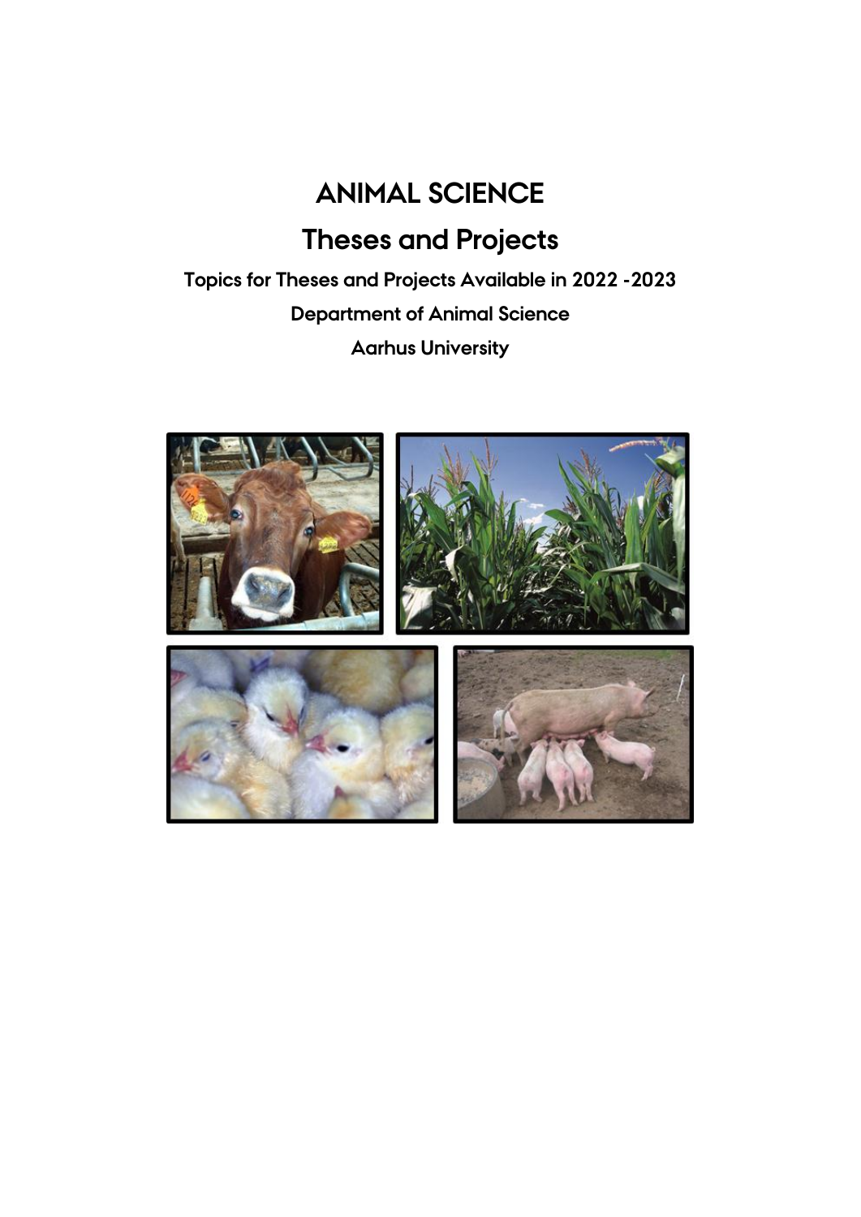# ANIMAL SCIENCE

## Theses and Projects

### Topics for Theses and Projects Available in 2022 -2023

### Department of Animal Science

### Aarhus University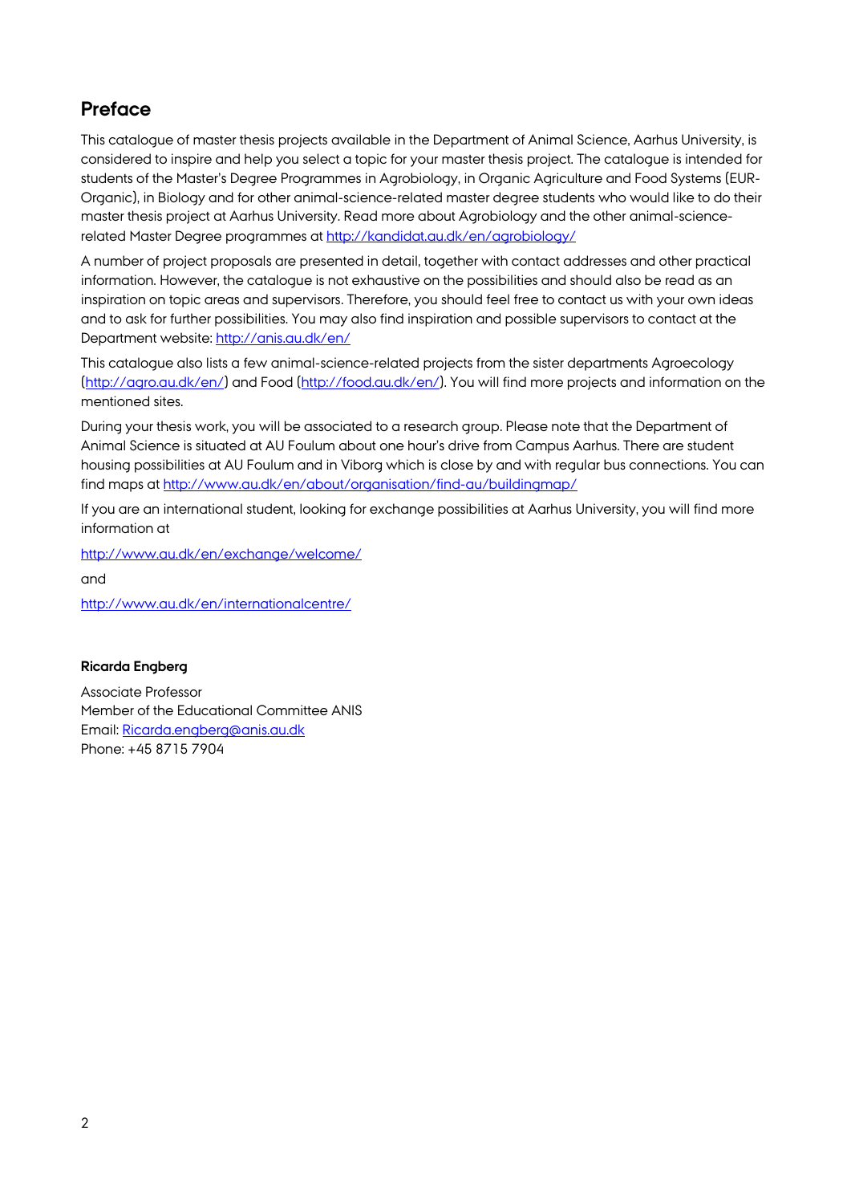## Preface

This catalogue of master thesis projects available in the Department of Animal Science, Aarhus University, is considered to inspire and help you select a topic for your master thesis project. The catalogue is intended for students of the Master's Degree Programmes in Agrobiology, in Organic Agriculture and Food Systems (EUR-Organic), in Biology and for other animal-science-related master degree students who would like to do their master thesis project at Aarhus University. Read more about Agrobiology and the other animal-science-related Master Degree programmes at http://kandidat.au.dk/en/agrobiology/

A number of project proposals are presented in detail, together with contact addresses and other practical information. However, the catalogue is not exhaustive on the possibilities and should also be read as an inspiration on topic areas and supervisors. Therefore, you should feel free to contact us with your own ideas and to ask for further possibilities. You may also find inspiration and possible supervisors to contact at the Department website: http://anis.au.dk/en/

This catalogue also lists a few animal-science-related projects from the sister departments Agroecology (http://agro.au.dk/en/) and Food (http://food.au.dk/en/). You will find more projects and information on the mentioned sites.

During your thesis work, you will be associated to a research group. Please note that the Department of Animal Science is situated at AU Foulum about one hour's drive from Campus Aarhus. There are student housing possibilities at AU Foulum and in Viborg which is close by and with regular bus connections. You can find maps at http://www.au.dk/en/about/organisation/find-au/buildingmap/

If you are an international student, looking for exchange possibilities at Aarhus University, you will find more information at

http://www.au.dk/en/exchange/welcome/

and

http://www.au.dk/en/internationalcentre/

**Ricarda Engberg**

Associate Professor
Member of the Educational Committee ANIS
Email: Ricarda.engberg@anis.au.dk
Phone: +45 8715 7904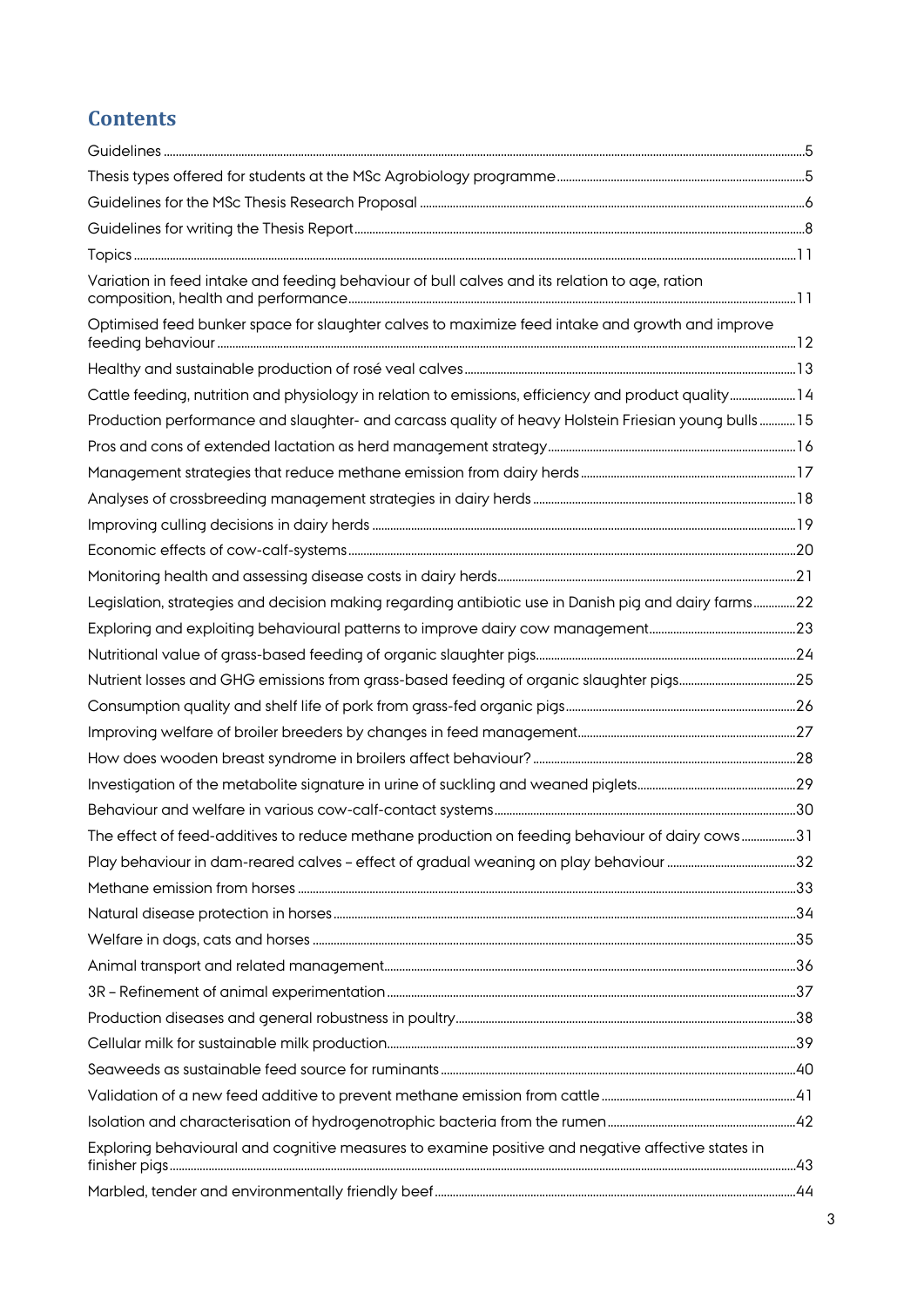# Contents

Guidelines ..... 5
Thesis types offered for students at the MSc Agrobiology programme ..... 5
Guidelines for the MSc Thesis Research Proposal ..... 6
Guidelines for writing the Thesis Report ..... 8
Topics ..... 11
Variation in feed intake and feeding behaviour of bull calves and its relation to age, ration composition, health and performance ..... 11
Optimised feed bunker space for slaughter calves to maximize feed intake and growth and improve feeding behaviour ..... 12
Healthy and sustainable production of rosé veal calves ..... 13
Cattle feeding, nutrition and physiology in relation to emissions, efficiency and product quality ..... 14
Production performance and slaughter- and carcass quality of heavy Holstein Friesian young bulls ..... 15
Pros and cons of extended lactation as herd management strategy ..... 16
Management strategies that reduce methane emission from dairy herds ..... 17
Analyses of crossbreeding management strategies in dairy herds ..... 18
Improving culling decisions in dairy herds ..... 19
Economic effects of cow-calf-systems ..... 20
Monitoring health and assessing disease costs in dairy herds ..... 21
Legislation, strategies and decision making regarding antibiotic use in Danish pig and dairy farms ..... 22
Exploring and exploiting behavioural patterns to improve dairy cow management ..... 23
Nutritional value of grass-based feeding of organic slaughter pigs ..... 24
Nutrient losses and GHG emissions from grass-based feeding of organic slaughter pigs ..... 25
Consumption quality and shelf life of pork from grass-fed organic pigs ..... 26
Improving welfare of broiler breeders by changes in feed management ..... 27
How does wooden breast syndrome in broilers affect behaviour? ..... 28
Investigation of the metabolite signature in urine of suckling and weaned piglets ..... 29
Behaviour and welfare in various cow-calf-contact systems ..... 30
The effect of feed-additives to reduce methane production on feeding behaviour of dairy cows ..... 31
Play behaviour in dam-reared calves – effect of gradual weaning on play behaviour ..... 32
Methane emission from horses ..... 33
Natural disease protection in horses ..... 34
Welfare in dogs, cats and horses ..... 35
Animal transport and related management ..... 36
3R – Refinement of animal experimentation ..... 37
Production diseases and general robustness in poultry ..... 38
Cellular milk for sustainable milk production ..... 39
Seaweeds as sustainable feed source for ruminants ..... 40
Validation of a new feed additive to prevent methane emission from cattle ..... 41
Isolation and characterisation of hydrogenotrophic bacteria from the rumen ..... 42
Exploring behavioural and cognitive measures to examine positive and negative affective states in finisher pigs ..... 43
Marbled, tender and environmentally friendly beef ..... 44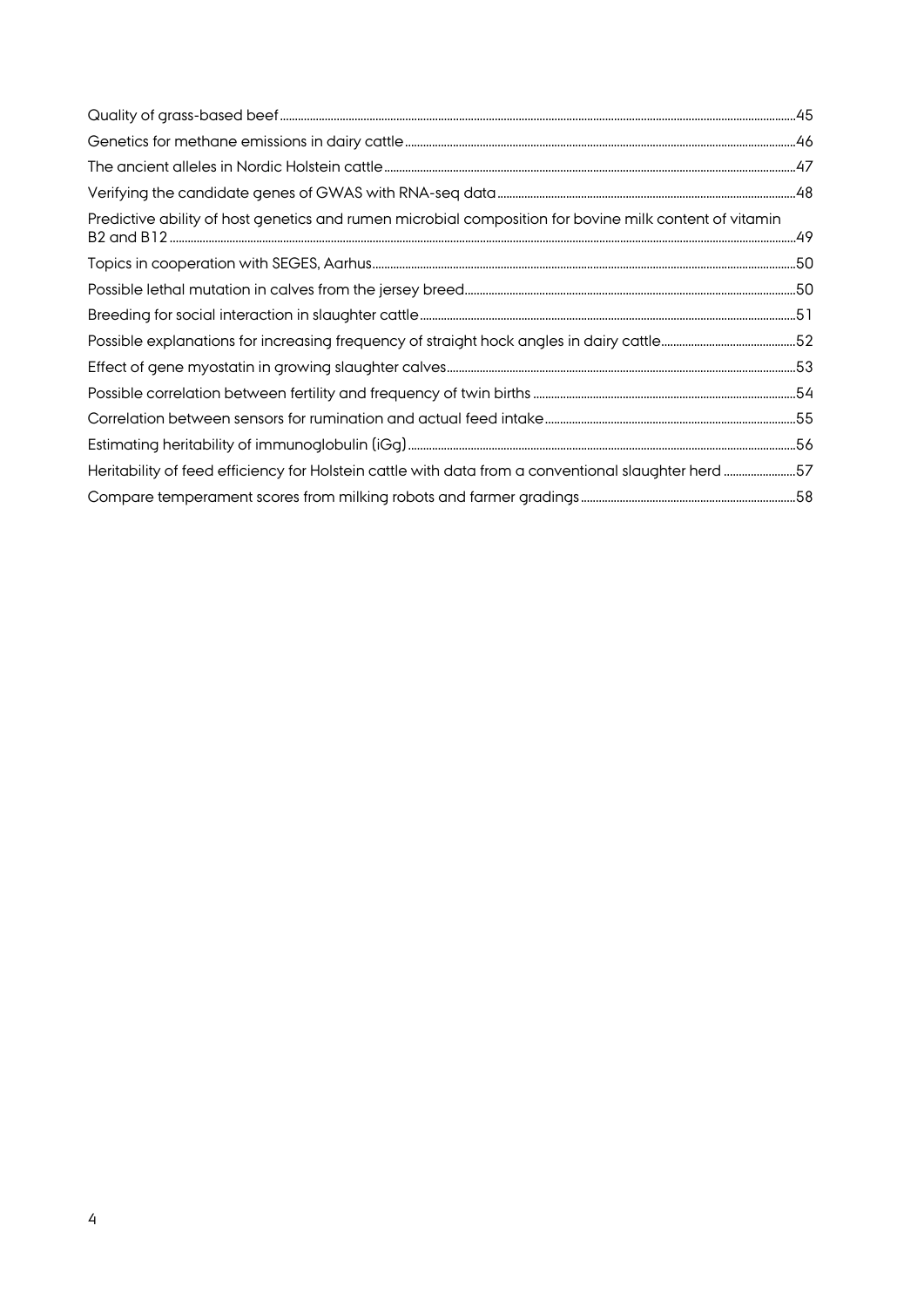Quality of grass-based beef ..... 45

Genetics for methane emissions in dairy cattle ..... 46

The ancient alleles in Nordic Holstein cattle ..... 47

Verifying the candidate genes of GWAS with RNA-seq data ..... 48

Predictive ability of host genetics and rumen microbial composition for bovine milk content of vitamin B2 and B12 ..... 49

Topics in cooperation with SEGES, Aarhus ..... 50

Possible lethal mutation in calves from the jersey breed ..... 50

Breeding for social interaction in slaughter cattle ..... 51

Possible explanations for increasing frequency of straight hock angles in dairy cattle ..... 52

Effect of gene myostatin in growing slaughter calves ..... 53

Possible correlation between fertility and frequency of twin births ..... 54

Correlation between sensors for rumination and actual feed intake ..... 55

Estimating heritability of immunoglobulin (iGg) ..... 56

Heritability of feed efficiency for Holstein cattle with data from a conventional slaughter herd ..... 57

Compare temperament scores from milking robots and farmer gradings ..... 58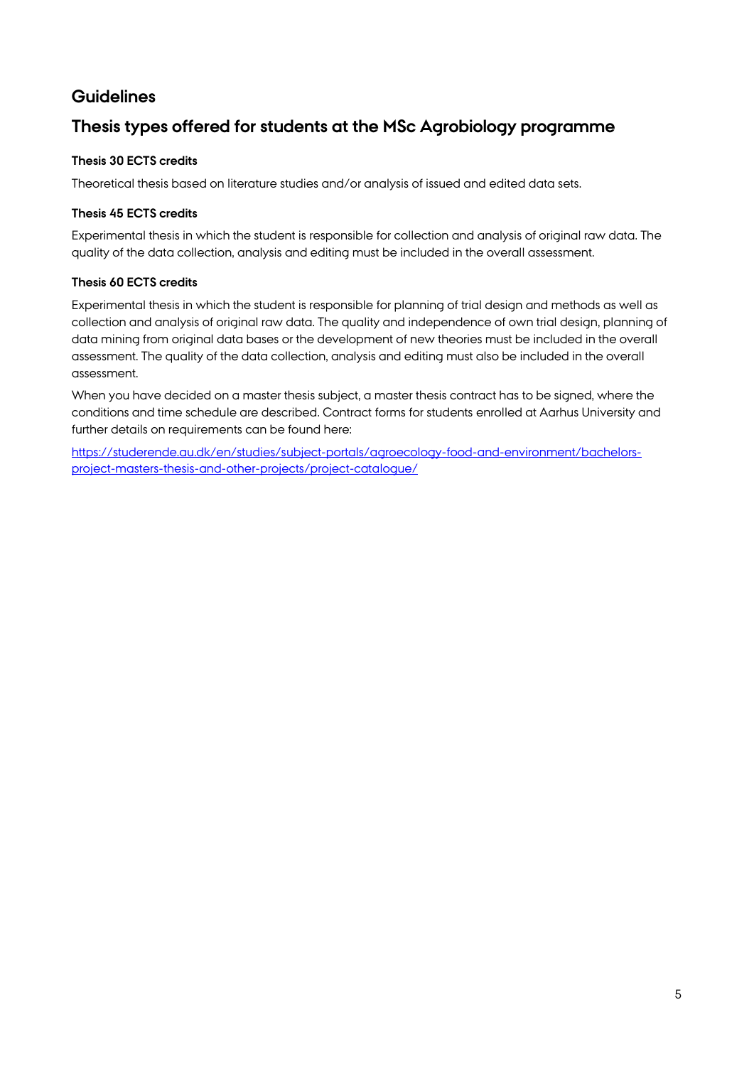## Guidelines

## Thesis types offered for students at the MSc Agrobiology programme

**Thesis 30 ECTS credits**

Theoretical thesis based on literature studies and/or analysis of issued and edited data sets.

**Thesis 45 ECTS credits**

Experimental thesis in which the student is responsible for collection and analysis of original raw data. The quality of the data collection, analysis and editing must be included in the overall assessment.

**Thesis 60 ECTS credits**

Experimental thesis in which the student is responsible for planning of trial design and methods as well as collection and analysis of original raw data. The quality and independence of own trial design, planning of data mining from original data bases or the development of new theories must be included in the overall assessment. The quality of the data collection, analysis and editing must also be included in the overall assessment.

When you have decided on a master thesis subject, a master thesis contract has to be signed, where the conditions and time schedule are described. Contract forms for students enrolled at Aarhus University and further details on requirements can be found here:

https://studerende.au.dk/en/studies/subject-portals/agroecology-food-and-environment/bachelors-project-masters-thesis-and-other-projects/project-catalogue/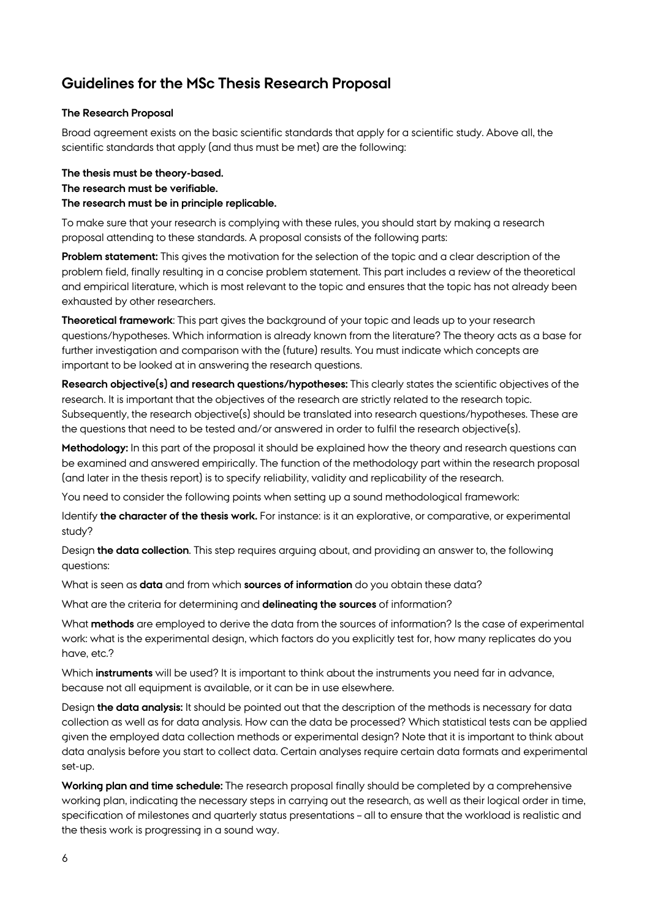## Guidelines for the MSc Thesis Research Proposal

**The Research Proposal**

Broad agreement exists on the basic scientific standards that apply for a scientific study. Above all, the scientific standards that apply (and thus must be met) are the following:

**The thesis must be theory-based.**
**The research must be verifiable.**
**The research must be in principle replicable.**

To make sure that your research is complying with these rules, you should start by making a research proposal attending to these standards. A proposal consists of the following parts:

**Problem statement:** This gives the motivation for the selection of the topic and a clear description of the problem field, finally resulting in a concise problem statement. This part includes a review of the theoretical and empirical literature, which is most relevant to the topic and ensures that the topic has not already been exhausted by other researchers.

**Theoretical framework**: This part gives the background of your topic and leads up to your research questions/hypotheses. Which information is already known from the literature? The theory acts as a base for further investigation and comparison with the (future) results. You must indicate which concepts are important to be looked at in answering the research questions.

**Research objective(s) and research questions/hypotheses:** This clearly states the scientific objectives of the research. It is important that the objectives of the research are strictly related to the research topic. Subsequently, the research objective(s) should be translated into research questions/hypotheses. These are the questions that need to be tested and/or answered in order to fulfil the research objective(s).

**Methodology:** In this part of the proposal it should be explained how the theory and research questions can be examined and answered empirically. The function of the methodology part within the research proposal (and later in the thesis report) is to specify reliability, validity and replicability of the research.

You need to consider the following points when setting up a sound methodological framework:

Identify **the character of the thesis work.** For instance: is it an explorative, or comparative, or experimental study?

Design **the data collection**. This step requires arguing about, and providing an answer to, the following questions:

What is seen as **data** and from which **sources of information** do you obtain these data?

What are the criteria for determining and **delineating the sources** of information?

What **methods** are employed to derive the data from the sources of information? Is the case of experimental work: what is the experimental design, which factors do you explicitly test for, how many replicates do you have, etc.?

Which **instruments** will be used? It is important to think about the instruments you need far in advance, because not all equipment is available, or it can be in use elsewhere.

Design **the data analysis:** It should be pointed out that the description of the methods is necessary for data collection as well as for data analysis. How can the data be processed? Which statistical tests can be applied given the employed data collection methods or experimental design? Note that it is important to think about data analysis before you start to collect data. Certain analyses require certain data formats and experimental set-up.

**Working plan and time schedule:** The research proposal finally should be completed by a comprehensive working plan, indicating the necessary steps in carrying out the research, as well as their logical order in time, specification of milestones and quarterly status presentations – all to ensure that the workload is realistic and the thesis work is progressing in a sound way.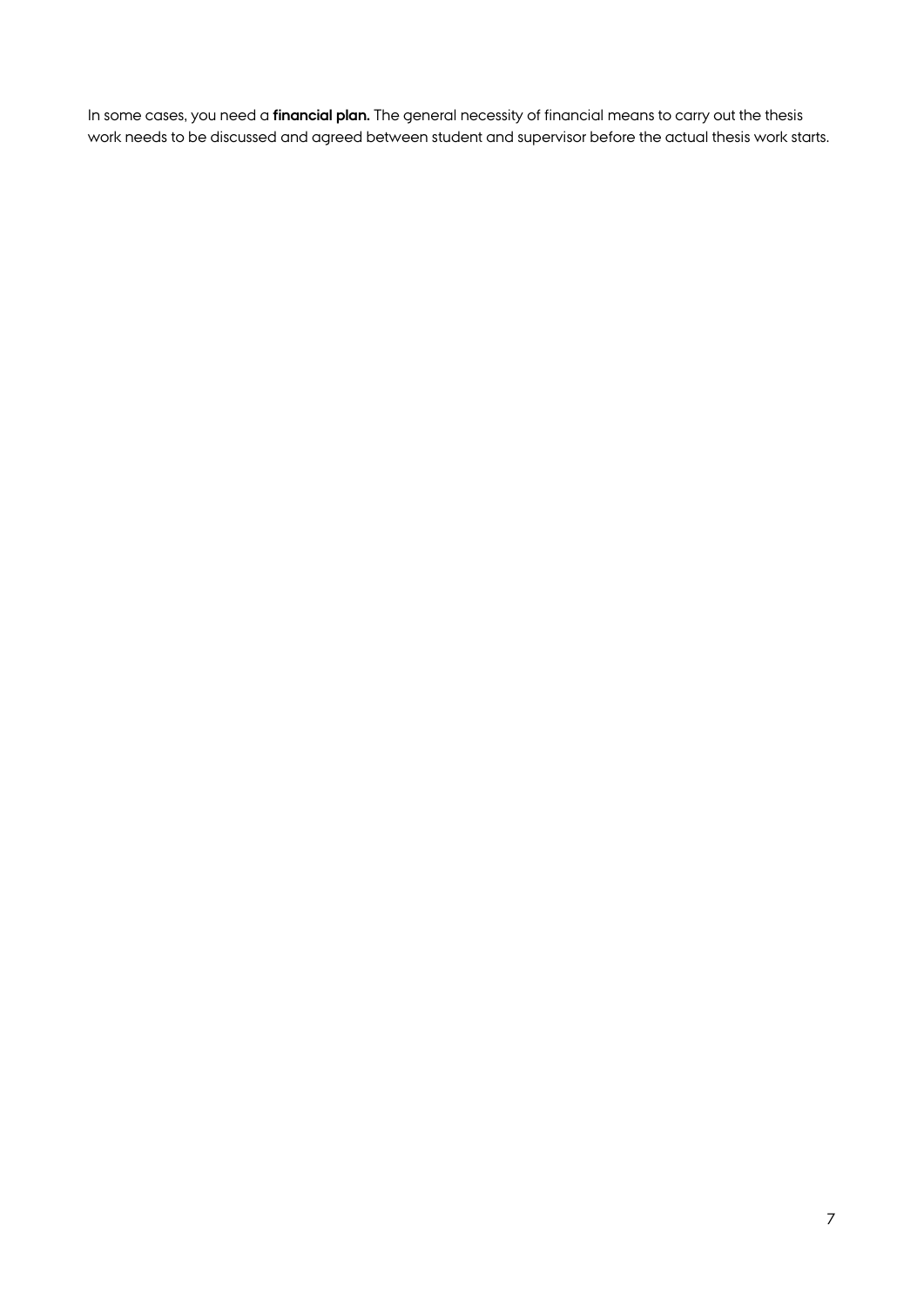In some cases, you need a **financial plan.** The general necessity of financial means to carry out the thesis work needs to be discussed and agreed between student and supervisor before the actual thesis work starts.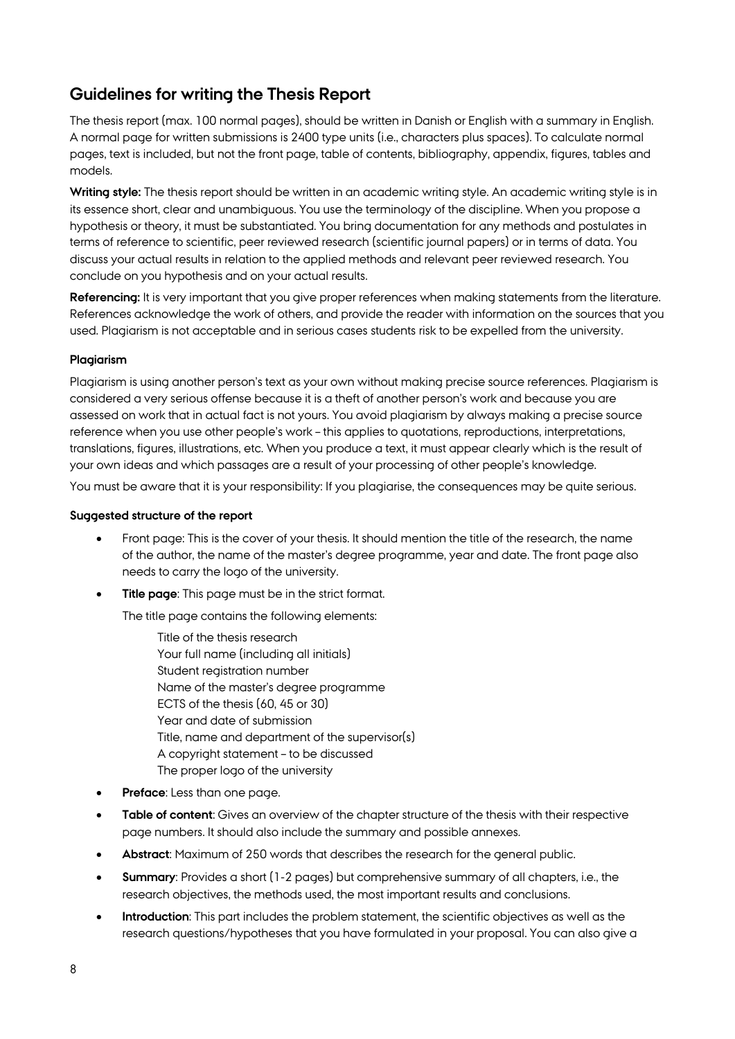## Guidelines for writing the Thesis Report

The thesis report (max. 100 normal pages), should be written in Danish or English with a summary in English. A normal page for written submissions is 2400 type units (i.e., characters plus spaces). To calculate normal pages, text is included, but not the front page, table of contents, bibliography, appendix, figures, tables and models.

**Writing style:** The thesis report should be written in an academic writing style. An academic writing style is in its essence short, clear and unambiguous. You use the terminology of the discipline. When you propose a hypothesis or theory, it must be substantiated. You bring documentation for any methods and postulates in terms of reference to scientific, peer reviewed research (scientific journal papers) or in terms of data. You discuss your actual results in relation to the applied methods and relevant peer reviewed research. You conclude on you hypothesis and on your actual results.

**Referencing:** It is very important that you give proper references when making statements from the literature. References acknowledge the work of others, and provide the reader with information on the sources that you used. Plagiarism is not acceptable and in serious cases students risk to be expelled from the university.

#### Plagiarism

Plagiarism is using another person's text as your own without making precise source references. Plagiarism is considered a very serious offense because it is a theft of another person's work and because you are assessed on work that in actual fact is not yours. You avoid plagiarism by always making a precise source reference when you use other people's work – this applies to quotations, reproductions, interpretations, translations, figures, illustrations, etc. When you produce a text, it must appear clearly which is the result of your own ideas and which passages are a result of your processing of other people's knowledge.

You must be aware that it is your responsibility: If you plagiarise, the consequences may be quite serious.

#### Suggested structure of the report

- Front page: This is the cover of your thesis. It should mention the title of the research, the name of the author, the name of the master's degree programme, year and date. The front page also needs to carry the logo of the university.
- **Title page**: This page must be in the strict format.

  The title page contains the following elements:

  Title of the thesis research
  Your full name (including all initials)
  Student registration number
  Name of the master's degree programme
  ECTS of the thesis (60, 45 or 30)
  Year and date of submission
  Title, name and department of the supervisor(s)
  A copyright statement – to be discussed
  The proper logo of the university

- **Preface**: Less than one page.
- **Table of content**: Gives an overview of the chapter structure of the thesis with their respective page numbers. It should also include the summary and possible annexes.
- **Abstract**: Maximum of 250 words that describes the research for the general public.
- **Summary**: Provides a short (1-2 pages) but comprehensive summary of all chapters, i.e., the research objectives, the methods used, the most important results and conclusions.
- **Introduction**: This part includes the problem statement, the scientific objectives as well as the research questions/hypotheses that you have formulated in your proposal. You can also give a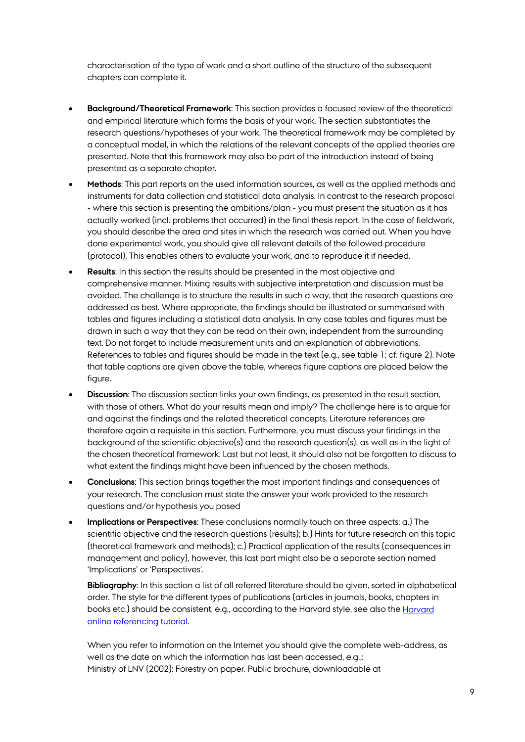characterisation of the type of work and a short outline of the structure of the subsequent chapters can complete it.

- **Background/Theoretical Framework**: This section provides a focused review of the theoretical and empirical literature which forms the basis of your work. The section substantiates the research questions/hypotheses of your work. The theoretical framework may be completed by a conceptual model, in which the relations of the relevant concepts of the applied theories are presented. Note that this framework may also be part of the introduction instead of being presented as a separate chapter.
- **Methods**: This part reports on the used information sources, as well as the applied methods and instruments for data collection and statistical data analysis. In contrast to the research proposal - where this section is presenting the ambitions/plan - you must present the situation as it has actually worked (incl. problems that occurred) in the final thesis report. In the case of fieldwork, you should describe the area and sites in which the research was carried out. When you have done experimental work, you should give all relevant details of the followed procedure (protocol). This enables others to evaluate your work, and to reproduce it if needed.
- **Results**: In this section the results should be presented in the most objective and comprehensive manner. Mixing results with subjective interpretation and discussion must be avoided. The challenge is to structure the results in such a way, that the research questions are addressed as best. Where appropriate, the findings should be illustrated or summarised with tables and figures including a statistical data analysis. In any case tables and figures must be drawn in such a way that they can be read on their own, independent from the surrounding text. Do not forget to include measurement units and an explanation of abbreviations. References to tables and figures should be made in the text (e.g., see table 1; cf. figure 2). Note that table captions are given above the table, whereas figure captions are placed below the figure.
- **Discussion**: The discussion section links your own findings, as presented in the result section, with those of others. What do your results mean and imply? The challenge here is to argue for and against the findings and the related theoretical concepts. Literature references are therefore again a requisite in this section. Furthermore, you must discuss your findings in the background of the scientific objective(s) and the research question(s), as well as in the light of the chosen theoretical framework. Last but not least, it should also not be forgotten to discuss to what extent the findings might have been influenced by the chosen methods.
- **Conclusions**: This section brings together the most important findings and consequences of your research. The conclusion must state the answer your work provided to the research questions and/or hypothesis you posed
- **Implications or Perspectives**: These conclusions normally touch on three aspects: a.) The scientific objective and the research questions (results); b.) Hints for future research on this topic (theoretical framework and methods); c.) Practical application of the results (consequences in management and policy), however, this last part might also be a separate section named 'Implications' or 'Perspectives'.

  **Bibliography**: In this section a list of all referred literature should be given, sorted in alphabetical order. The style for the different types of publications (articles in journals, books, chapters in books etc.) should be consistent, e.g., according to the Harvard style, see also the [Harvard online referencing tutorial](#).

  When you refer to information on the Internet you should give the complete web-address, as well as the date on which the information has last been accessed, e.g.,:
  Ministry of LNV (2002): Forestry on paper. Public brochure, downloadable at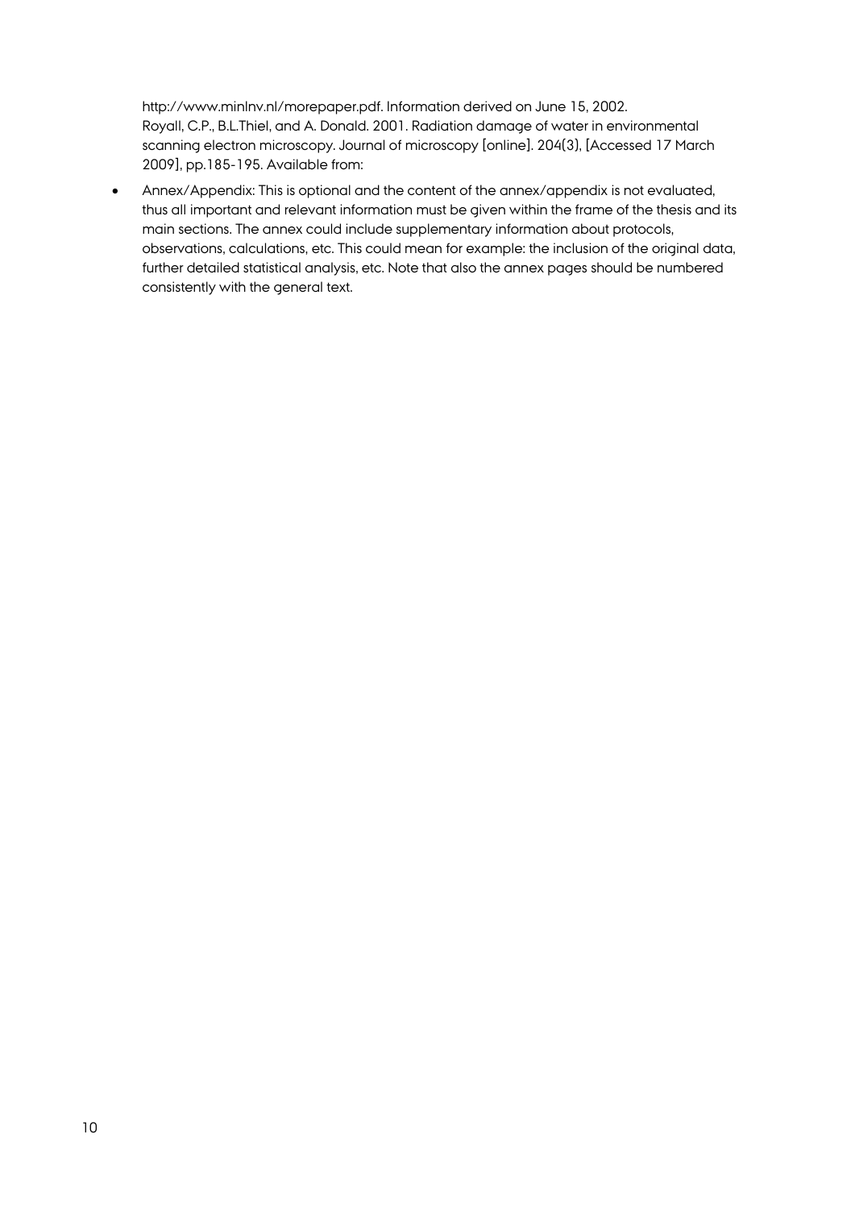http://www.minlnv.nl/morepaper.pdf. Information derived on June 15, 2002.
Royall, C.P., B.L.Thiel, and A. Donald. 2001. Radiation damage of water in environmental scanning electron microscopy. Journal of microscopy [online]. 204(3), [Accessed 17 March 2009], pp.185-195. Available from:

- Annex/Appendix: This is optional and the content of the annex/appendix is not evaluated, thus all important and relevant information must be given within the frame of the thesis and its main sections. The annex could include supplementary information about protocols, observations, calculations, etc. This could mean for example: the inclusion of the original data, further detailed statistical analysis, etc. Note that also the annex pages should be numbered consistently with the general text.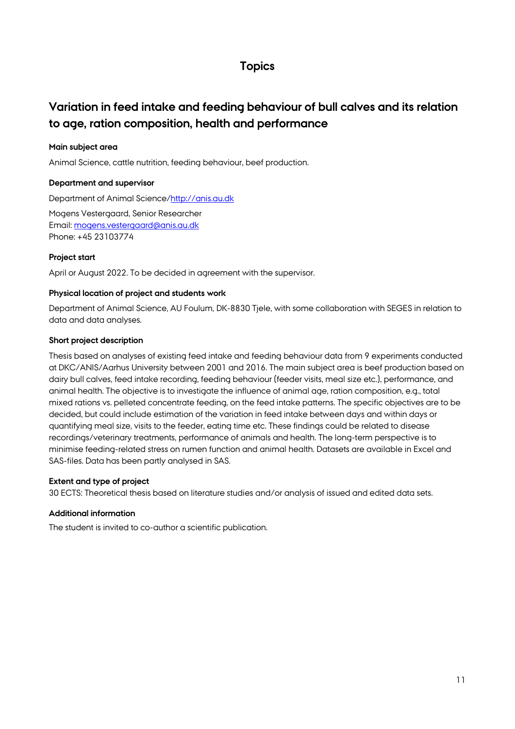# Topics

## Variation in feed intake and feeding behaviour of bull calves and its relation to age, ration composition, health and performance

**Main subject area**

Animal Science, cattle nutrition, feeding behaviour, beef production.

**Department and supervisor**

Department of Animal Science/http://anis.au.dk

Mogens Vestergaard, Senior Researcher
Email: mogens.vestergaard@anis.au.dk
Phone: +45 23103774

**Project start**

April or August 2022. To be decided in agreement with the supervisor.

**Physical location of project and students work**

Department of Animal Science, AU Foulum, DK-8830 Tjele, with some collaboration with SEGES in relation to data and data analyses.

**Short project description**

Thesis based on analyses of existing feed intake and feeding behaviour data from 9 experiments conducted at DKC/ANIS/Aarhus University between 2001 and 2016. The main subject area is beef production based on dairy bull calves, feed intake recording, feeding behaviour (feeder visits, meal size etc.), performance, and animal health. The objective is to investigate the influence of animal age, ration composition, e.g., total mixed rations vs. pelleted concentrate feeding, on the feed intake patterns. The specific objectives are to be decided, but could include estimation of the variation in feed intake between days and within days or quantifying meal size, visits to the feeder, eating time etc. These findings could be related to disease recordings/veterinary treatments, performance of animals and health. The long-term perspective is to minimise feeding-related stress on rumen function and animal health. Datasets are available in Excel and SAS-files. Data has been partly analysed in SAS.

**Extent and type of project**

30 ECTS: Theoretical thesis based on literature studies and/or analysis of issued and edited data sets.

**Additional information**

The student is invited to co-author a scientific publication.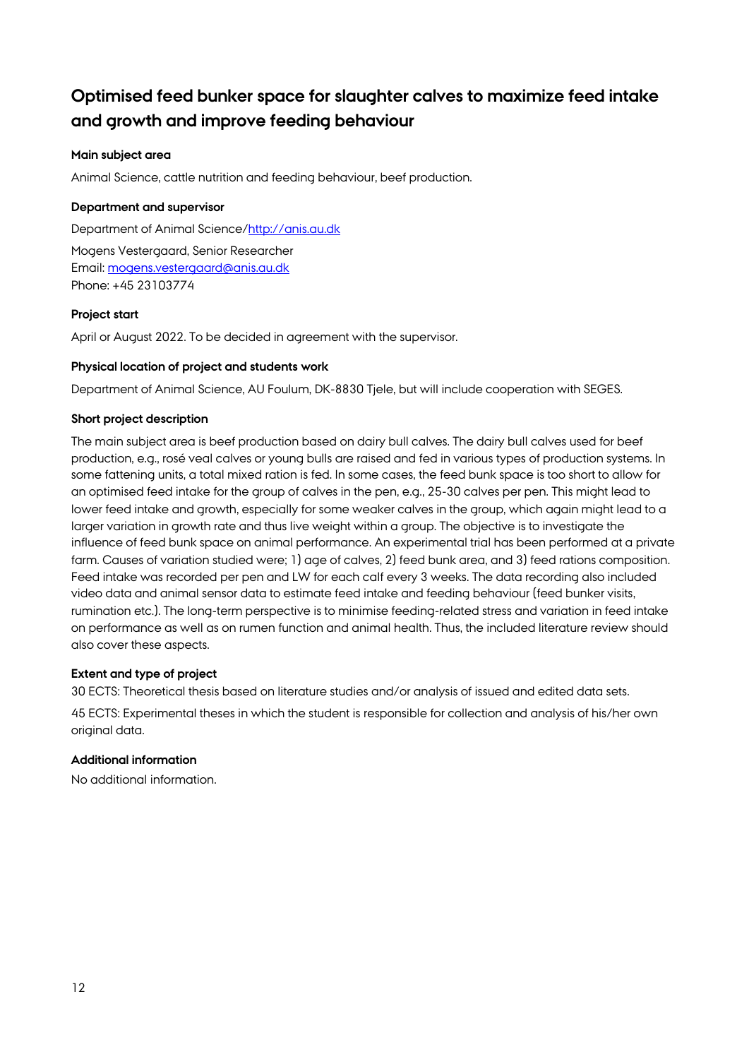## Optimised feed bunker space for slaughter calves to maximize feed intake and growth and improve feeding behaviour

**Main subject area**

Animal Science, cattle nutrition and feeding behaviour, beef production.

**Department and supervisor**

Department of Animal Science/http://anis.au.dk

Mogens Vestergaard, Senior Researcher
Email: mogens.vestergaard@anis.au.dk
Phone: +45 23103774

**Project start**

April or August 2022. To be decided in agreement with the supervisor.

**Physical location of project and students work**

Department of Animal Science, AU Foulum, DK-8830 Tjele, but will include cooperation with SEGES.

**Short project description**

The main subject area is beef production based on dairy bull calves. The dairy bull calves used for beef production, e.g., rosé veal calves or young bulls are raised and fed in various types of production systems. In some fattening units, a total mixed ration is fed. In some cases, the feed bunk space is too short to allow for an optimised feed intake for the group of calves in the pen, e.g., 25-30 calves per pen. This might lead to lower feed intake and growth, especially for some weaker calves in the group, which again might lead to a larger variation in growth rate and thus live weight within a group. The objective is to investigate the influence of feed bunk space on animal performance. An experimental trial has been performed at a private farm. Causes of variation studied were; 1) age of calves, 2) feed bunk area, and 3) feed rations composition. Feed intake was recorded per pen and LW for each calf every 3 weeks. The data recording also included video data and animal sensor data to estimate feed intake and feeding behaviour (feed bunker visits, rumination etc.). The long-term perspective is to minimise feeding-related stress and variation in feed intake on performance as well as on rumen function and animal health. Thus, the included literature review should also cover these aspects.

**Extent and type of project**

30 ECTS: Theoretical thesis based on literature studies and/or analysis of issued and edited data sets.

45 ECTS: Experimental theses in which the student is responsible for collection and analysis of his/her own original data.

**Additional information**

No additional information.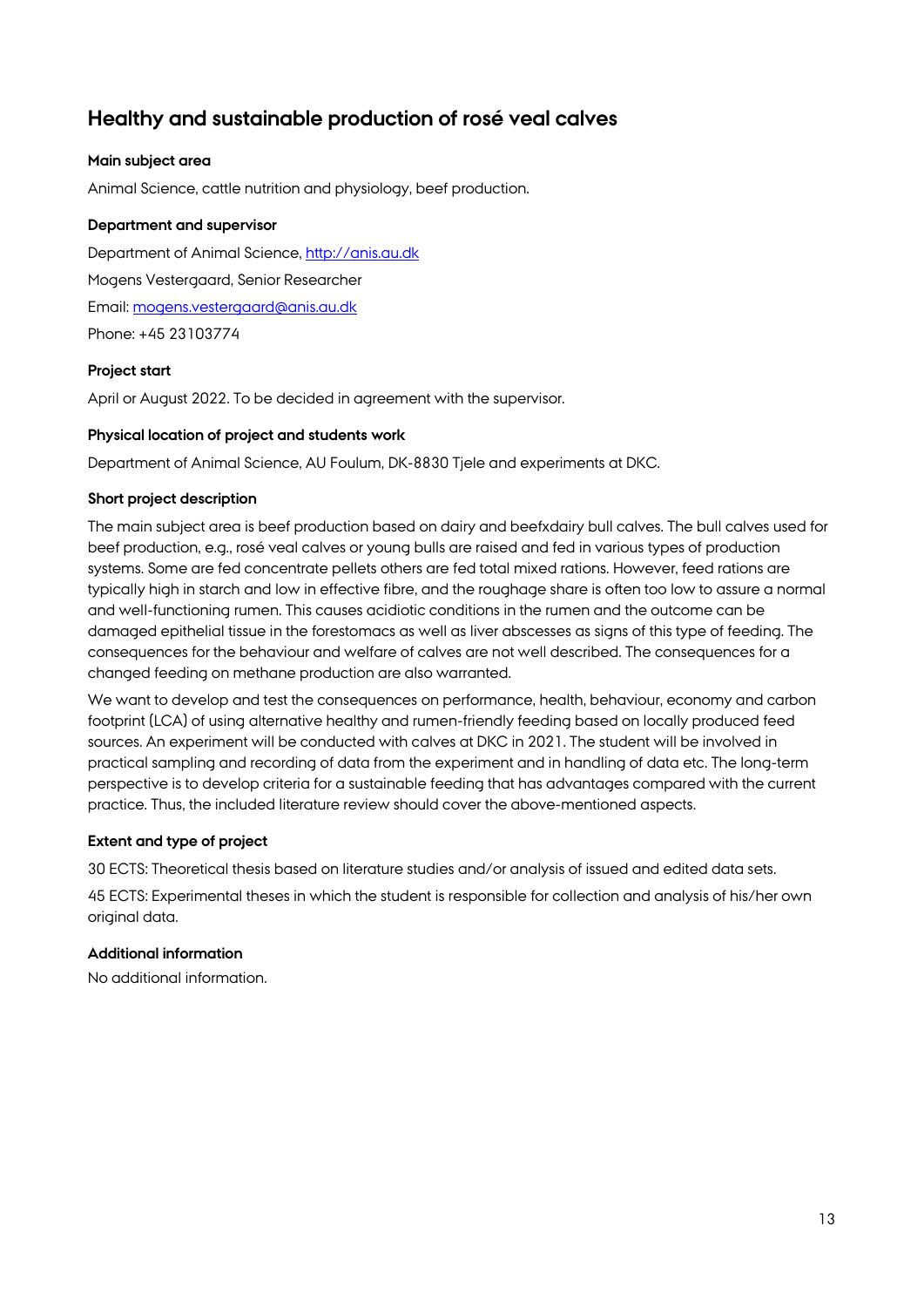## Healthy and sustainable production of rosé veal calves

**Main subject area**

Animal Science, cattle nutrition and physiology, beef production.

**Department and supervisor**

Department of Animal Science, [http://anis.au.dk](http://anis.au.dk)

Mogens Vestergaard, Senior Researcher

Email: [mogens.vestergaard@anis.au.dk](mailto:mogens.vestergaard@anis.au.dk)

Phone: +45 23103774

**Project start**

April or August 2022. To be decided in agreement with the supervisor.

**Physical location of project and students work**

Department of Animal Science, AU Foulum, DK-8830 Tjele and experiments at DKC.

**Short project description**

The main subject area is beef production based on dairy and beefxdairy bull calves. The bull calves used for beef production, e.g., rosé veal calves or young bulls are raised and fed in various types of production systems. Some are fed concentrate pellets others are fed total mixed rations. However, feed rations are typically high in starch and low in effective fibre, and the roughage share is often too low to assure a normal and well-functioning rumen. This causes acidiotic conditions in the rumen and the outcome can be damaged epithelial tissue in the forestomacs as well as liver abscesses as signs of this type of feeding. The consequences for the behaviour and welfare of calves are not well described. The consequences for a changed feeding on methane production are also warranted.

We want to develop and test the consequences on performance, health, behaviour, economy and carbon footprint (LCA) of using alternative healthy and rumen-friendly feeding based on locally produced feed sources. An experiment will be conducted with calves at DKC in 2021. The student will be involved in practical sampling and recording of data from the experiment and in handling of data etc. The long-term perspective is to develop criteria for a sustainable feeding that has advantages compared with the current practice. Thus, the included literature review should cover the above-mentioned aspects.

**Extent and type of project**

30 ECTS: Theoretical thesis based on literature studies and/or analysis of issued and edited data sets.

45 ECTS: Experimental theses in which the student is responsible for collection and analysis of his/her own original data.

**Additional information**

No additional information.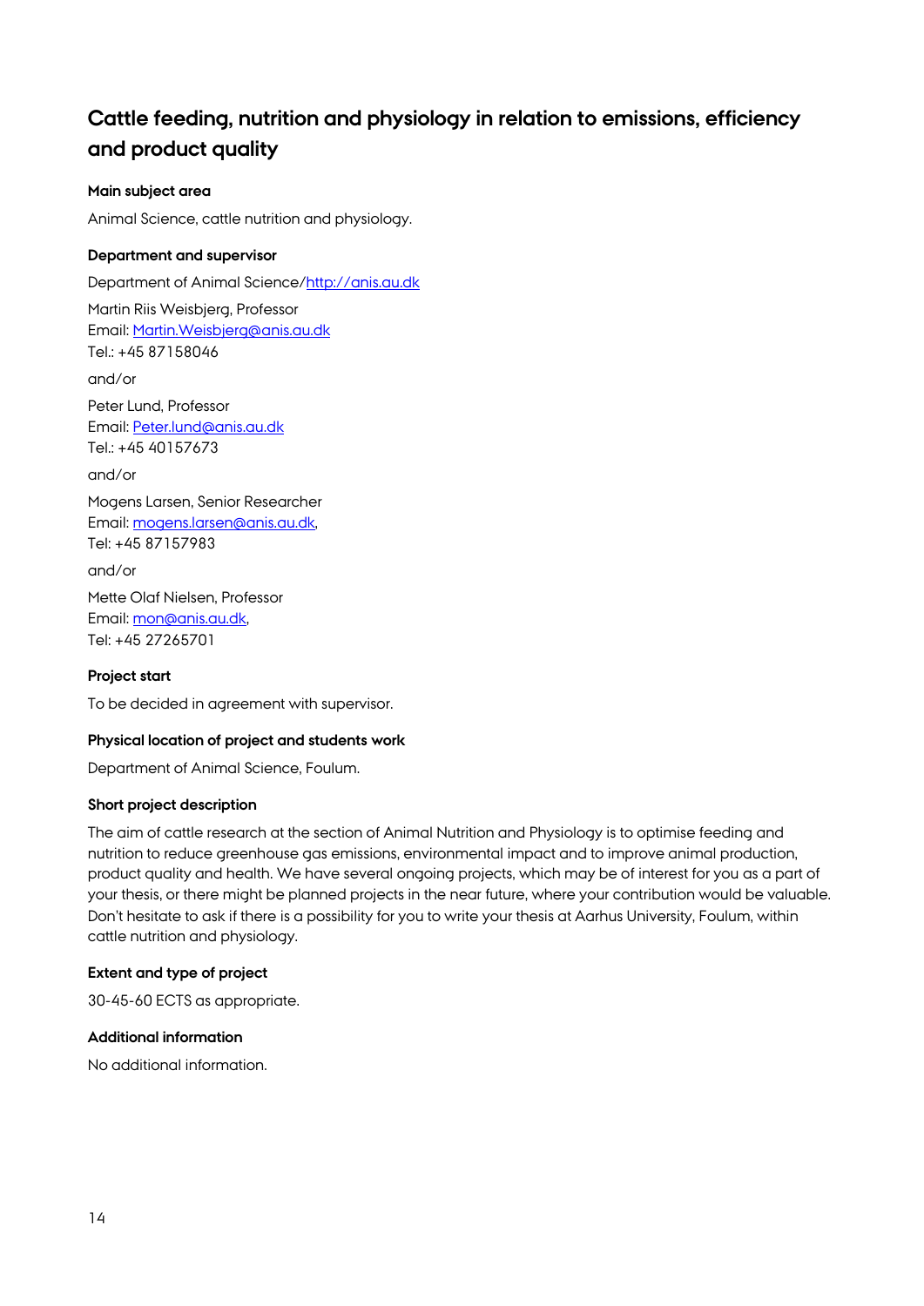## Cattle feeding, nutrition and physiology in relation to emissions, efficiency and product quality

**Main subject area**

Animal Science, cattle nutrition and physiology.

**Department and supervisor**

Department of Animal Science/http://anis.au.dk

Martin Riis Weisbjerg, Professor
Email: Martin.Weisbjerg@anis.au.dk
Tel.: +45 87158046

and/or

Peter Lund, Professor
Email: Peter.lund@anis.au.dk
Tel.: +45 40157673

and/or

Mogens Larsen, Senior Researcher
Email: mogens.larsen@anis.au.dk,
Tel: +45 87157983

and/or

Mette Olaf Nielsen, Professor
Email: mon@anis.au.dk,
Tel: +45 27265701

**Project start**

To be decided in agreement with supervisor.

**Physical location of project and students work**

Department of Animal Science, Foulum.

**Short project description**

The aim of cattle research at the section of Animal Nutrition and Physiology is to optimise feeding and nutrition to reduce greenhouse gas emissions, environmental impact and to improve animal production, product quality and health. We have several ongoing projects, which may be of interest for you as a part of your thesis, or there might be planned projects in the near future, where your contribution would be valuable. Don't hesitate to ask if there is a possibility for you to write your thesis at Aarhus University, Foulum, within cattle nutrition and physiology.

**Extent and type of project**

30-45-60 ECTS as appropriate.

**Additional information**

No additional information.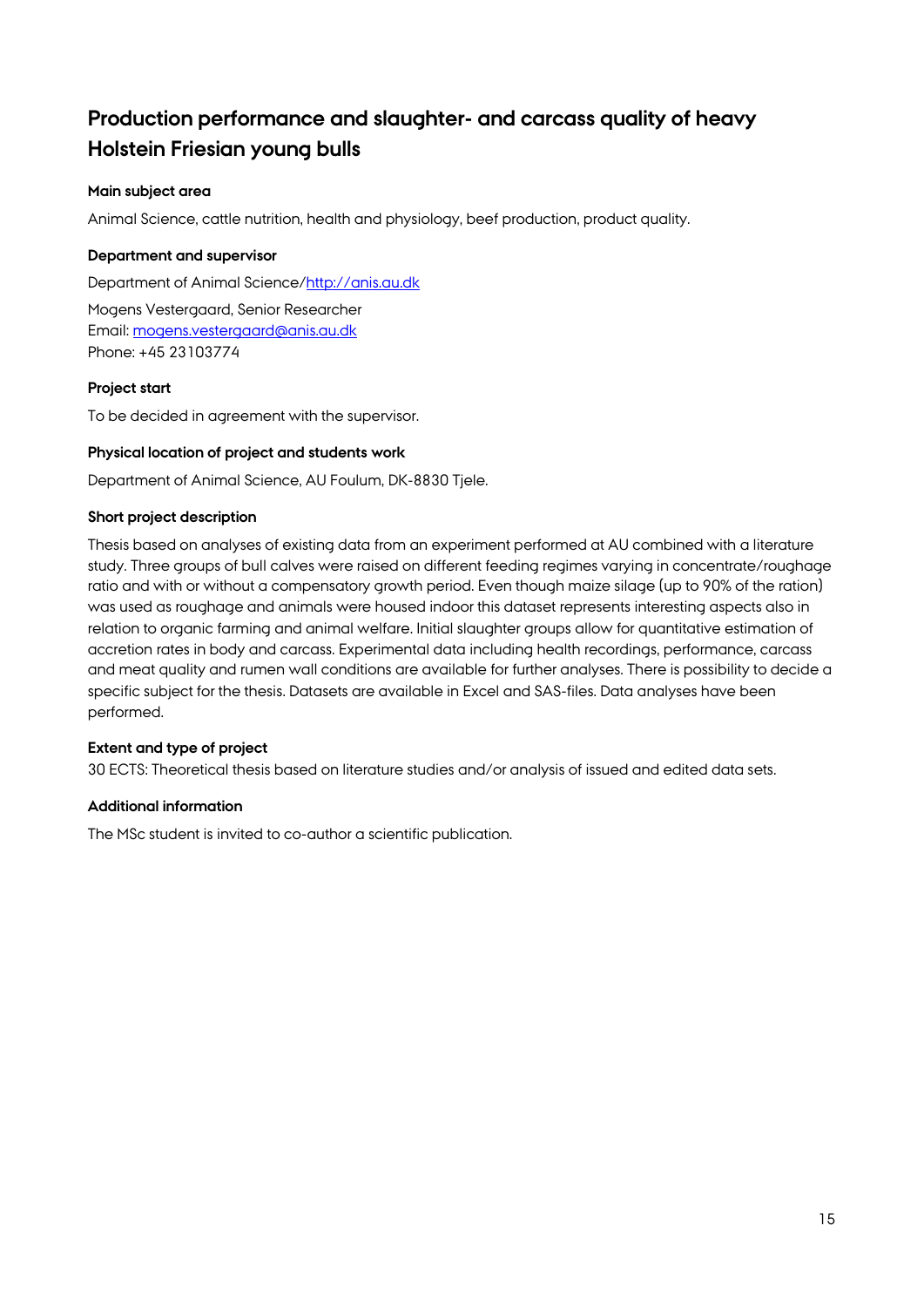## Production performance and slaughter- and carcass quality of heavy Holstein Friesian young bulls

**Main subject area**

Animal Science, cattle nutrition, health and physiology, beef production, product quality.

**Department and supervisor**

Department of Animal Science/[http://anis.au.dk](http://anis.au.dk)

Mogens Vestergaard, Senior Researcher
Email: [mogens.vestergaard@anis.au.dk](mailto:mogens.vestergaard@anis.au.dk)
Phone: +45 23103774

**Project start**

To be decided in agreement with the supervisor.

**Physical location of project and students work**

Department of Animal Science, AU Foulum, DK-8830 Tjele.

**Short project description**

Thesis based on analyses of existing data from an experiment performed at AU combined with a literature study. Three groups of bull calves were raised on different feeding regimes varying in concentrate/roughage ratio and with or without a compensatory growth period. Even though maize silage (up to 90% of the ration) was used as roughage and animals were housed indoor this dataset represents interesting aspects also in relation to organic farming and animal welfare. Initial slaughter groups allow for quantitative estimation of accretion rates in body and carcass. Experimental data including health recordings, performance, carcass and meat quality and rumen wall conditions are available for further analyses. There is possibility to decide a specific subject for the thesis. Datasets are available in Excel and SAS-files. Data analyses have been performed.

**Extent and type of project**

30 ECTS: Theoretical thesis based on literature studies and/or analysis of issued and edited data sets.

**Additional information**

The MSc student is invited to co-author a scientific publication.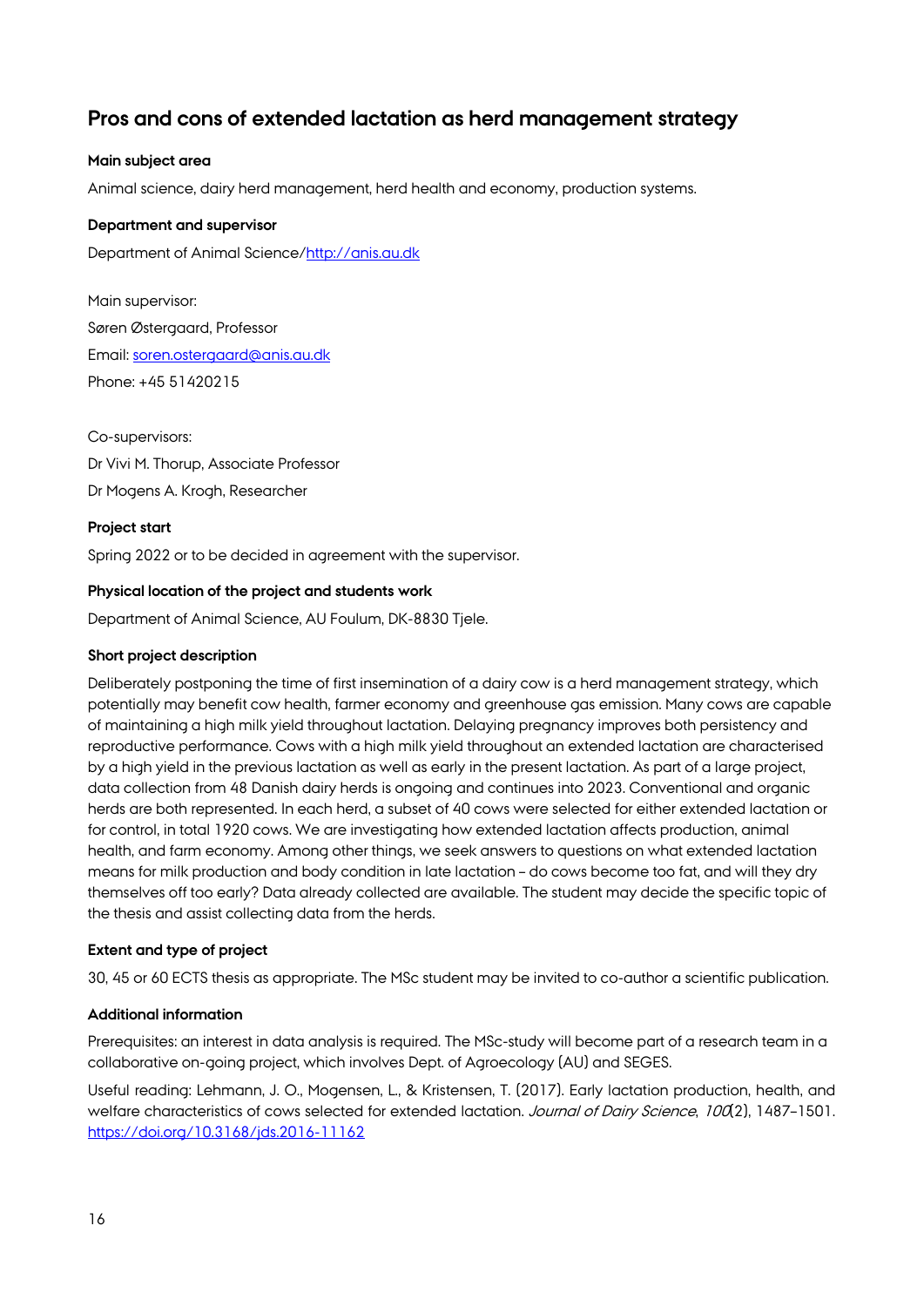## Pros and cons of extended lactation as herd management strategy

**Main subject area**

Animal science, dairy herd management, herd health and economy, production systems.

**Department and supervisor**

Department of Animal Science/[http://anis.au.dk](http://anis.au.dk)

Main supervisor:
Søren Østergaard, Professor
Email: [soren.ostergaard@anis.au.dk](mailto:soren.ostergaard@anis.au.dk)
Phone: +45 51420215

Co-supervisors:
Dr Vivi M. Thorup, Associate Professor
Dr Mogens A. Krogh, Researcher

**Project start**

Spring 2022 or to be decided in agreement with the supervisor.

**Physical location of the project and students work**

Department of Animal Science, AU Foulum, DK-8830 Tjele.

**Short project description**

Deliberately postponing the time of first insemination of a dairy cow is a herd management strategy, which potentially may benefit cow health, farmer economy and greenhouse gas emission. Many cows are capable of maintaining a high milk yield throughout lactation. Delaying pregnancy improves both persistency and reproductive performance. Cows with a high milk yield throughout an extended lactation are characterised by a high yield in the previous lactation as well as early in the present lactation. As part of a large project, data collection from 48 Danish dairy herds is ongoing and continues into 2023. Conventional and organic herds are both represented. In each herd, a subset of 40 cows were selected for either extended lactation or for control, in total 1920 cows. We are investigating how extended lactation affects production, animal health, and farm economy. Among other things, we seek answers to questions on what extended lactation means for milk production and body condition in late lactation – do cows become too fat, and will they dry themselves off too early? Data already collected are available. The student may decide the specific topic of the thesis and assist collecting data from the herds.

**Extent and type of project**

30, 45 or 60 ECTS thesis as appropriate. The MSc student may be invited to co-author a scientific publication.

**Additional information**

Prerequisites: an interest in data analysis is required. The MSc-study will become part of a research team in a collaborative on-going project, which involves Dept. of Agroecology (AU) and SEGES.

Useful reading: Lehmann, J. O., Mogensen, L., & Kristensen, T. (2017). Early lactation production, health, and welfare characteristics of cows selected for extended lactation. *Journal of Dairy Science*, *100*(2), 1487–1501. [https://doi.org/10.3168/jds.2016-11162](https://doi.org/10.3168/jds.2016-11162)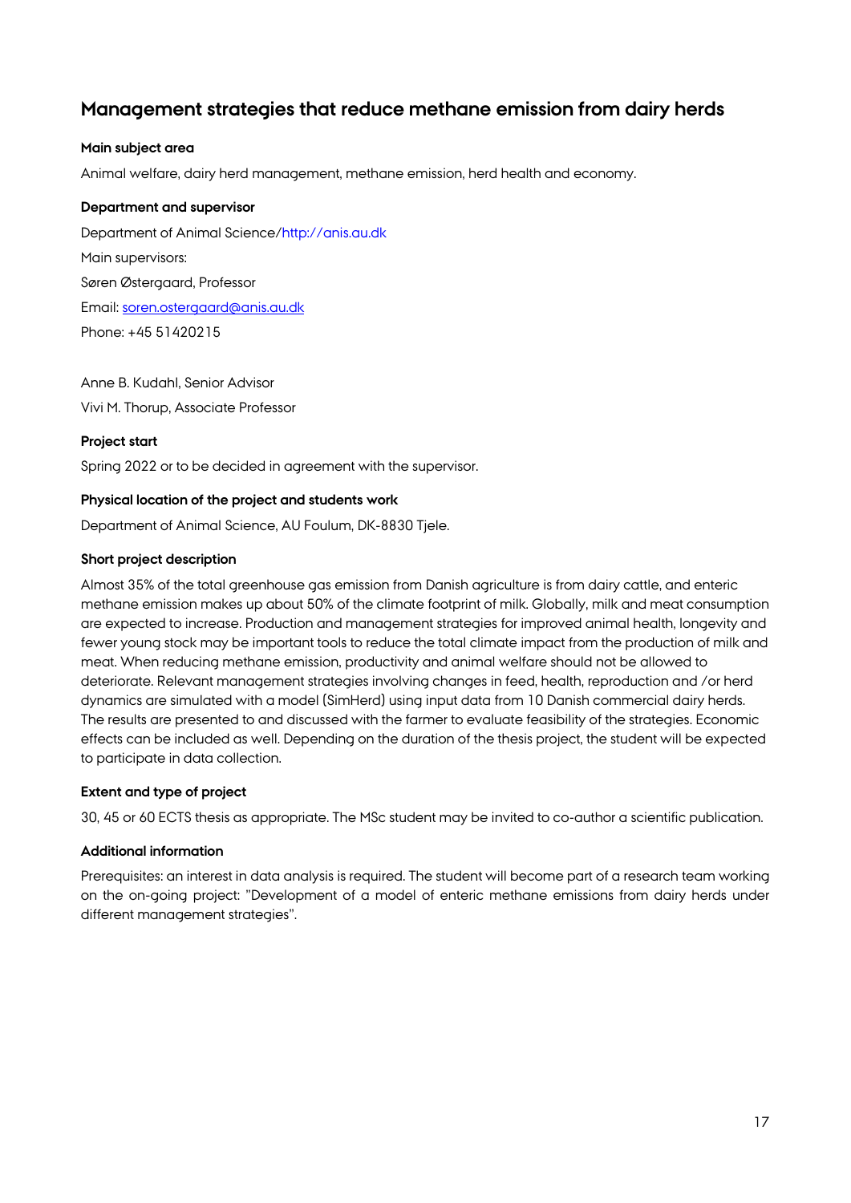## Management strategies that reduce methane emission from dairy herds

**Main subject area**

Animal welfare, dairy herd management, methane emission, herd health and economy.

**Department and supervisor**

Department of Animal Science/http://anis.au.dk

Main supervisors:

Søren Østergaard, Professor

Email: soren.ostergaard@anis.au.dk

Phone: +45 51420215

Anne B. Kudahl, Senior Advisor

Vivi M. Thorup, Associate Professor

**Project start**

Spring 2022 or to be decided in agreement with the supervisor.

**Physical location of the project and students work**

Department of Animal Science, AU Foulum, DK-8830 Tjele.

**Short project description**

Almost 35% of the total greenhouse gas emission from Danish agriculture is from dairy cattle, and enteric methane emission makes up about 50% of the climate footprint of milk. Globally, milk and meat consumption are expected to increase. Production and management strategies for improved animal health, longevity and fewer young stock may be important tools to reduce the total climate impact from the production of milk and meat. When reducing methane emission, productivity and animal welfare should not be allowed to deteriorate. Relevant management strategies involving changes in feed, health, reproduction and /or herd dynamics are simulated with a model (SimHerd) using input data from 10 Danish commercial dairy herds. The results are presented to and discussed with the farmer to evaluate feasibility of the strategies. Economic effects can be included as well. Depending on the duration of the thesis project, the student will be expected to participate in data collection.

**Extent and type of project**

30, 45 or 60 ECTS thesis as appropriate. The MSc student may be invited to co-author a scientific publication.

**Additional information**

Prerequisites: an interest in data analysis is required. The student will become part of a research team working on the on-going project: "Development of a model of enteric methane emissions from dairy herds under different management strategies".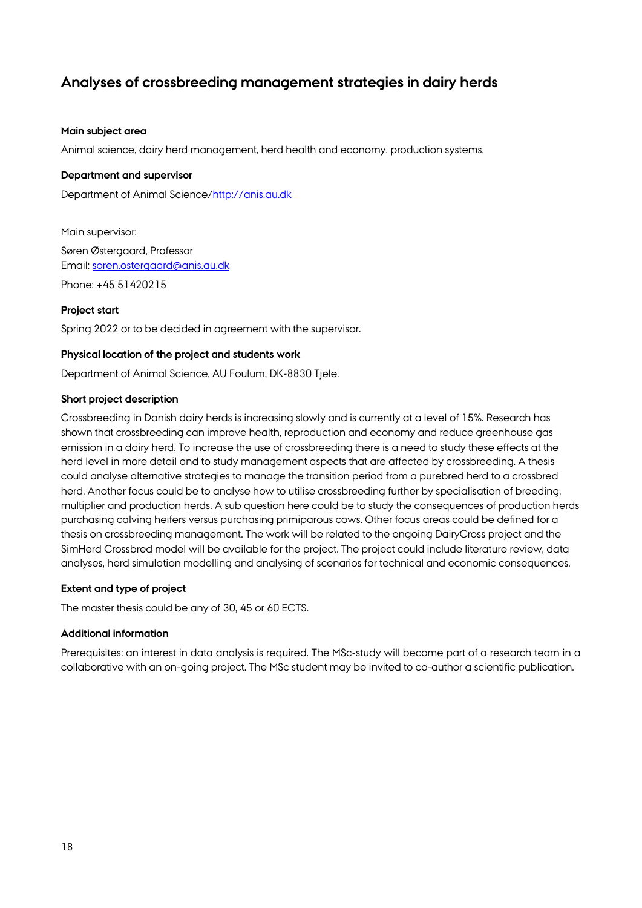## Analyses of crossbreeding management strategies in dairy herds

**Main subject area**

Animal science, dairy herd management, herd health and economy, production systems.

**Department and supervisor**

Department of Animal Science/http://anis.au.dk

Main supervisor:

Søren Østergaard, Professor
Email: soren.ostergaard@anis.au.dk

Phone: +45 51420215

**Project start**

Spring 2022 or to be decided in agreement with the supervisor.

**Physical location of the project and students work**

Department of Animal Science, AU Foulum, DK-8830 Tjele.

**Short project description**

Crossbreeding in Danish dairy herds is increasing slowly and is currently at a level of 15%. Research has shown that crossbreeding can improve health, reproduction and economy and reduce greenhouse gas emission in a dairy herd. To increase the use of crossbreeding there is a need to study these effects at the herd level in more detail and to study management aspects that are affected by crossbreeding. A thesis could analyse alternative strategies to manage the transition period from a purebred herd to a crossbred herd. Another focus could be to analyse how to utilise crossbreeding further by specialisation of breeding, multiplier and production herds. A sub question here could be to study the consequences of production herds purchasing calving heifers versus purchasing primiparous cows. Other focus areas could be defined for a thesis on crossbreeding management. The work will be related to the ongoing DairyCross project and the SimHerd Crossbred model will be available for the project. The project could include literature review, data analyses, herd simulation modelling and analysing of scenarios for technical and economic consequences.

**Extent and type of project**

The master thesis could be any of 30, 45 or 60 ECTS.

**Additional information**

Prerequisites: an interest in data analysis is required. The MSc-study will become part of a research team in a collaborative with an on-going project. The MSc student may be invited to co-author a scientific publication.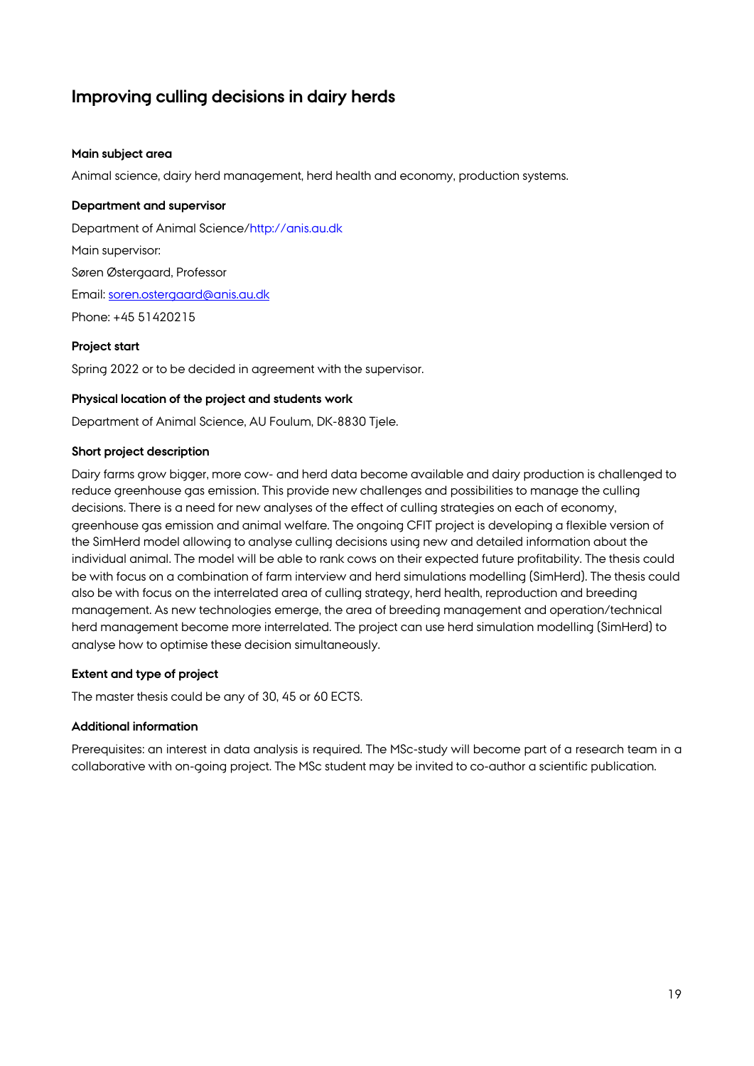## Improving culling decisions in dairy herds

**Main subject area**

Animal science, dairy herd management, herd health and economy, production systems.

**Department and supervisor**

Department of Animal Science/http://anis.au.dk

Main supervisor:

Søren Østergaard, Professor

Email: soren.ostergaard@anis.au.dk

Phone: +45 51420215

**Project start**

Spring 2022 or to be decided in agreement with the supervisor.

**Physical location of the project and students work**

Department of Animal Science, AU Foulum, DK-8830 Tjele.

**Short project description**

Dairy farms grow bigger, more cow- and herd data become available and dairy production is challenged to reduce greenhouse gas emission. This provide new challenges and possibilities to manage the culling decisions. There is a need for new analyses of the effect of culling strategies on each of economy, greenhouse gas emission and animal welfare. The ongoing CFIT project is developing a flexible version of the SimHerd model allowing to analyse culling decisions using new and detailed information about the individual animal. The model will be able to rank cows on their expected future profitability. The thesis could be with focus on a combination of farm interview and herd simulations modelling (SimHerd). The thesis could also be with focus on the interrelated area of culling strategy, herd health, reproduction and breeding management. As new technologies emerge, the area of breeding management and operation/technical herd management become more interrelated. The project can use herd simulation modelling (SimHerd) to analyse how to optimise these decision simultaneously.

**Extent and type of project**

The master thesis could be any of 30, 45 or 60 ECTS.

**Additional information**

Prerequisites: an interest in data analysis is required. The MSc-study will become part of a research team in a collaborative with on-going project. The MSc student may be invited to co-author a scientific publication.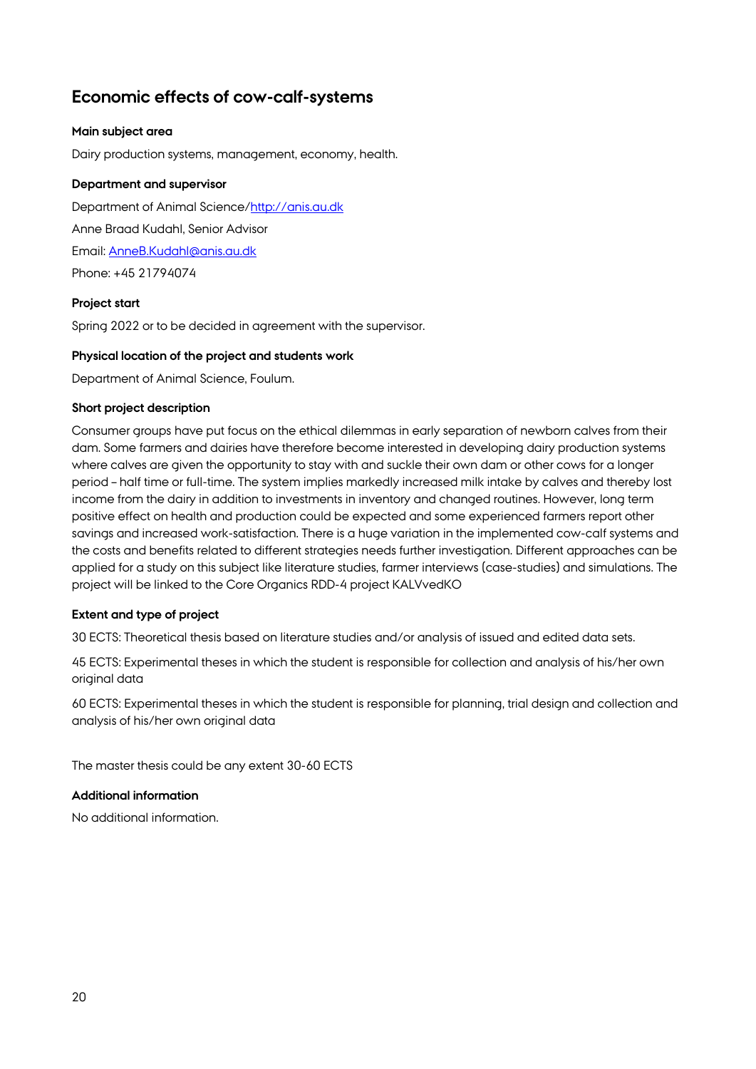## Economic effects of cow-calf-systems

**Main subject area**

Dairy production systems, management, economy, health.

**Department and supervisor**

Department of Animal Science/[http://anis.au.dk](http://anis.au.dk)

Anne Braad Kudahl, Senior Advisor

Email: [AnneB.Kudahl@anis.au.dk](mailto:AnneB.Kudahl@anis.au.dk)

Phone: +45 21794074

**Project start**

Spring 2022 or to be decided in agreement with the supervisor.

**Physical location of the project and students work**

Department of Animal Science, Foulum.

**Short project description**

Consumer groups have put focus on the ethical dilemmas in early separation of newborn calves from their dam. Some farmers and dairies have therefore become interested in developing dairy production systems where calves are given the opportunity to stay with and suckle their own dam or other cows for a longer period – half time or full-time. The system implies markedly increased milk intake by calves and thereby lost income from the dairy in addition to investments in inventory and changed routines. However, long term positive effect on health and production could be expected and some experienced farmers report other savings and increased work-satisfaction. There is a huge variation in the implemented cow-calf systems and the costs and benefits related to different strategies needs further investigation. Different approaches can be applied for a study on this subject like literature studies, farmer interviews (case-studies) and simulations. The project will be linked to the Core Organics RDD-4 project KALVvedKO

**Extent and type of project**

30 ECTS: Theoretical thesis based on literature studies and/or analysis of issued and edited data sets.

45 ECTS: Experimental theses in which the student is responsible for collection and analysis of his/her own original data

60 ECTS: Experimental theses in which the student is responsible for planning, trial design and collection and analysis of his/her own original data

The master thesis could be any extent 30-60 ECTS

**Additional information**

No additional information.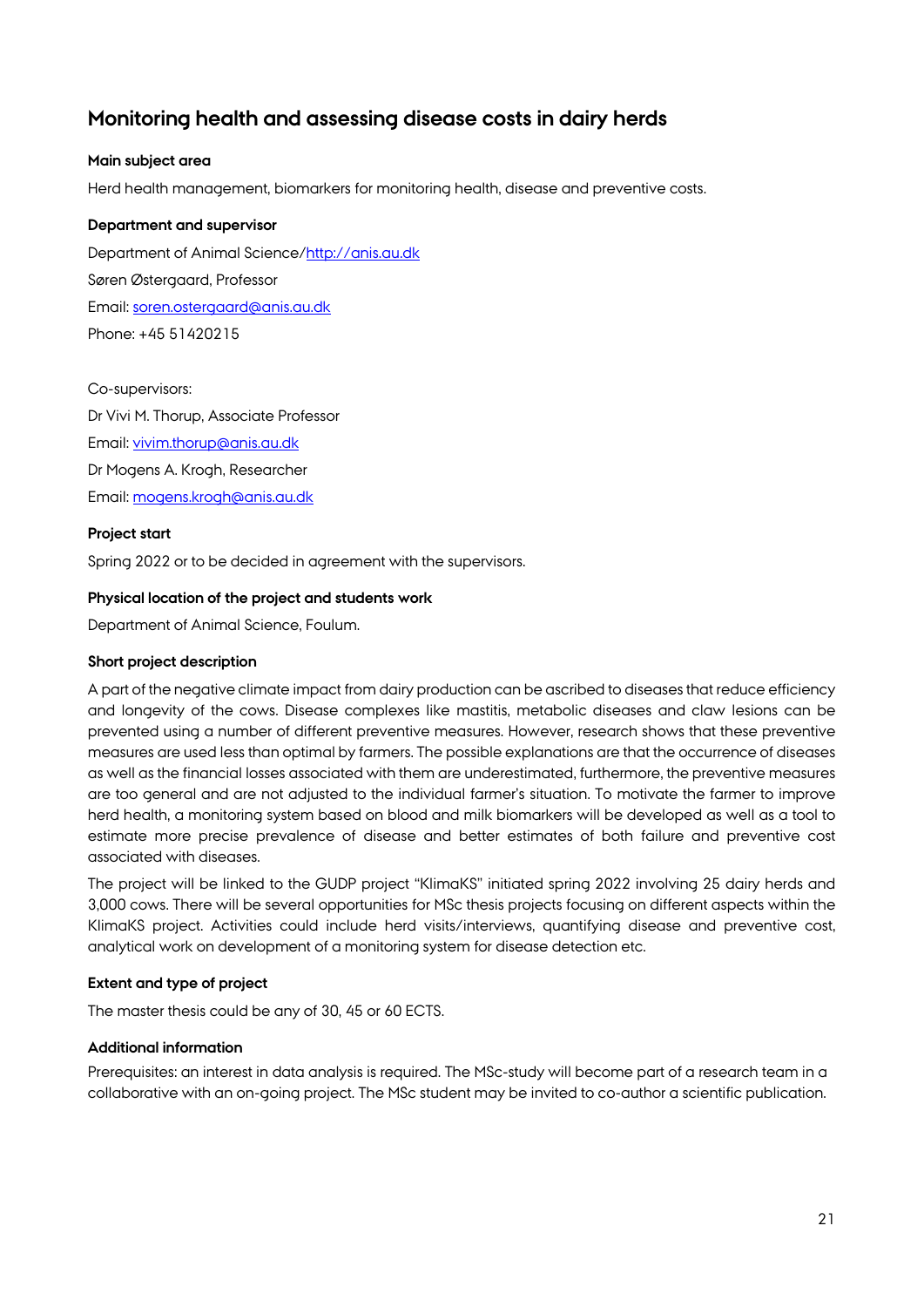## Monitoring health and assessing disease costs in dairy herds

**Main subject area**

Herd health management, biomarkers for monitoring health, disease and preventive costs.

**Department and supervisor**

Department of Animal Science/http://anis.au.dk

Søren Østergaard, Professor

Email: soren.ostergaard@anis.au.dk

Phone: +45 51420215

Co-supervisors:

Dr Vivi M. Thorup, Associate Professor

Email: vivim.thorup@anis.au.dk

Dr Mogens A. Krogh, Researcher

Email: mogens.krogh@anis.au.dk

**Project start**

Spring 2022 or to be decided in agreement with the supervisors.

**Physical location of the project and students work**

Department of Animal Science, Foulum.

**Short project description**

A part of the negative climate impact from dairy production can be ascribed to diseases that reduce efficiency and longevity of the cows. Disease complexes like mastitis, metabolic diseases and claw lesions can be prevented using a number of different preventive measures. However, research shows that these preventive measures are used less than optimal by farmers. The possible explanations are that the occurrence of diseases as well as the financial losses associated with them are underestimated, furthermore, the preventive measures are too general and are not adjusted to the individual farmer's situation. To motivate the farmer to improve herd health, a monitoring system based on blood and milk biomarkers will be developed as well as a tool to estimate more precise prevalence of disease and better estimates of both failure and preventive cost associated with diseases.

The project will be linked to the GUDP project "KlimaKS" initiated spring 2022 involving 25 dairy herds and 3,000 cows. There will be several opportunities for MSc thesis projects focusing on different aspects within the KlimaKS project. Activities could include herd visits/interviews, quantifying disease and preventive cost, analytical work on development of a monitoring system for disease detection etc.

**Extent and type of project**

The master thesis could be any of 30, 45 or 60 ECTS.

**Additional information**

Prerequisites: an interest in data analysis is required. The MSc-study will become part of a research team in a collaborative with an on-going project. The MSc student may be invited to co-author a scientific publication.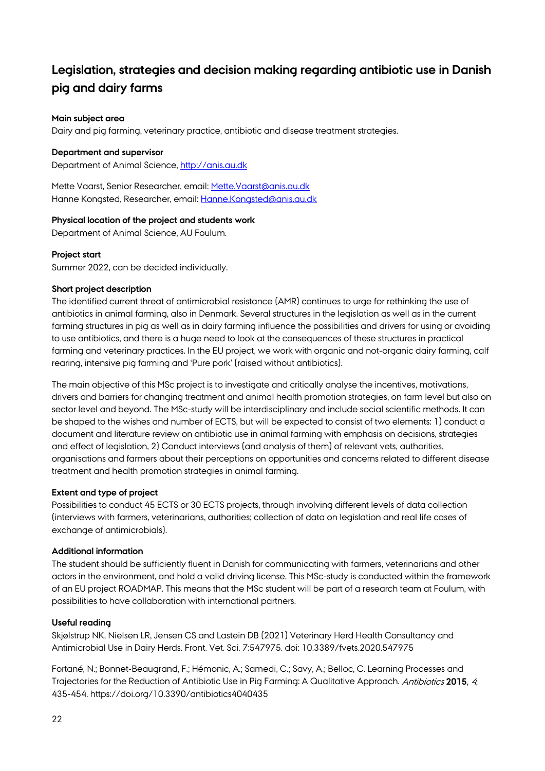## Legislation, strategies and decision making regarding antibiotic use in Danish pig and dairy farms

**Main subject area**

Dairy and pig farming, veterinary practice, antibiotic and disease treatment strategies.

**Department and supervisor**

Department of Animal Science, http://anis.au.dk

Mette Vaarst, Senior Researcher, email: Mette.Vaarst@anis.au.dk
Hanne Kongsted, Researcher, email: Hanne.Kongsted@anis.au.dk

**Physical location of the project and students work**

Department of Animal Science, AU Foulum.

**Project start**

Summer 2022, can be decided individually.

**Short project description**

The identified current threat of antimicrobial resistance (AMR) continues to urge for rethinking the use of antibiotics in animal farming, also in Denmark. Several structures in the legislation as well as in the current farming structures in pig as well as in dairy farming influence the possibilities and drivers for using or avoiding to use antibiotics, and there is a huge need to look at the consequences of these structures in practical farming and veterinary practices. In the EU project, we work with organic and not-organic dairy farming, calf rearing, intensive pig farming and 'Pure pork' (raised without antibiotics).

The main objective of this MSc project is to investigate and critically analyse the incentives, motivations, drivers and barriers for changing treatment and animal health promotion strategies, on farm level but also on sector level and beyond. The MSc-study will be interdisciplinary and include social scientific methods. It can be shaped to the wishes and number of ECTS, but will be expected to consist of two elements: 1) conduct a document and literature review on antibiotic use in animal farming with emphasis on decisions, strategies and effect of legislation, 2) Conduct interviews (and analysis of them) of relevant vets, authorities, organisations and farmers about their perceptions on opportunities and concerns related to different disease treatment and health promotion strategies in animal farming.

**Extent and type of project**

Possibilities to conduct 45 ECTS or 30 ECTS projects, through involving different levels of data collection (interviews with farmers, veterinarians, authorities; collection of data on legislation and real life cases of exchange of antimicrobials).

**Additional information**

The student should be sufficiently fluent in Danish for communicating with farmers, veterinarians and other actors in the environment, and hold a valid driving license. This MSc-study is conducted within the framework of an EU project ROADMAP. This means that the MSc student will be part of a research team at Foulum, with possibilities to have collaboration with international partners.

**Useful reading**

Skjølstrup NK, Nielsen LR, Jensen CS and Lastein DB (2021) Veterinary Herd Health Consultancy and Antimicrobial Use in Dairy Herds. Front. Vet. Sci. 7:547975. doi: 10.3389/fvets.2020.547975

Fortané, N.; Bonnet-Beaugrand, F.; Hémonic, A.; Samedi, C.; Savy, A.; Belloc, C. Learning Processes and Trajectories for the Reduction of Antibiotic Use in Pig Farming: A Qualitative Approach. *Antibiotics* **2015**, *4*, 435-454. https://doi.org/10.3390/antibiotics4040435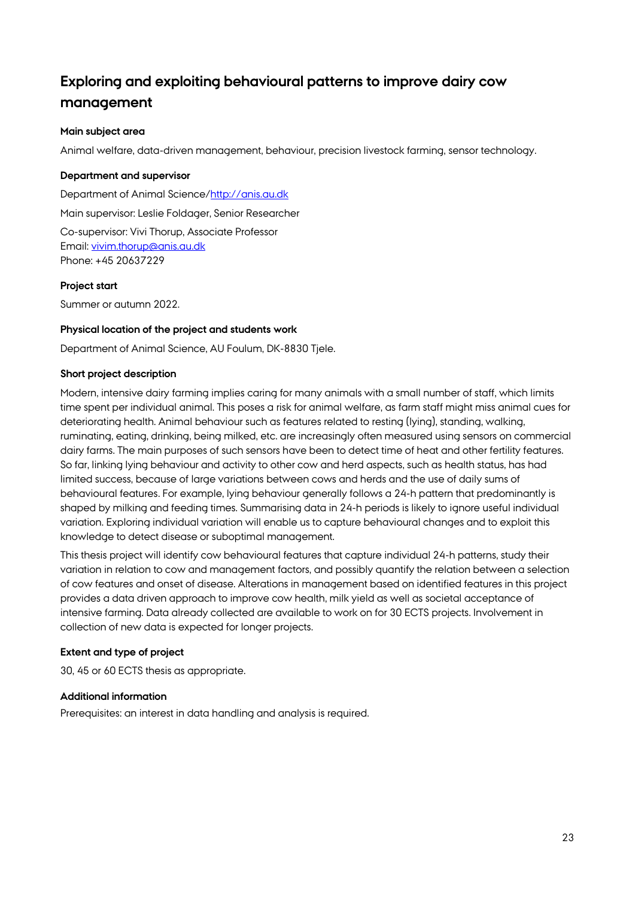## Exploring and exploiting behavioural patterns to improve dairy cow management

**Main subject area**

Animal welfare, data-driven management, behaviour, precision livestock farming, sensor technology.

**Department and supervisor**

Department of Animal Science/http://anis.au.dk

Main supervisor: Leslie Foldager, Senior Researcher

Co-supervisor: Vivi Thorup, Associate Professor
Email: vivim.thorup@anis.au.dk
Phone: +45 20637229

**Project start**

Summer or autumn 2022.

**Physical location of the project and students work**

Department of Animal Science, AU Foulum, DK-8830 Tjele.

**Short project description**

Modern, intensive dairy farming implies caring for many animals with a small number of staff, which limits time spent per individual animal. This poses a risk for animal welfare, as farm staff might miss animal cues for deteriorating health. Animal behaviour such as features related to resting (lying), standing, walking, ruminating, eating, drinking, being milked, etc. are increasingly often measured using sensors on commercial dairy farms. The main purposes of such sensors have been to detect time of heat and other fertility features. So far, linking lying behaviour and activity to other cow and herd aspects, such as health status, has had limited success, because of large variations between cows and herds and the use of daily sums of behavioural features. For example, lying behaviour generally follows a 24-h pattern that predominantly is shaped by milking and feeding times. Summarising data in 24-h periods is likely to ignore useful individual variation. Exploring individual variation will enable us to capture behavioural changes and to exploit this knowledge to detect disease or suboptimal management.

This thesis project will identify cow behavioural features that capture individual 24-h patterns, study their variation in relation to cow and management factors, and possibly quantify the relation between a selection of cow features and onset of disease. Alterations in management based on identified features in this project provides a data driven approach to improve cow health, milk yield as well as societal acceptance of intensive farming. Data already collected are available to work on for 30 ECTS projects. Involvement in collection of new data is expected for longer projects.

**Extent and type of project**

30, 45 or 60 ECTS thesis as appropriate.

**Additional information**

Prerequisites: an interest in data handling and analysis is required.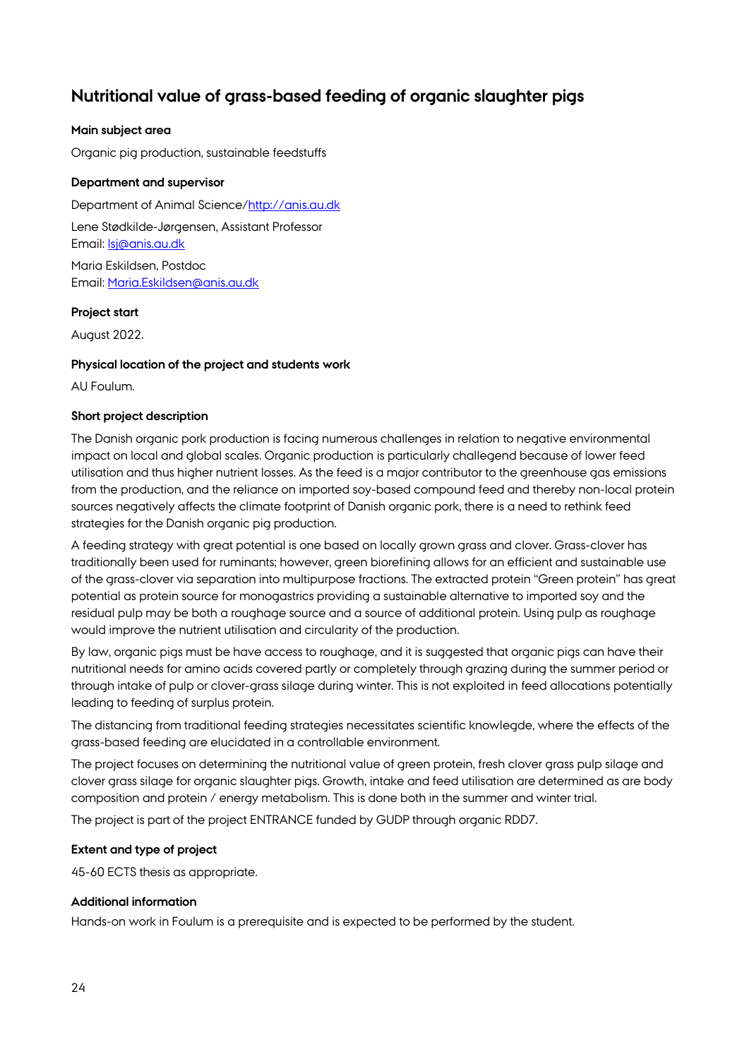## Nutritional value of grass-based feeding of organic slaughter pigs

**Main subject area**

Organic pig production, sustainable feedstuffs

**Department and supervisor**

Department of Animal Science/http://anis.au.dk

Lene Stødkilde-Jørgensen, Assistant Professor
Email: lsj@anis.au.dk

Maria Eskildsen, Postdoc
Email: Maria.Eskildsen@anis.au.dk

**Project start**

August 2022.

**Physical location of the project and students work**

AU Foulum.

**Short project description**

The Danish organic pork production is facing numerous challenges in relation to negative environmental impact on local and global scales. Organic production is particularly challegend because of lower feed utilisation and thus higher nutrient losses. As the feed is a major contributor to the greenhouse gas emissions from the production, and the reliance on imported soy-based compound feed and thereby non-local protein sources negatively affects the climate footprint of Danish organic pork, there is a need to rethink feed strategies for the Danish organic pig production.

A feeding strategy with great potential is one based on locally grown grass and clover. Grass-clover has traditionally been used for ruminants; however, green biorefining allows for an efficient and sustainable use of the grass-clover via separation into multipurpose fractions. The extracted protein "Green protein" has great potential as protein source for monogastrics providing a sustainable alternative to imported soy and the residual pulp may be both a roughage source and a source of additional protein. Using pulp as roughage would improve the nutrient utilisation and circularity of the production.

By law, organic pigs must be have access to roughage, and it is suggested that organic pigs can have their nutritional needs for amino acids covered partly or completely through grazing during the summer period or through intake of pulp or clover-grass silage during winter. This is not exploited in feed allocations potentially leading to feeding of surplus protein.

The distancing from traditional feeding strategies necessitates scientific knowlegde, where the effects of the grass-based feeding are elucidated in a controllable environment.

The project focuses on determining the nutritional value of green protein, fresh clover grass pulp silage and clover grass silage for organic slaughter pigs. Growth, intake and feed utilisation are determined as are body composition and protein / energy metabolism. This is done both in the summer and winter trial.

The project is part of the project ENTRANCE funded by GUDP through organic RDD7.

**Extent and type of project**

45-60 ECTS thesis as appropriate.

**Additional information**

Hands-on work in Foulum is a prerequisite and is expected to be performed by the student.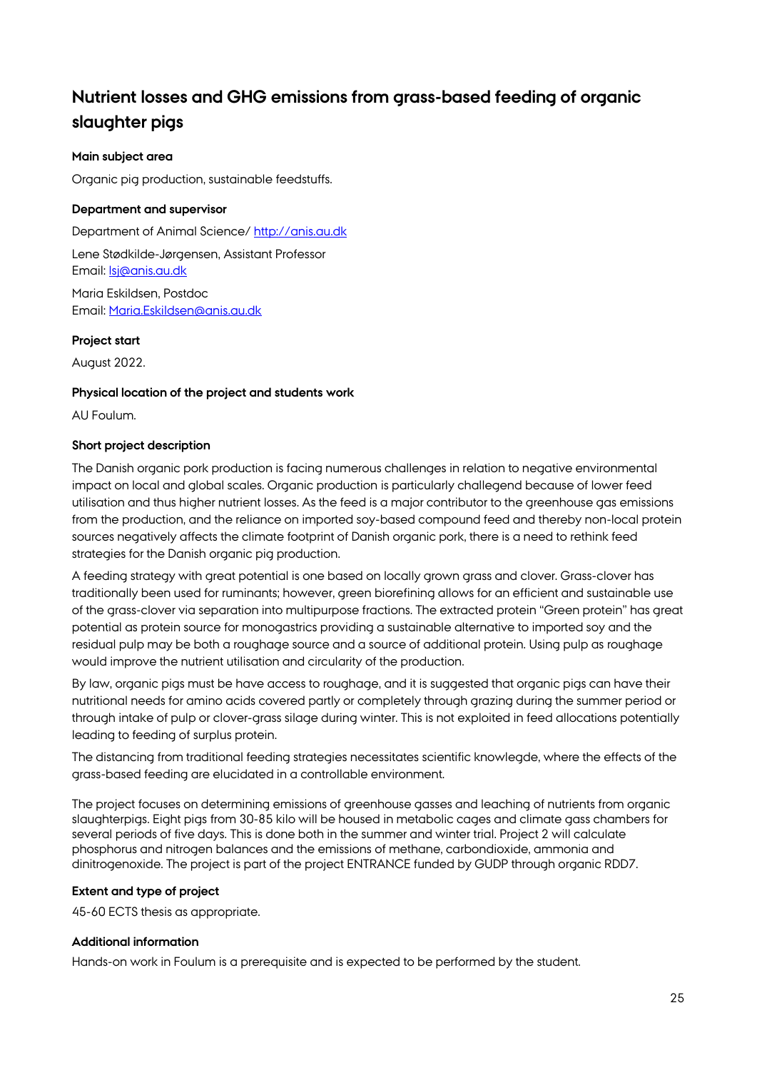## Nutrient losses and GHG emissions from grass-based feeding of organic slaughter pigs

**Main subject area**

Organic pig production, sustainable feedstuffs.

**Department and supervisor**

Department of Animal Science/ http://anis.au.dk

Lene Stødkilde-Jørgensen, Assistant Professor
Email: lsj@anis.au.dk

Maria Eskildsen, Postdoc
Email: Maria.Eskildsen@anis.au.dk

**Project start**

August 2022.

**Physical location of the project and students work**

AU Foulum.

**Short project description**

The Danish organic pork production is facing numerous challenges in relation to negative environmental impact on local and global scales. Organic production is particularly challegend because of lower feed utilisation and thus higher nutrient losses. As the feed is a major contributor to the greenhouse gas emissions from the production, and the reliance on imported soy-based compound feed and thereby non-local protein sources negatively affects the climate footprint of Danish organic pork, there is a need to rethink feed strategies for the Danish organic pig production.

A feeding strategy with great potential is one based on locally grown grass and clover. Grass-clover has traditionally been used for ruminants; however, green biorefining allows for an efficient and sustainable use of the grass-clover via separation into multipurpose fractions. The extracted protein "Green protein" has great potential as protein source for monogastrics providing a sustainable alternative to imported soy and the residual pulp may be both a roughage source and a source of additional protein. Using pulp as roughage would improve the nutrient utilisation and circularity of the production.

By law, organic pigs must be have access to roughage, and it is suggested that organic pigs can have their nutritional needs for amino acids covered partly or completely through grazing during the summer period or through intake of pulp or clover-grass silage during winter. This is not exploited in feed allocations potentially leading to feeding of surplus protein.

The distancing from traditional feeding strategies necessitates scientific knowlegde, where the effects of the grass-based feeding are elucidated in a controllable environment.

The project focuses on determining emissions of greenhouse gasses and leaching of nutrients from organic slaughterpigs. Eight pigs from 30-85 kilo will be housed in metabolic cages and climate gass chambers for several periods of five days. This is done both in the summer and winter trial. Project 2 will calculate phosphorus and nitrogen balances and the emissions of methane, carbondioxide, ammonia and dinitrogenoxide. The project is part of the project ENTRANCE funded by GUDP through organic RDD7.

**Extent and type of project**

45-60 ECTS thesis as appropriate.

**Additional information**

Hands-on work in Foulum is a prerequisite and is expected to be performed by the student.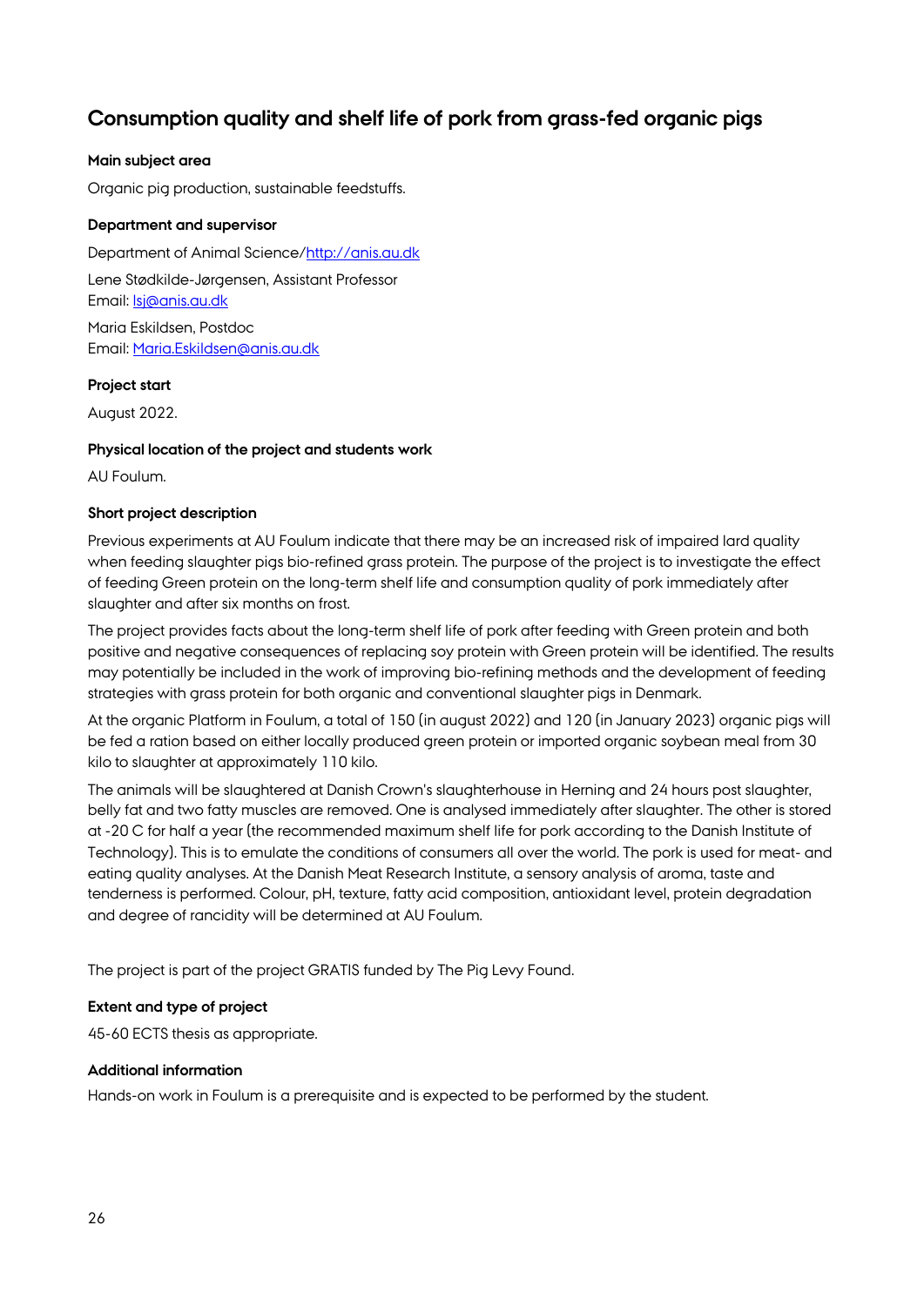## Consumption quality and shelf life of pork from grass-fed organic pigs

**Main subject area**

Organic pig production, sustainable feedstuffs.

**Department and supervisor**

Department of Animal Science/http://anis.au.dk

Lene Stødkilde-Jørgensen, Assistant Professor
Email: lsj@anis.au.dk

Maria Eskildsen, Postdoc
Email: Maria.Eskildsen@anis.au.dk

**Project start**

August 2022.

**Physical location of the project and students work**

AU Foulum.

**Short project description**

Previous experiments at AU Foulum indicate that there may be an increased risk of impaired lard quality when feeding slaughter pigs bio-refined grass protein. The purpose of the project is to investigate the effect of feeding Green protein on the long-term shelf life and consumption quality of pork immediately after slaughter and after six months on frost.

The project provides facts about the long-term shelf life of pork after feeding with Green protein and both positive and negative consequences of replacing soy protein with Green protein will be identified. The results may potentially be included in the work of improving bio-refining methods and the development of feeding strategies with grass protein for both organic and conventional slaughter pigs in Denmark.

At the organic Platform in Foulum, a total of 150 (in august 2022) and 120 (in January 2023) organic pigs will be fed a ration based on either locally produced green protein or imported organic soybean meal from 30 kilo to slaughter at approximately 110 kilo.

The animals will be slaughtered at Danish Crown's slaughterhouse in Herning and 24 hours post slaughter, belly fat and two fatty muscles are removed. One is analysed immediately after slaughter. The other is stored at -20 C for half a year (the recommended maximum shelf life for pork according to the Danish Institute of Technology). This is to emulate the conditions of consumers all over the world. The pork is used for meat- and eating quality analyses. At the Danish Meat Research Institute, a sensory analysis of aroma, taste and tenderness is performed. Colour, pH, texture, fatty acid composition, antioxidant level, protein degradation and degree of rancidity will be determined at AU Foulum.

The project is part of the project GRATIS funded by The Pig Levy Found.

**Extent and type of project**

45-60 ECTS thesis as appropriate.

**Additional information**

Hands-on work in Foulum is a prerequisite and is expected to be performed by the student.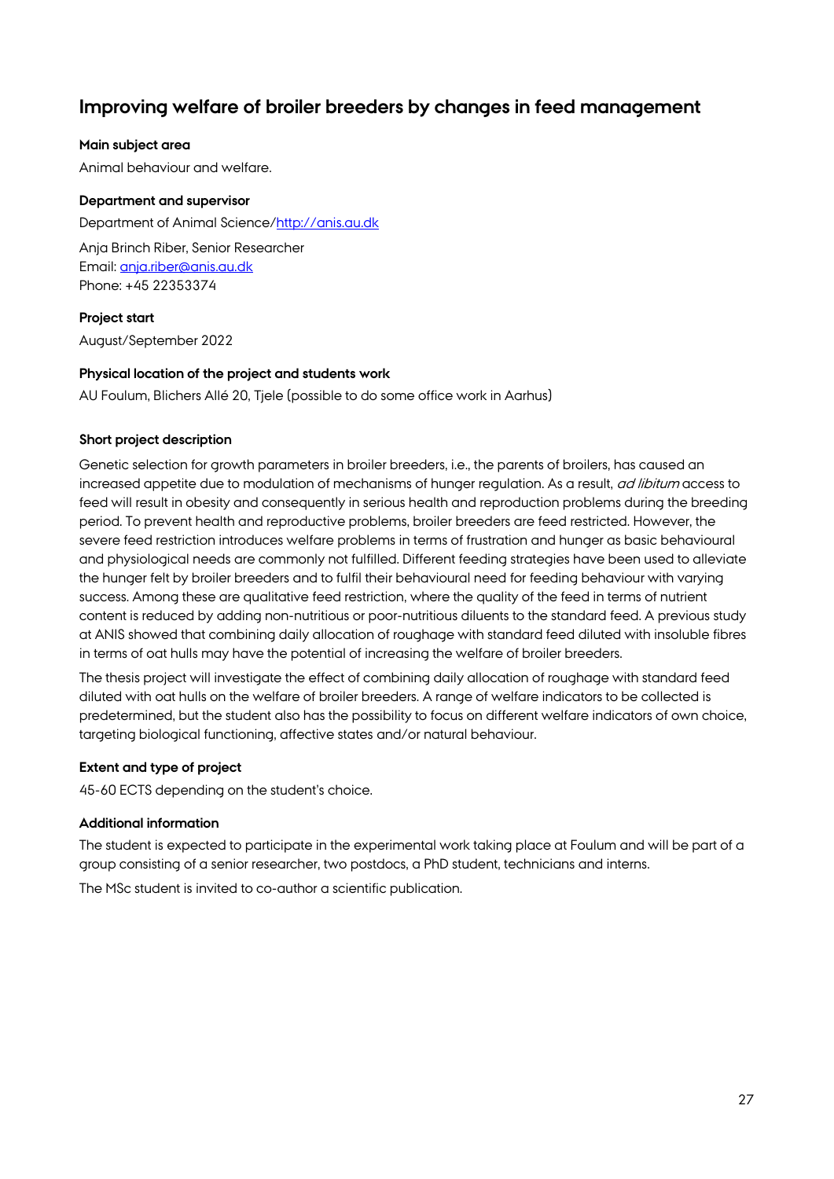## Improving welfare of broiler breeders by changes in feed management

**Main subject area**

Animal behaviour and welfare.

**Department and supervisor**

Department of Animal Science/http://anis.au.dk

Anja Brinch Riber, Senior Researcher
Email: anja.riber@anis.au.dk
Phone: +45 22353374

**Project start**

August/September 2022

**Physical location of the project and students work**

AU Foulum, Blichers Allé 20, Tjele (possible to do some office work in Aarhus)

**Short project description**

Genetic selection for growth parameters in broiler breeders, i.e., the parents of broilers, has caused an increased appetite due to modulation of mechanisms of hunger regulation. As a result, *ad libitum* access to feed will result in obesity and consequently in serious health and reproduction problems during the breeding period. To prevent health and reproductive problems, broiler breeders are feed restricted. However, the severe feed restriction introduces welfare problems in terms of frustration and hunger as basic behavioural and physiological needs are commonly not fulfilled. Different feeding strategies have been used to alleviate the hunger felt by broiler breeders and to fulfil their behavioural need for feeding behaviour with varying success. Among these are qualitative feed restriction, where the quality of the feed in terms of nutrient content is reduced by adding non-nutritious or poor-nutritious diluents to the standard feed. A previous study at ANIS showed that combining daily allocation of roughage with standard feed diluted with insoluble fibres in terms of oat hulls may have the potential of increasing the welfare of broiler breeders.

The thesis project will investigate the effect of combining daily allocation of roughage with standard feed diluted with oat hulls on the welfare of broiler breeders. A range of welfare indicators to be collected is predetermined, but the student also has the possibility to focus on different welfare indicators of own choice, targeting biological functioning, affective states and/or natural behaviour.

**Extent and type of project**

45-60 ECTS depending on the student's choice.

**Additional information**

The student is expected to participate in the experimental work taking place at Foulum and will be part of a group consisting of a senior researcher, two postdocs, a PhD student, technicians and interns.

The MSc student is invited to co-author a scientific publication.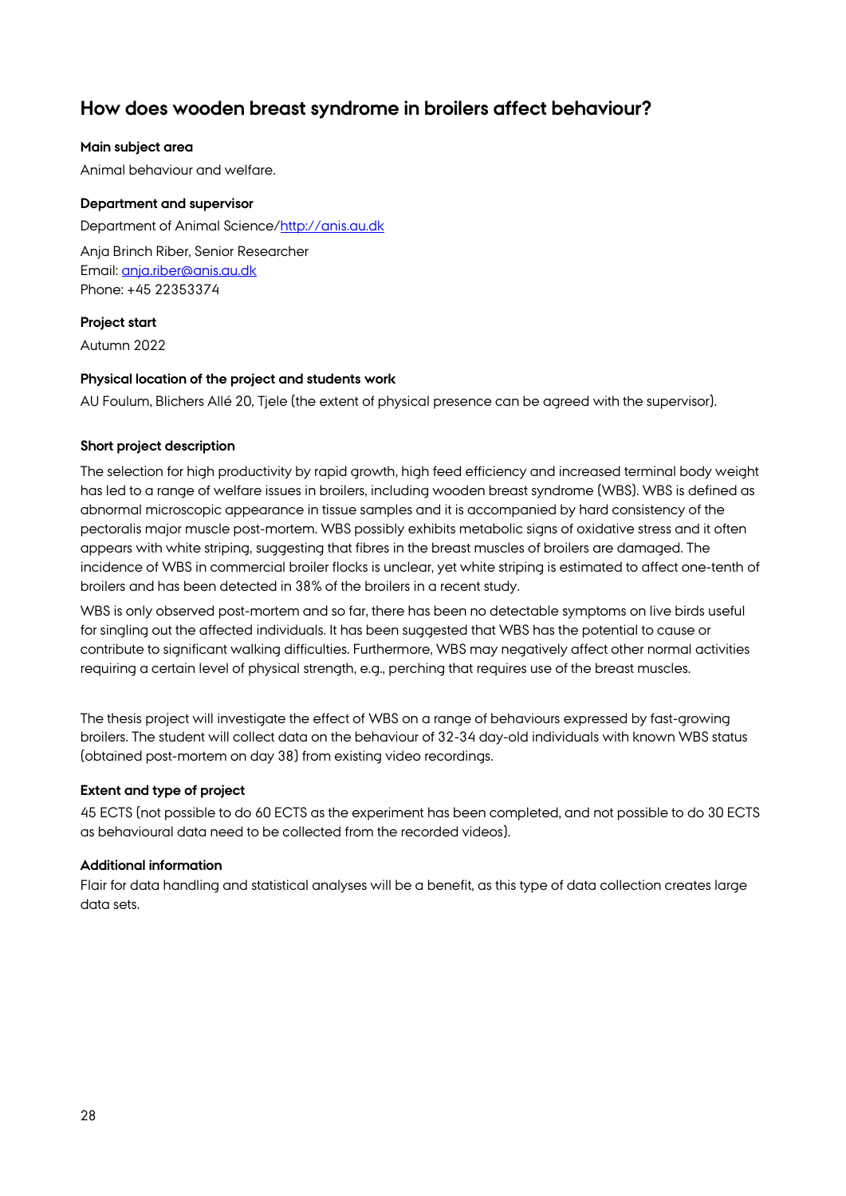## How does wooden breast syndrome in broilers affect behaviour?

**Main subject area**

Animal behaviour and welfare.

**Department and supervisor**

Department of Animal Science/http://anis.au.dk

Anja Brinch Riber, Senior Researcher
Email: anja.riber@anis.au.dk
Phone: +45 22353374

**Project start**

Autumn 2022

**Physical location of the project and students work**

AU Foulum, Blichers Allé 20, Tjele (the extent of physical presence can be agreed with the supervisor).

**Short project description**

The selection for high productivity by rapid growth, high feed efficiency and increased terminal body weight has led to a range of welfare issues in broilers, including wooden breast syndrome (WBS). WBS is defined as abnormal microscopic appearance in tissue samples and it is accompanied by hard consistency of the pectoralis major muscle post-mortem. WBS possibly exhibits metabolic signs of oxidative stress and it often appears with white striping, suggesting that fibres in the breast muscles of broilers are damaged. The incidence of WBS in commercial broiler flocks is unclear, yet white striping is estimated to affect one-tenth of broilers and has been detected in 38% of the broilers in a recent study.

WBS is only observed post-mortem and so far, there has been no detectable symptoms on live birds useful for singling out the affected individuals. It has been suggested that WBS has the potential to cause or contribute to significant walking difficulties. Furthermore, WBS may negatively affect other normal activities requiring a certain level of physical strength, e.g., perching that requires use of the breast muscles.

The thesis project will investigate the effect of WBS on a range of behaviours expressed by fast-growing broilers. The student will collect data on the behaviour of 32-34 day-old individuals with known WBS status (obtained post-mortem on day 38) from existing video recordings.

**Extent and type of project**

45 ECTS (not possible to do 60 ECTS as the experiment has been completed, and not possible to do 30 ECTS as behavioural data need to be collected from the recorded videos).

**Additional information**

Flair for data handling and statistical analyses will be a benefit, as this type of data collection creates large data sets.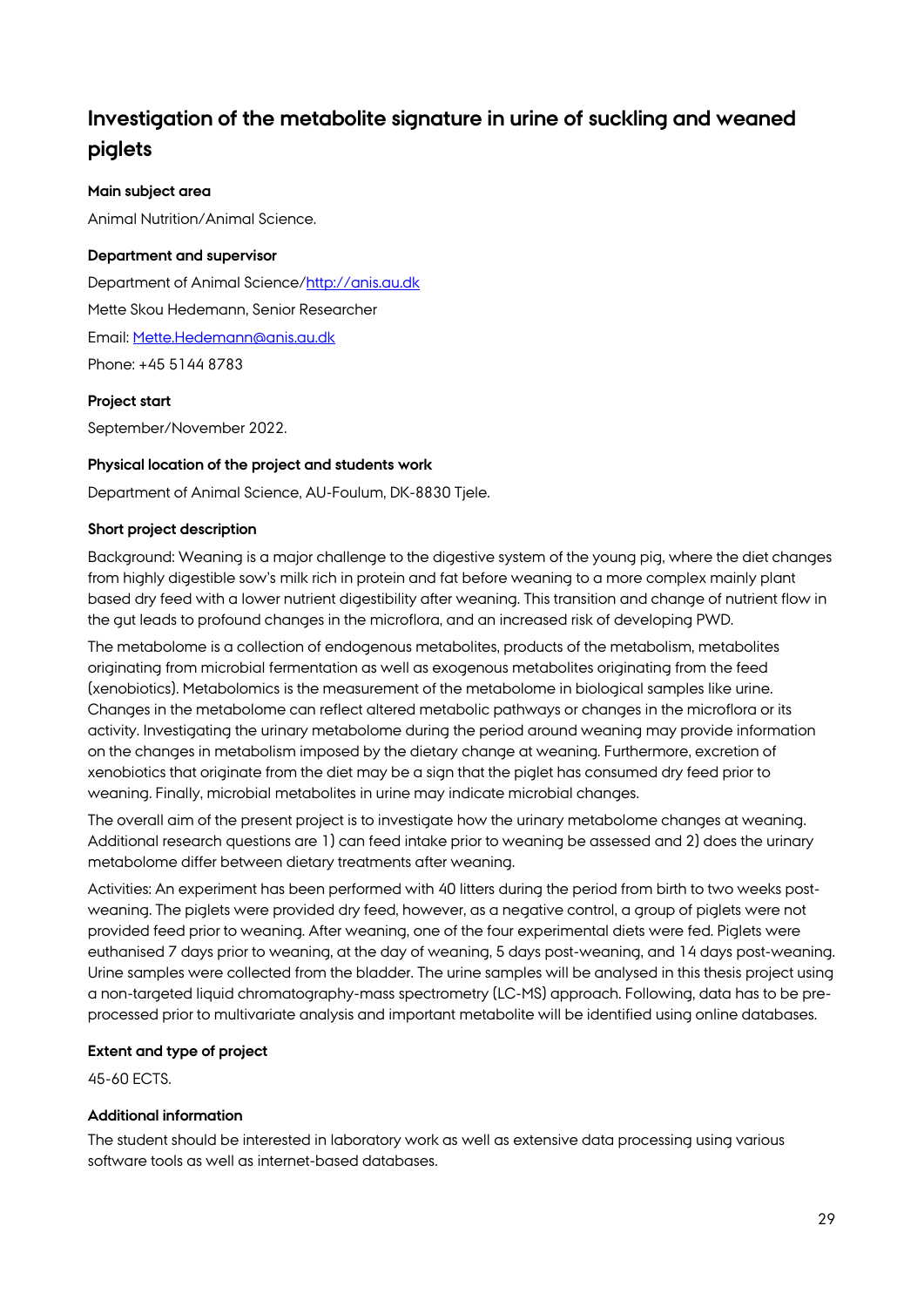## Investigation of the metabolite signature in urine of suckling and weaned piglets

**Main subject area**

Animal Nutrition/Animal Science.

**Department and supervisor**

Department of Animal Science/http://anis.au.dk

Mette Skou Hedemann, Senior Researcher

Email: Mette.Hedemann@anis.au.dk

Phone: +45 5144 8783

**Project start**

September/November 2022.

**Physical location of the project and students work**

Department of Animal Science, AU-Foulum, DK-8830 Tjele.

**Short project description**

Background: Weaning is a major challenge to the digestive system of the young pig, where the diet changes from highly digestible sow's milk rich in protein and fat before weaning to a more complex mainly plant based dry feed with a lower nutrient digestibility after weaning. This transition and change of nutrient flow in the gut leads to profound changes in the microflora, and an increased risk of developing PWD.

The metabolome is a collection of endogenous metabolites, products of the metabolism, metabolites originating from microbial fermentation as well as exogenous metabolites originating from the feed (xenobiotics). Metabolomics is the measurement of the metabolome in biological samples like urine. Changes in the metabolome can reflect altered metabolic pathways or changes in the microflora or its activity. Investigating the urinary metabolome during the period around weaning may provide information on the changes in metabolism imposed by the dietary change at weaning. Furthermore, excretion of xenobiotics that originate from the diet may be a sign that the piglet has consumed dry feed prior to weaning. Finally, microbial metabolites in urine may indicate microbial changes.

The overall aim of the present project is to investigate how the urinary metabolome changes at weaning. Additional research questions are 1) can feed intake prior to weaning be assessed and 2) does the urinary metabolome differ between dietary treatments after weaning.

Activities: An experiment has been performed with 40 litters during the period from birth to two weeks post-weaning. The piglets were provided dry feed, however, as a negative control, a group of piglets were not provided feed prior to weaning. After weaning, one of the four experimental diets were fed. Piglets were euthanised 7 days prior to weaning, at the day of weaning, 5 days post-weaning, and 14 days post-weaning. Urine samples were collected from the bladder. The urine samples will be analysed in this thesis project using a non-targeted liquid chromatography-mass spectrometry (LC-MS) approach. Following, data has to be pre-processed prior to multivariate analysis and important metabolite will be identified using online databases.

**Extent and type of project**

45-60 ECTS.

**Additional information**

The student should be interested in laboratory work as well as extensive data processing using various software tools as well as internet-based databases.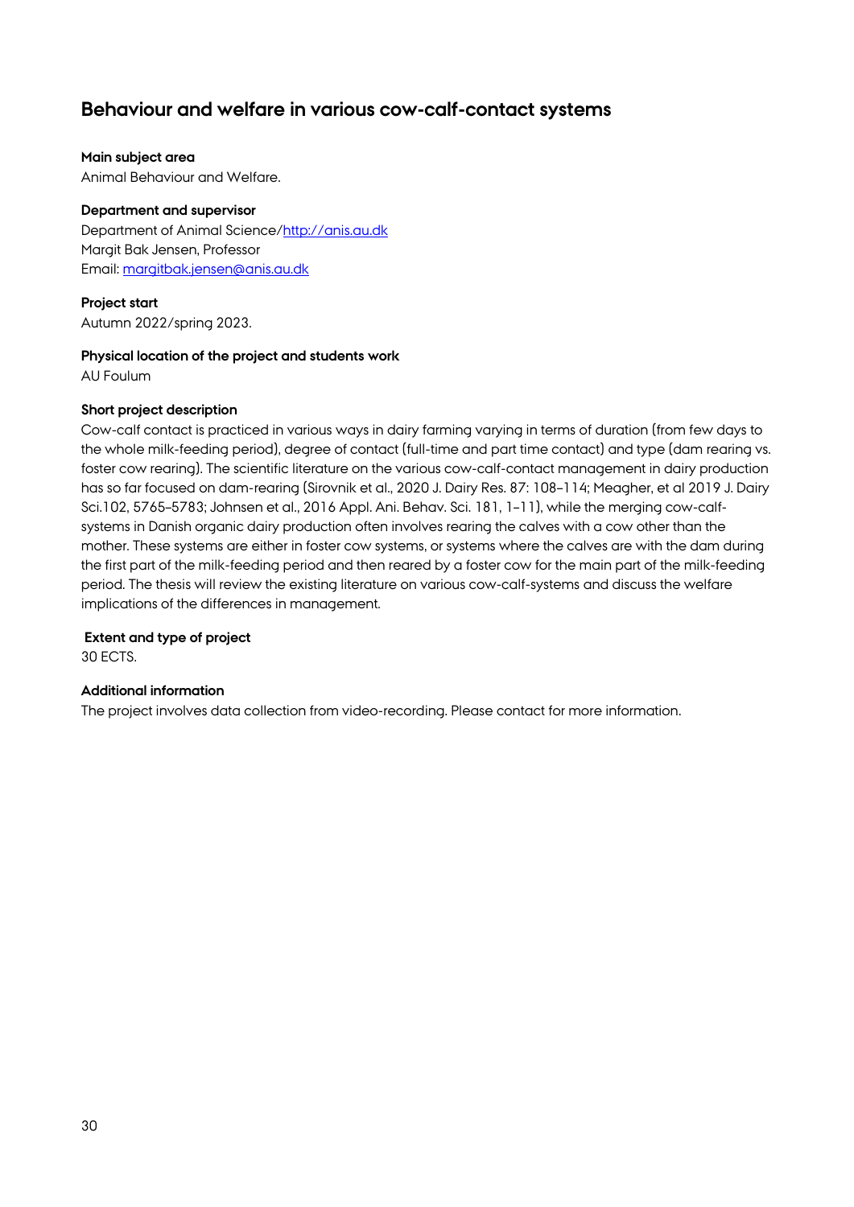## Behaviour and welfare in various cow-calf-contact systems

**Main subject area**

Animal Behaviour and Welfare.

**Department and supervisor**

Department of Animal Science/http://anis.au.dk
Margit Bak Jensen, Professor
Email: margitbak.jensen@anis.au.dk

**Project start**

Autumn 2022/spring 2023.

**Physical location of the project and students work**

AU Foulum

**Short project description**

Cow-calf contact is practiced in various ways in dairy farming varying in terms of duration (from few days to the whole milk-feeding period), degree of contact (full-time and part time contact) and type (dam rearing vs. foster cow rearing). The scientific literature on the various cow-calf-contact management in dairy production has so far focused on dam-rearing (Sirovnik et al., 2020 J. Dairy Res. 87: 108–114; Meagher, et al 2019 J. Dairy Sci.102, 5765–5783; Johnsen et al., 2016 Appl. Ani. Behav. Sci. 181, 1–11), while the merging cow-calf-systems in Danish organic dairy production often involves rearing the calves with a cow other than the mother. These systems are either in foster cow systems, or systems where the calves are with the dam during the first part of the milk-feeding period and then reared by a foster cow for the main part of the milk-feeding period. The thesis will review the existing literature on various cow-calf-systems and discuss the welfare implications of the differences in management.

**Extent and type of project**

30 ECTS.

**Additional information**

The project involves data collection from video-recording. Please contact for more information.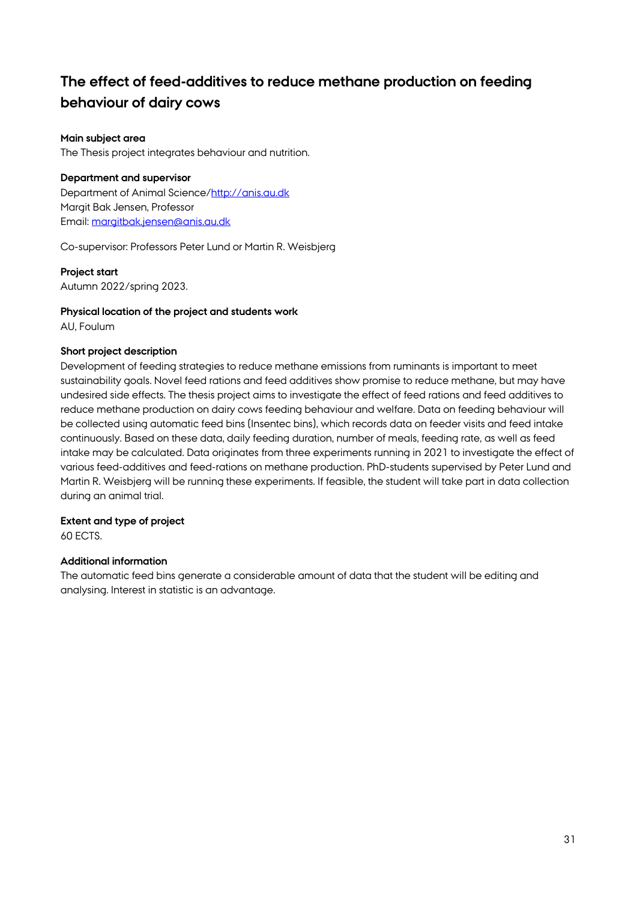## The effect of feed-additives to reduce methane production on feeding behaviour of dairy cows

**Main subject area**
The Thesis project integrates behaviour and nutrition.

**Department and supervisor**
Department of Animal Science/http://anis.au.dk
Margit Bak Jensen, Professor
Email: margitbak.jensen@anis.au.dk

Co-supervisor: Professors Peter Lund or Martin R. Weisbjerg

**Project start**
Autumn 2022/spring 2023.

**Physical location of the project and students work**
AU, Foulum

**Short project description**
Development of feeding strategies to reduce methane emissions from ruminants is important to meet sustainability goals. Novel feed rations and feed additives show promise to reduce methane, but may have undesired side effects. The thesis project aims to investigate the effect of feed rations and feed additives to reduce methane production on dairy cows feeding behaviour and welfare. Data on feeding behaviour will be collected using automatic feed bins (Insentec bins), which records data on feeder visits and feed intake continuously. Based on these data, daily feeding duration, number of meals, feeding rate, as well as feed intake may be calculated. Data originates from three experiments running in 2021 to investigate the effect of various feed-additives and feed-rations on methane production. PhD-students supervised by Peter Lund and Martin R. Weisbjerg will be running these experiments. If feasible, the student will take part in data collection during an animal trial.

**Extent and type of project**
60 ECTS.

**Additional information**
The automatic feed bins generate a considerable amount of data that the student will be editing and analysing. Interest in statistic is an advantage.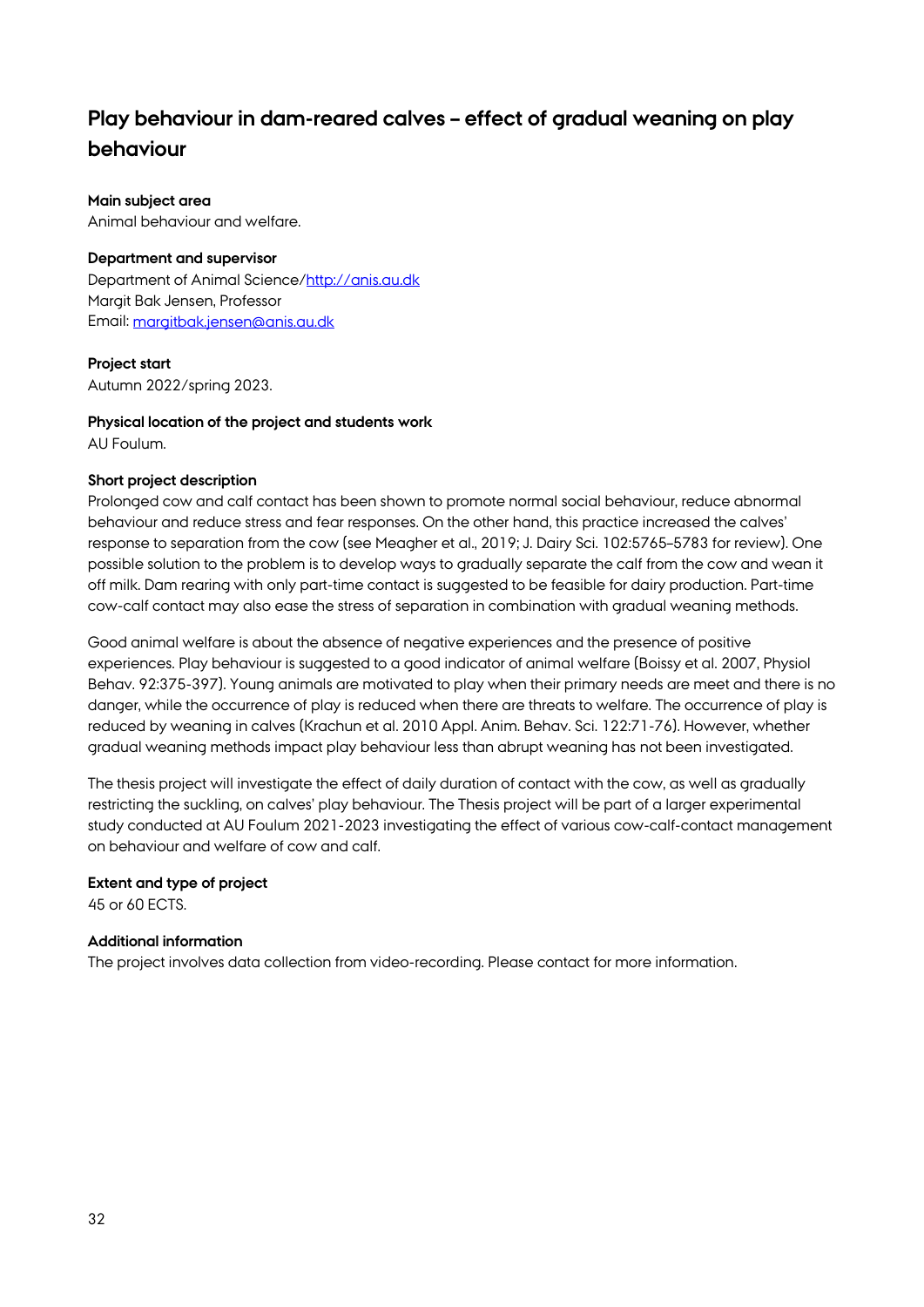## Play behaviour in dam-reared calves – effect of gradual weaning on play behaviour

**Main subject area**
Animal behaviour and welfare.

**Department and supervisor**
Department of Animal Science/http://anis.au.dk
Margit Bak Jensen, Professor
Email: margitbak.jensen@anis.au.dk

**Project start**
Autumn 2022/spring 2023.

**Physical location of the project and students work**
AU Foulum.

**Short project description**
Prolonged cow and calf contact has been shown to promote normal social behaviour, reduce abnormal behaviour and reduce stress and fear responses. On the other hand, this practice increased the calves' response to separation from the cow (see Meagher et al., 2019; J. Dairy Sci. 102:5765–5783 for review). One possible solution to the problem is to develop ways to gradually separate the calf from the cow and wean it off milk. Dam rearing with only part-time contact is suggested to be feasible for dairy production. Part-time cow-calf contact may also ease the stress of separation in combination with gradual weaning methods.

Good animal welfare is about the absence of negative experiences and the presence of positive experiences. Play behaviour is suggested to a good indicator of animal welfare (Boissy et al. 2007, Physiol Behav. 92:375-397). Young animals are motivated to play when their primary needs are meet and there is no danger, while the occurrence of play is reduced when there are threats to welfare. The occurrence of play is reduced by weaning in calves (Krachun et al. 2010 Appl. Anim. Behav. Sci. 122:71-76). However, whether gradual weaning methods impact play behaviour less than abrupt weaning has not been investigated.

The thesis project will investigate the effect of daily duration of contact with the cow, as well as gradually restricting the suckling, on calves' play behaviour. The Thesis project will be part of a larger experimental study conducted at AU Foulum 2021-2023 investigating the effect of various cow-calf-contact management on behaviour and welfare of cow and calf.

**Extent and type of project**
45 or 60 ECTS.

**Additional information**
The project involves data collection from video-recording. Please contact for more information.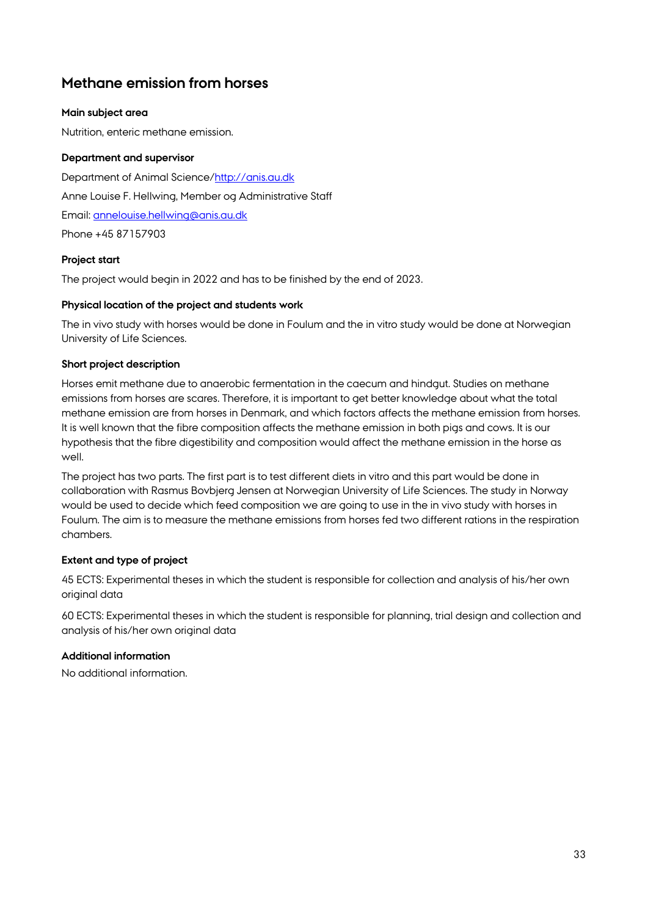## Methane emission from horses

**Main subject area**

Nutrition, enteric methane emission.

**Department and supervisor**

Department of Animal Science/http://anis.au.dk

Anne Louise F. Hellwing, Member og Administrative Staff

Email: annelouise.hellwing@anis.au.dk

Phone +45 87157903

**Project start**

The project would begin in 2022 and has to be finished by the end of 2023.

**Physical location of the project and students work**

The in vivo study with horses would be done in Foulum and the in vitro study would be done at Norwegian University of Life Sciences.

**Short project description**

Horses emit methane due to anaerobic fermentation in the caecum and hindgut. Studies on methane emissions from horses are scares. Therefore, it is important to get better knowledge about what the total methane emission are from horses in Denmark, and which factors affects the methane emission from horses. It is well known that the fibre composition affects the methane emission in both pigs and cows. It is our hypothesis that the fibre digestibility and composition would affect the methane emission in the horse as well.

The project has two parts. The first part is to test different diets in vitro and this part would be done in collaboration with Rasmus Bovbjerg Jensen at Norwegian University of Life Sciences. The study in Norway would be used to decide which feed composition we are going to use in the in vivo study with horses in Foulum. The aim is to measure the methane emissions from horses fed two different rations in the respiration chambers.

**Extent and type of project**

45 ECTS: Experimental theses in which the student is responsible for collection and analysis of his/her own original data

60 ECTS: Experimental theses in which the student is responsible for planning, trial design and collection and analysis of his/her own original data

**Additional information**

No additional information.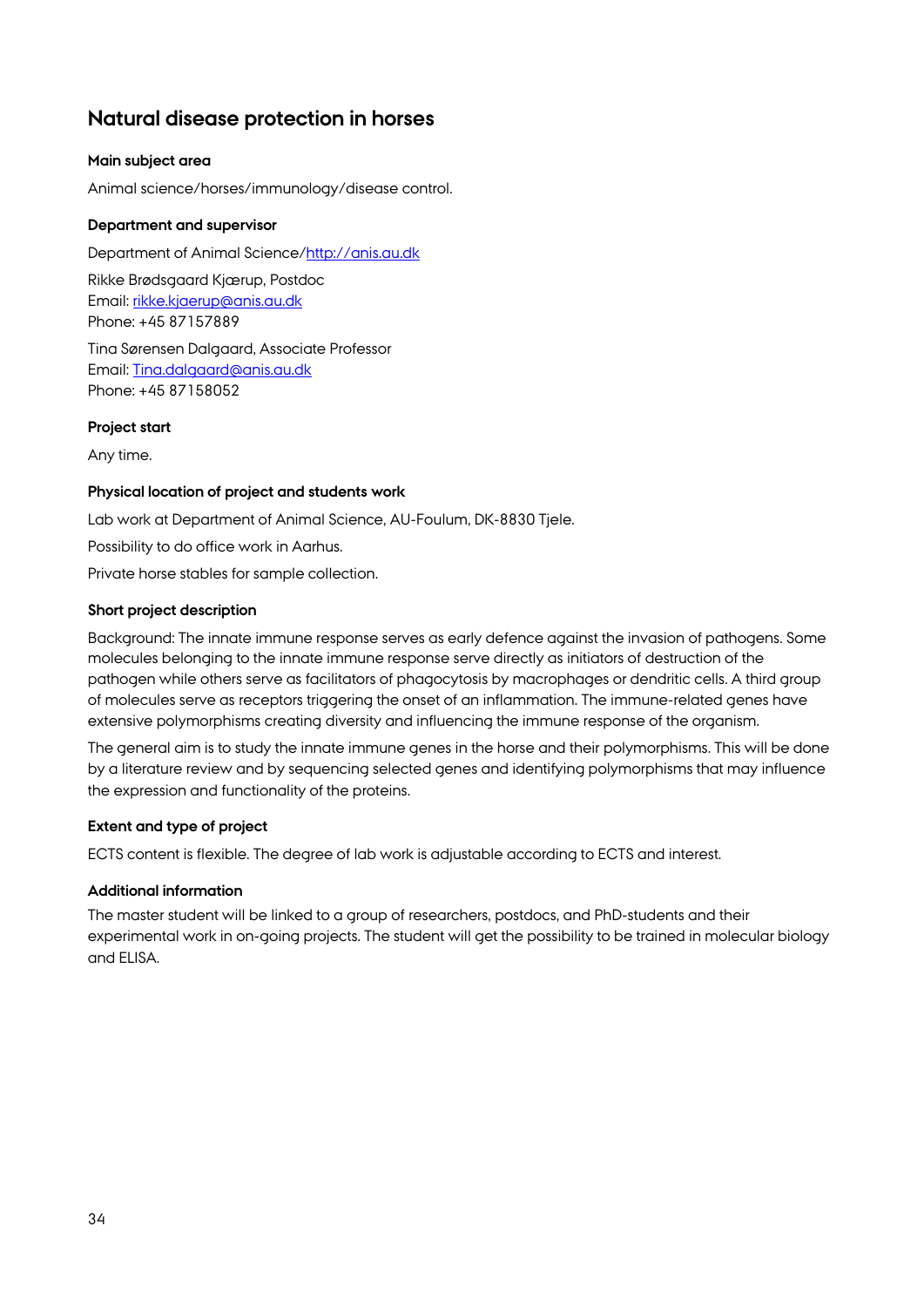# Natural disease protection in horses

**Main subject area**

Animal science/horses/immunology/disease control.

**Department and supervisor**

Department of Animal Science/http://anis.au.dk

Rikke Brødsgaard Kjærup, Postdoc
Email: rikke.kjaerup@anis.au.dk
Phone: +45 87157889

Tina Sørensen Dalgaard, Associate Professor
Email: Tina.dalgaard@anis.au.dk
Phone: +45 87158052

**Project start**

Any time.

**Physical location of project and students work**

Lab work at Department of Animal Science, AU-Foulum, DK-8830 Tjele.

Possibility to do office work in Aarhus.

Private horse stables for sample collection.

**Short project description**

Background: The innate immune response serves as early defence against the invasion of pathogens. Some molecules belonging to the innate immune response serve directly as initiators of destruction of the pathogen while others serve as facilitators of phagocytosis by macrophages or dendritic cells. A third group of molecules serve as receptors triggering the onset of an inflammation. The immune-related genes have extensive polymorphisms creating diversity and influencing the immune response of the organism.

The general aim is to study the innate immune genes in the horse and their polymorphisms. This will be done by a literature review and by sequencing selected genes and identifying polymorphisms that may influence the expression and functionality of the proteins.

**Extent and type of project**

ECTS content is flexible. The degree of lab work is adjustable according to ECTS and interest.

**Additional information**

The master student will be linked to a group of researchers, postdocs, and PhD-students and their experimental work in on-going projects. The student will get the possibility to be trained in molecular biology and ELISA.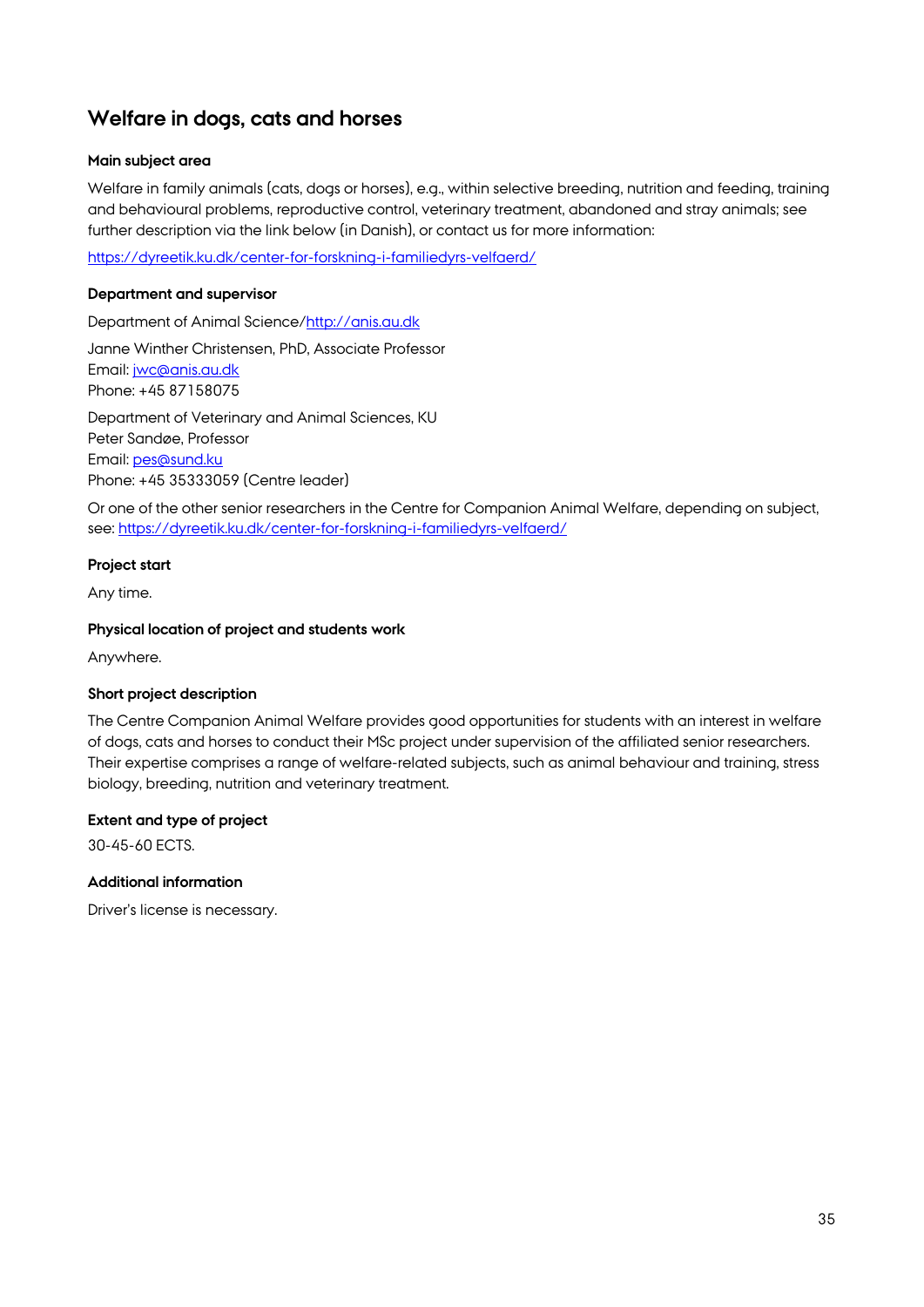## Welfare in dogs, cats and horses

**Main subject area**

Welfare in family animals (cats, dogs or horses), e.g., within selective breeding, nutrition and feeding, training and behavioural problems, reproductive control, veterinary treatment, abandoned and stray animals; see further description via the link below (in Danish), or contact us for more information:

https://dyreetik.ku.dk/center-for-forskning-i-familiedyrs-velfaerd/

**Department and supervisor**

Department of Animal Science/http://anis.au.dk

Janne Winther Christensen, PhD, Associate Professor
Email: jwc@anis.au.dk
Phone: +45 87158075

Department of Veterinary and Animal Sciences, KU
Peter Sandøe, Professor
Email: pes@sund.ku
Phone: +45 35333059 (Centre leader)

Or one of the other senior researchers in the Centre for Companion Animal Welfare, depending on subject, see: https://dyreetik.ku.dk/center-for-forskning-i-familiedyrs-velfaerd/

**Project start**

Any time.

**Physical location of project and students work**

Anywhere.

**Short project description**

The Centre Companion Animal Welfare provides good opportunities for students with an interest in welfare of dogs, cats and horses to conduct their MSc project under supervision of the affiliated senior researchers. Their expertise comprises a range of welfare-related subjects, such as animal behaviour and training, stress biology, breeding, nutrition and veterinary treatment.

**Extent and type of project**

30-45-60 ECTS.

**Additional information**

Driver's license is necessary.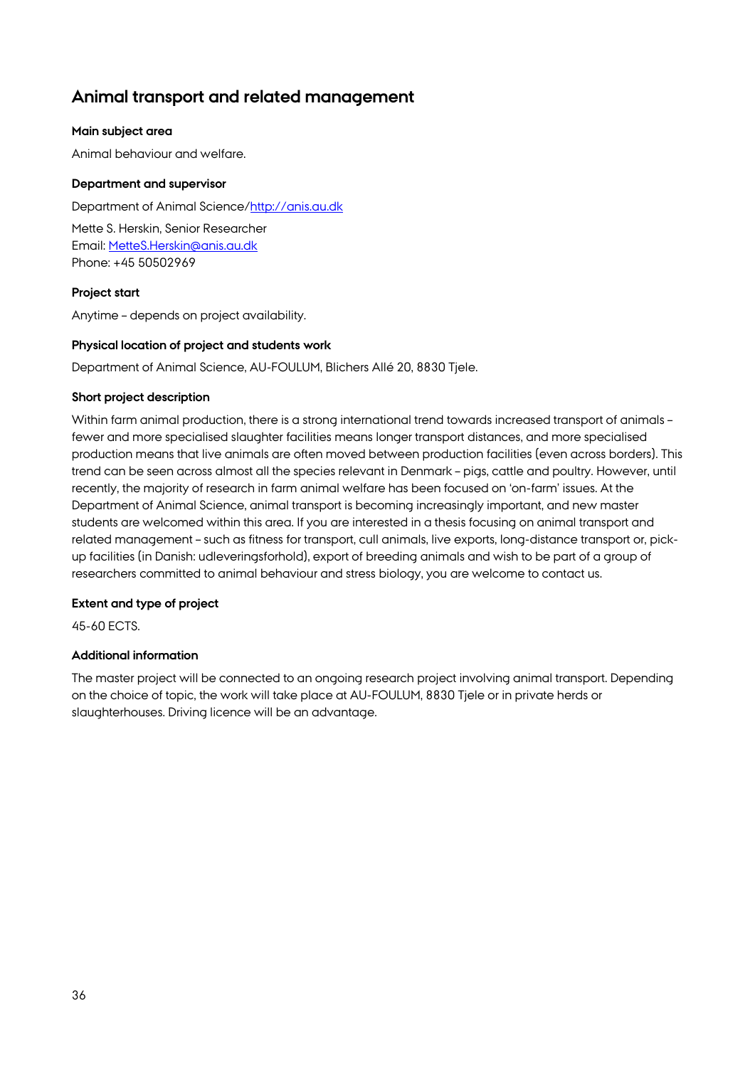## Animal transport and related management

#### Main subject area

Animal behaviour and welfare.

#### Department and supervisor

Department of Animal Science/http://anis.au.dk

Mette S. Herskin, Senior Researcher
Email: MetteS.Herskin@anis.au.dk
Phone: +45 50502969

#### Project start

Anytime – depends on project availability.

#### Physical location of project and students work

Department of Animal Science, AU-FOULUM, Blichers Allé 20, 8830 Tjele.

#### Short project description

Within farm animal production, there is a strong international trend towards increased transport of animals – fewer and more specialised slaughter facilities means longer transport distances, and more specialised production means that live animals are often moved between production facilities (even across borders). This trend can be seen across almost all the species relevant in Denmark – pigs, cattle and poultry. However, until recently, the majority of research in farm animal welfare has been focused on 'on-farm' issues. At the Department of Animal Science, animal transport is becoming increasingly important, and new master students are welcomed within this area. If you are interested in a thesis focusing on animal transport and related management – such as fitness for transport, cull animals, live exports, long-distance transport or, pick-up facilities (in Danish: udleveringsforhold), export of breeding animals and wish to be part of a group of researchers committed to animal behaviour and stress biology, you are welcome to contact us.

#### Extent and type of project

45-60 ECTS.

#### Additional information

The master project will be connected to an ongoing research project involving animal transport. Depending on the choice of topic, the work will take place at AU-FOULUM, 8830 Tjele or in private herds or slaughterhouses. Driving licence will be an advantage.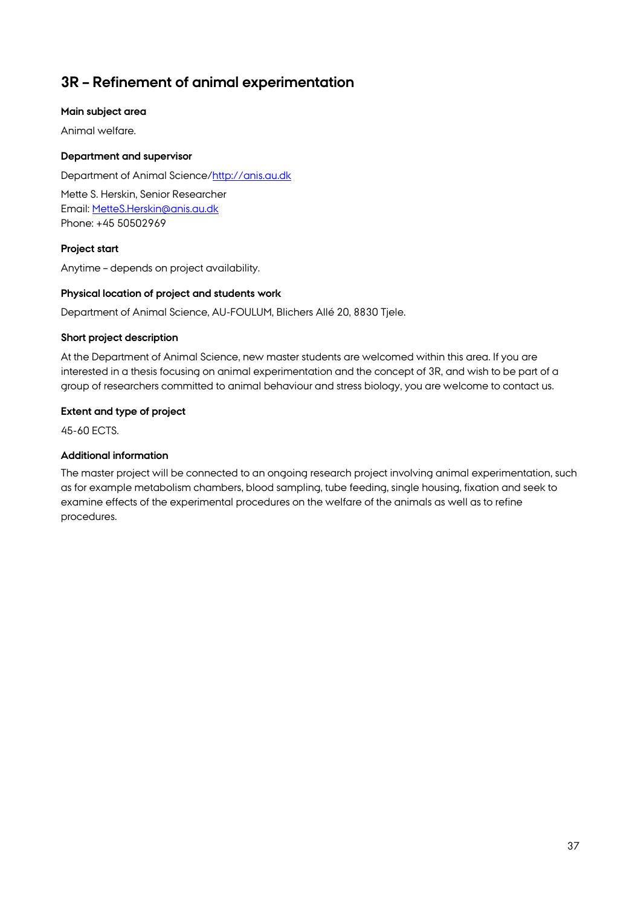## 3R – Refinement of animal experimentation

**Main subject area**

Animal welfare.

**Department and supervisor**

Department of Animal Science/http://anis.au.dk

Mette S. Herskin, Senior Researcher
Email: MetteS.Herskin@anis.au.dk
Phone: +45 50502969

**Project start**

Anytime – depends on project availability.

**Physical location of project and students work**

Department of Animal Science, AU-FOULUM, Blichers Allé 20, 8830 Tjele.

**Short project description**

At the Department of Animal Science, new master students are welcomed within this area. If you are interested in a thesis focusing on animal experimentation and the concept of 3R, and wish to be part of a group of researchers committed to animal behaviour and stress biology, you are welcome to contact us.

**Extent and type of project**

45-60 ECTS.

**Additional information**

The master project will be connected to an ongoing research project involving animal experimentation, such as for example metabolism chambers, blood sampling, tube feeding, single housing, fixation and seek to examine effects of the experimental procedures on the welfare of the animals as well as to refine procedures.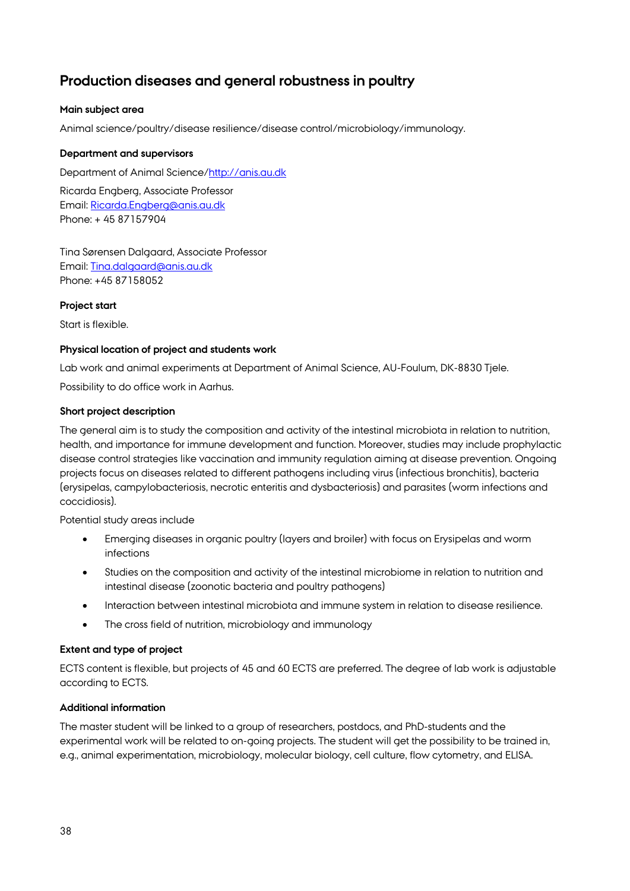## Production diseases and general robustness in poultry

**Main subject area**

Animal science/poultry/disease resilience/disease control/microbiology/immunology.

**Department and supervisors**

Department of Animal Science/http://anis.au.dk

Ricarda Engberg, Associate Professor
Email: Ricarda.Engberg@anis.au.dk
Phone: + 45 87157904

Tina Sørensen Dalgaard, Associate Professor
Email: Tina.dalgaard@anis.au.dk
Phone: +45 87158052

**Project start**

Start is flexible.

**Physical location of project and students work**

Lab work and animal experiments at Department of Animal Science, AU-Foulum, DK-8830 Tjele.

Possibility to do office work in Aarhus.

**Short project description**

The general aim is to study the composition and activity of the intestinal microbiota in relation to nutrition, health, and importance for immune development and function. Moreover, studies may include prophylactic disease control strategies like vaccination and immunity regulation aiming at disease prevention. Ongoing projects focus on diseases related to different pathogens including virus (infectious bronchitis), bacteria (erysipelas, campylobacteriosis, necrotic enteritis and dysbacteriosis) and parasites (worm infections and coccidiosis).

Potential study areas include

- Emerging diseases in organic poultry (layers and broiler) with focus on Erysipelas and worm infections
- Studies on the composition and activity of the intestinal microbiome in relation to nutrition and intestinal disease (zoonotic bacteria and poultry pathogens)
- Interaction between intestinal microbiota and immune system in relation to disease resilience.
- The cross field of nutrition, microbiology and immunology

**Extent and type of project**

ECTS content is flexible, but projects of 45 and 60 ECTS are preferred. The degree of lab work is adjustable according to ECTS.

**Additional information**

The master student will be linked to a group of researchers, postdocs, and PhD-students and the experimental work will be related to on-going projects. The student will get the possibility to be trained in, e.g., animal experimentation, microbiology, molecular biology, cell culture, flow cytometry, and ELISA.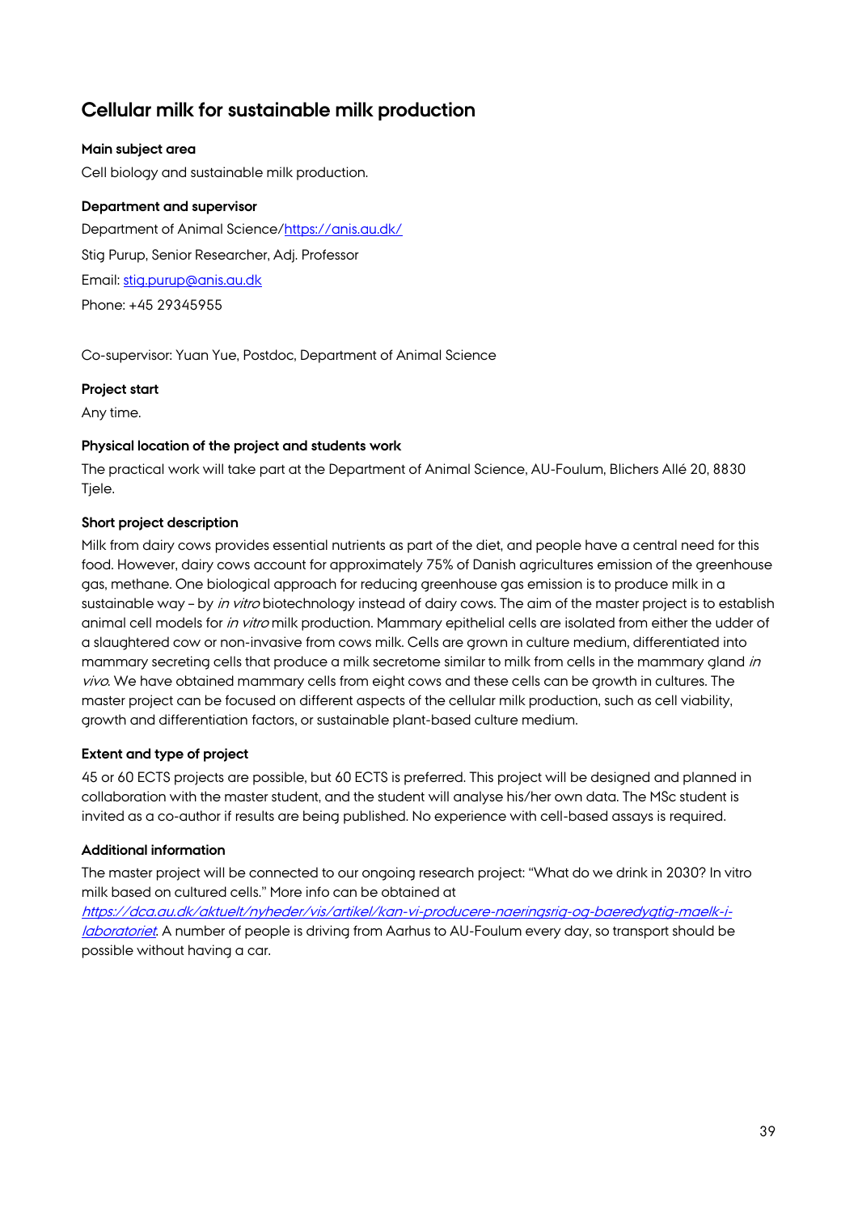## Cellular milk for sustainable milk production

**Main subject area**

Cell biology and sustainable milk production.

**Department and supervisor**

Department of Animal Science/https://anis.au.dk/

Stig Purup, Senior Researcher, Adj. Professor

Email: stig.purup@anis.au.dk

Phone: +45 29345955

Co-supervisor: Yuan Yue, Postdoc, Department of Animal Science

**Project start**

Any time.

**Physical location of the project and students work**

The practical work will take part at the Department of Animal Science, AU-Foulum, Blichers Allé 20, 8830 Tjele.

**Short project description**

Milk from dairy cows provides essential nutrients as part of the diet, and people have a central need for this food. However, dairy cows account for approximately 75% of Danish agricultures emission of the greenhouse gas, methane. One biological approach for reducing greenhouse gas emission is to produce milk in a sustainable way – by *in vitro* biotechnology instead of dairy cows. The aim of the master project is to establish animal cell models for *in vitro* milk production. Mammary epithelial cells are isolated from either the udder of a slaughtered cow or non-invasive from cows milk. Cells are grown in culture medium, differentiated into mammary secreting cells that produce a milk secretome similar to milk from cells in the mammary gland *in vivo*. We have obtained mammary cells from eight cows and these cells can be growth in cultures. The master project can be focused on different aspects of the cellular milk production, such as cell viability, growth and differentiation factors, or sustainable plant-based culture medium.

**Extent and type of project**

45 or 60 ECTS projects are possible, but 60 ECTS is preferred. This project will be designed and planned in collaboration with the master student, and the student will analyse his/her own data. The MSc student is invited as a co-author if results are being published. No experience with cell-based assays is required.

**Additional information**

The master project will be connected to our ongoing research project: "What do we drink in 2030? In vitro milk based on cultured cells." More info can be obtained at *https://dca.au.dk/aktuelt/nyheder/vis/artikel/kan-vi-producere-naeringsrig-og-baeredygtig-maelk-i-laboratoriet*. A number of people is driving from Aarhus to AU-Foulum every day, so transport should be possible without having a car.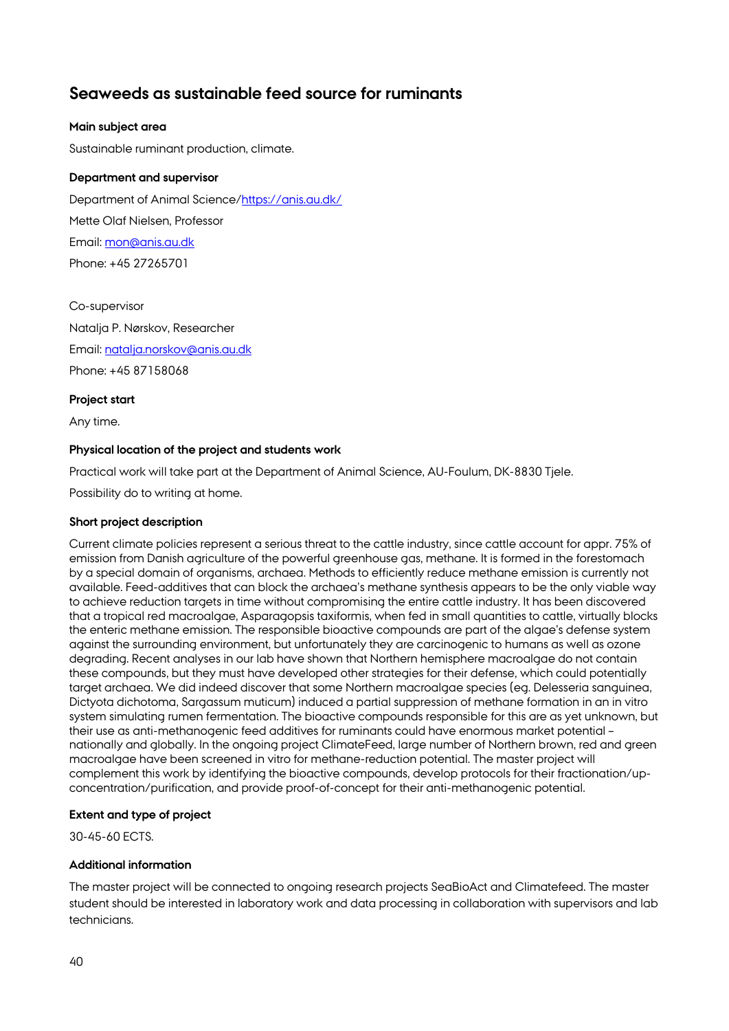## Seaweeds as sustainable feed source for ruminants

**Main subject area**

Sustainable ruminant production, climate.

**Department and supervisor**

Department of Animal Science/https://anis.au.dk/

Mette Olaf Nielsen, Professor

Email: mon@anis.au.dk

Phone: +45 27265701

Co-supervisor

Natalja P. Nørskov, Researcher

Email: natalja.norskov@anis.au.dk

Phone: +45 87158068

**Project start**

Any time.

**Physical location of the project and students work**

Practical work will take part at the Department of Animal Science, AU-Foulum, DK-8830 Tjele.

Possibility do to writing at home.

**Short project description**

Current climate policies represent a serious threat to the cattle industry, since cattle account for appr. 75% of emission from Danish agriculture of the powerful greenhouse gas, methane. It is formed in the forestomach by a special domain of organisms, archaea. Methods to efficiently reduce methane emission is currently not available. Feed-additives that can block the archaea's methane synthesis appears to be the only viable way to achieve reduction targets in time without compromising the entire cattle industry. It has been discovered that a tropical red macroalgae, Asparagopsis taxiformis, when fed in small quantities to cattle, virtually blocks the enteric methane emission. The responsible bioactive compounds are part of the algae's defense system against the surrounding environment, but unfortunately they are carcinogenic to humans as well as ozone degrading. Recent analyses in our lab have shown that Northern hemisphere macroalgae do not contain these compounds, but they must have developed other strategies for their defense, which could potentially target archaea. We did indeed discover that some Northern macroalgae species (eg. Delesseria sanguinea, Dictyota dichotoma, Sargassum muticum) induced a partial suppression of methane formation in an in vitro system simulating rumen fermentation. The bioactive compounds responsible for this are as yet unknown, but their use as anti-methanogenic feed additives for ruminants could have enormous market potential – nationally and globally. In the ongoing project ClimateFeed, large number of Northern brown, red and green macroalgae have been screened in vitro for methane-reduction potential. The master project will complement this work by identifying the bioactive compounds, develop protocols for their fractionation/up-concentration/purification, and provide proof-of-concept for their anti-methanogenic potential.

**Extent and type of project**

30-45-60 ECTS.

**Additional information**

The master project will be connected to ongoing research projects SeaBioAct and Climatefeed. The master student should be interested in laboratory work and data processing in collaboration with supervisors and lab technicians.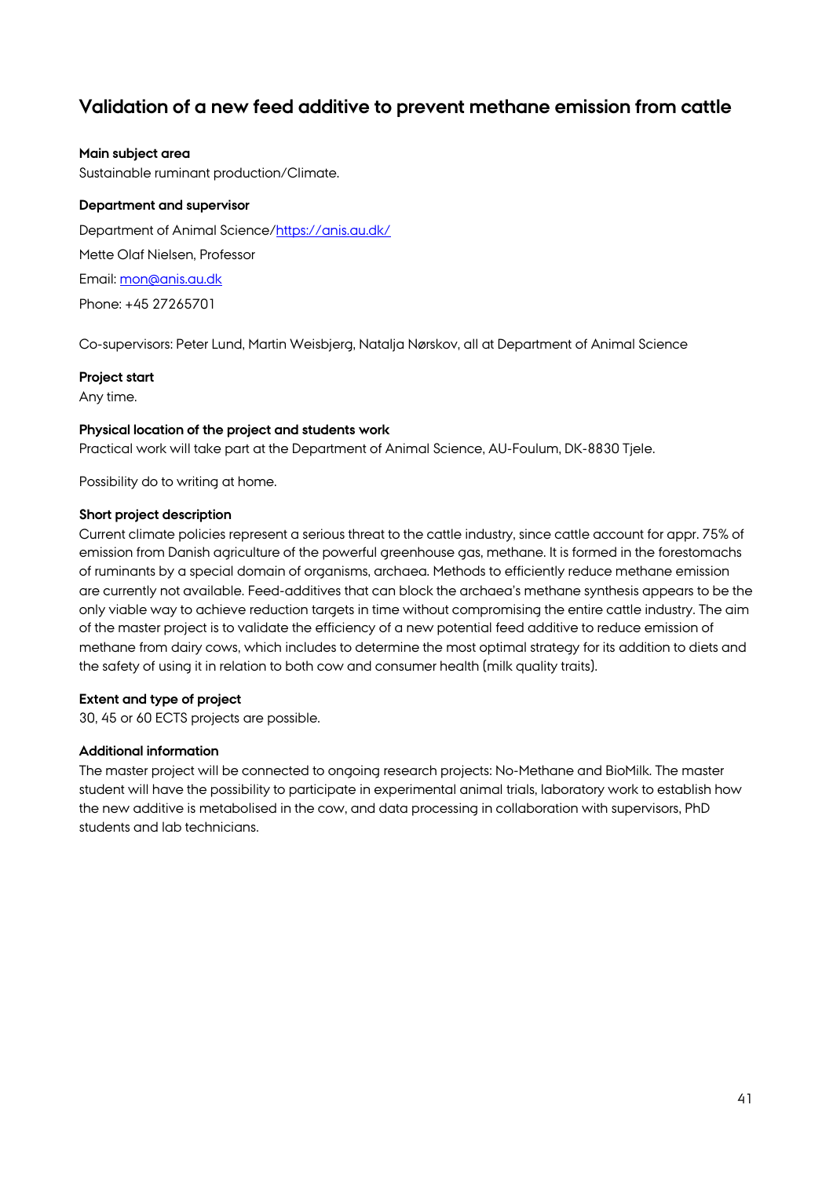## Validation of a new feed additive to prevent methane emission from cattle

**Main subject area**

Sustainable ruminant production/Climate.

**Department and supervisor**

Department of Animal Science/https://anis.au.dk/

Mette Olaf Nielsen, Professor

Email: mon@anis.au.dk

Phone: +45 27265701

Co-supervisors: Peter Lund, Martin Weisbjerg, Natalja Nørskov, all at Department of Animal Science

**Project start**

Any time.

**Physical location of the project and students work**

Practical work will take part at the Department of Animal Science, AU-Foulum, DK-8830 Tjele.

Possibility do to writing at home.

**Short project description**

Current climate policies represent a serious threat to the cattle industry, since cattle account for appr. 75% of emission from Danish agriculture of the powerful greenhouse gas, methane. It is formed in the forestomachs of ruminants by a special domain of organisms, archaea. Methods to efficiently reduce methane emission are currently not available. Feed-additives that can block the archaea's methane synthesis appears to be the only viable way to achieve reduction targets in time without compromising the entire cattle industry. The aim of the master project is to validate the efficiency of a new potential feed additive to reduce emission of methane from dairy cows, which includes to determine the most optimal strategy for its addition to diets and the safety of using it in relation to both cow and consumer health (milk quality traits).

**Extent and type of project**

30, 45 or 60 ECTS projects are possible.

**Additional information**

The master project will be connected to ongoing research projects: No-Methane and BioMilk. The master student will have the possibility to participate in experimental animal trials, laboratory work to establish how the new additive is metabolised in the cow, and data processing in collaboration with supervisors, PhD students and lab technicians.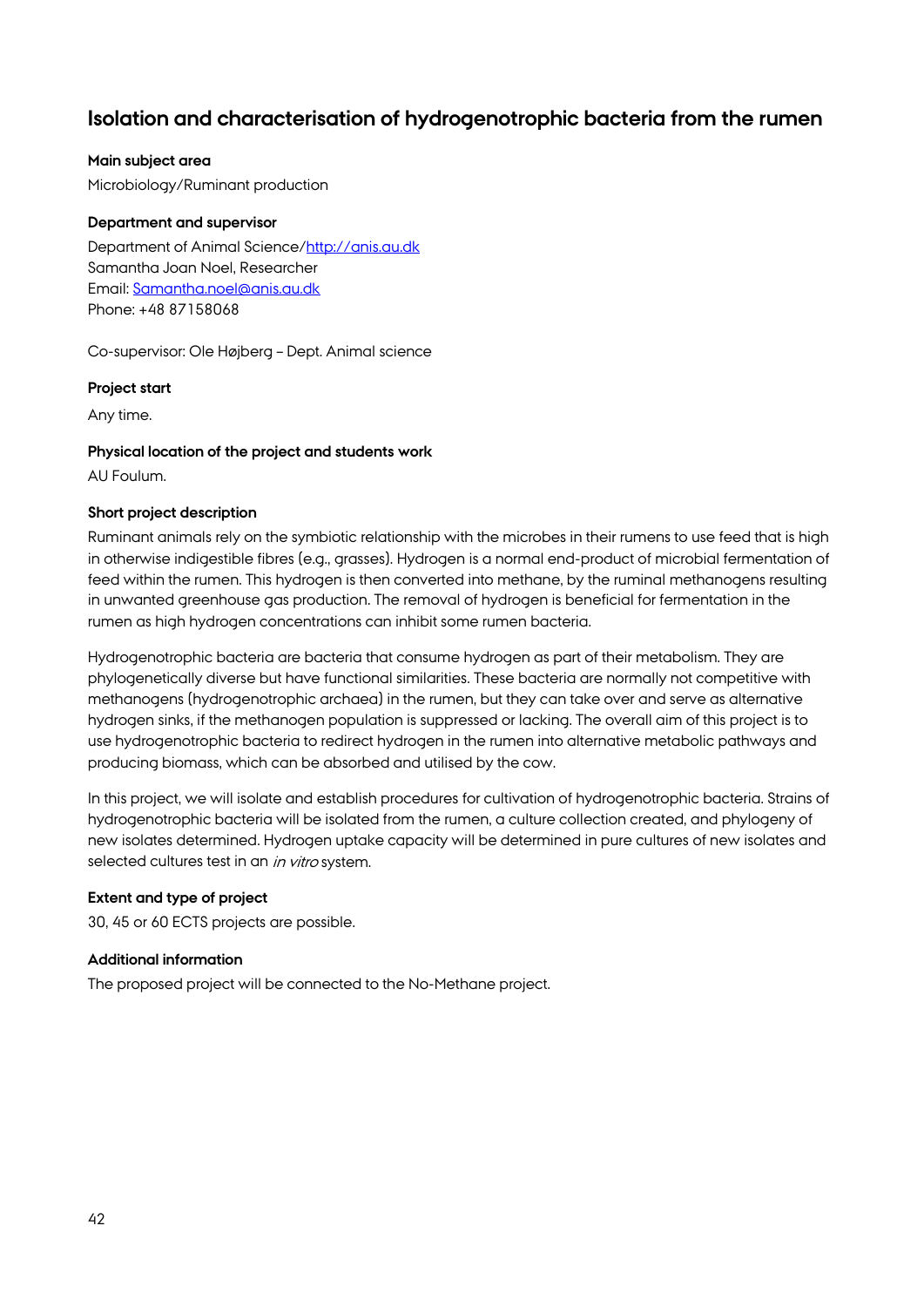## Isolation and characterisation of hydrogenotrophic bacteria from the rumen

**Main subject area**

Microbiology/Ruminant production

**Department and supervisor**

Department of Animal Science/http://anis.au.dk
Samantha Joan Noel, Researcher
Email: Samantha.noel@anis.au.dk
Phone: +48 87158068

Co-supervisor: Ole Højberg – Dept. Animal science

**Project start**

Any time.

**Physical location of the project and students work**

AU Foulum.

**Short project description**

Ruminant animals rely on the symbiotic relationship with the microbes in their rumens to use feed that is high in otherwise indigestible fibres (e.g., grasses). Hydrogen is a normal end-product of microbial fermentation of feed within the rumen. This hydrogen is then converted into methane, by the ruminal methanogens resulting in unwanted greenhouse gas production. The removal of hydrogen is beneficial for fermentation in the rumen as high hydrogen concentrations can inhibit some rumen bacteria.

Hydrogenotrophic bacteria are bacteria that consume hydrogen as part of their metabolism. They are phylogenetically diverse but have functional similarities. These bacteria are normally not competitive with methanogens (hydrogenotrophic archaea) in the rumen, but they can take over and serve as alternative hydrogen sinks, if the methanogen population is suppressed or lacking. The overall aim of this project is to use hydrogenotrophic bacteria to redirect hydrogen in the rumen into alternative metabolic pathways and producing biomass, which can be absorbed and utilised by the cow.

In this project, we will isolate and establish procedures for cultivation of hydrogenotrophic bacteria. Strains of hydrogenotrophic bacteria will be isolated from the rumen, a culture collection created, and phylogeny of new isolates determined. Hydrogen uptake capacity will be determined in pure cultures of new isolates and selected cultures test in an *in vitro* system.

**Extent and type of project**

30, 45 or 60 ECTS projects are possible.

**Additional information**

The proposed project will be connected to the No-Methane project.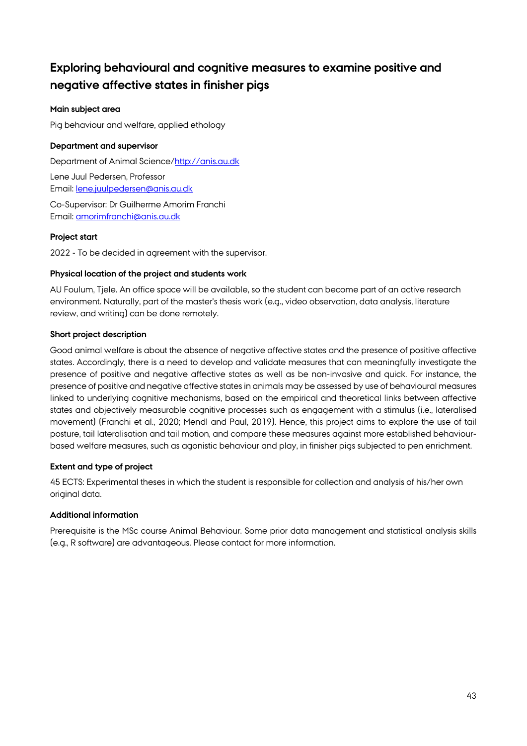## Exploring behavioural and cognitive measures to examine positive and negative affective states in finisher pigs

**Main subject area**

Pig behaviour and welfare, applied ethology

**Department and supervisor**

Department of Animal Science/[http://anis.au.dk](http://anis.au.dk)

Lene Juul Pedersen, Professor
Email: [lene.juulpedersen@anis.au.dk](mailto:lene.juulpedersen@anis.au.dk)

Co-Supervisor: Dr Guilherme Amorim Franchi
Email: [amorimfranchi@anis.au.dk](mailto:amorimfranchi@anis.au.dk)

**Project start**

2022 - To be decided in agreement with the supervisor.

**Physical location of the project and students work**

AU Foulum, Tjele. An office space will be available, so the student can become part of an active research environment. Naturally, part of the master's thesis work (e.g., video observation, data analysis, literature review, and writing) can be done remotely.

**Short project description**

Good animal welfare is about the absence of negative affective states and the presence of positive affective states. Accordingly, there is a need to develop and validate measures that can meaningfully investigate the presence of positive and negative affective states as well as be non-invasive and quick. For instance, the presence of positive and negative affective states in animals may be assessed by use of behavioural measures linked to underlying cognitive mechanisms, based on the empirical and theoretical links between affective states and objectively measurable cognitive processes such as engagement with a stimulus (i.e., lateralised movement) (Franchi et al., 2020; Mendl and Paul, 2019). Hence, this project aims to explore the use of tail posture, tail lateralisation and tail motion, and compare these measures against more established behaviour-based welfare measures, such as agonistic behaviour and play, in finisher pigs subjected to pen enrichment.

**Extent and type of project**

45 ECTS: Experimental theses in which the student is responsible for collection and analysis of his/her own original data.

**Additional information**

Prerequisite is the MSc course Animal Behaviour. Some prior data management and statistical analysis skills (e.g., R software) are advantageous. Please contact for more information.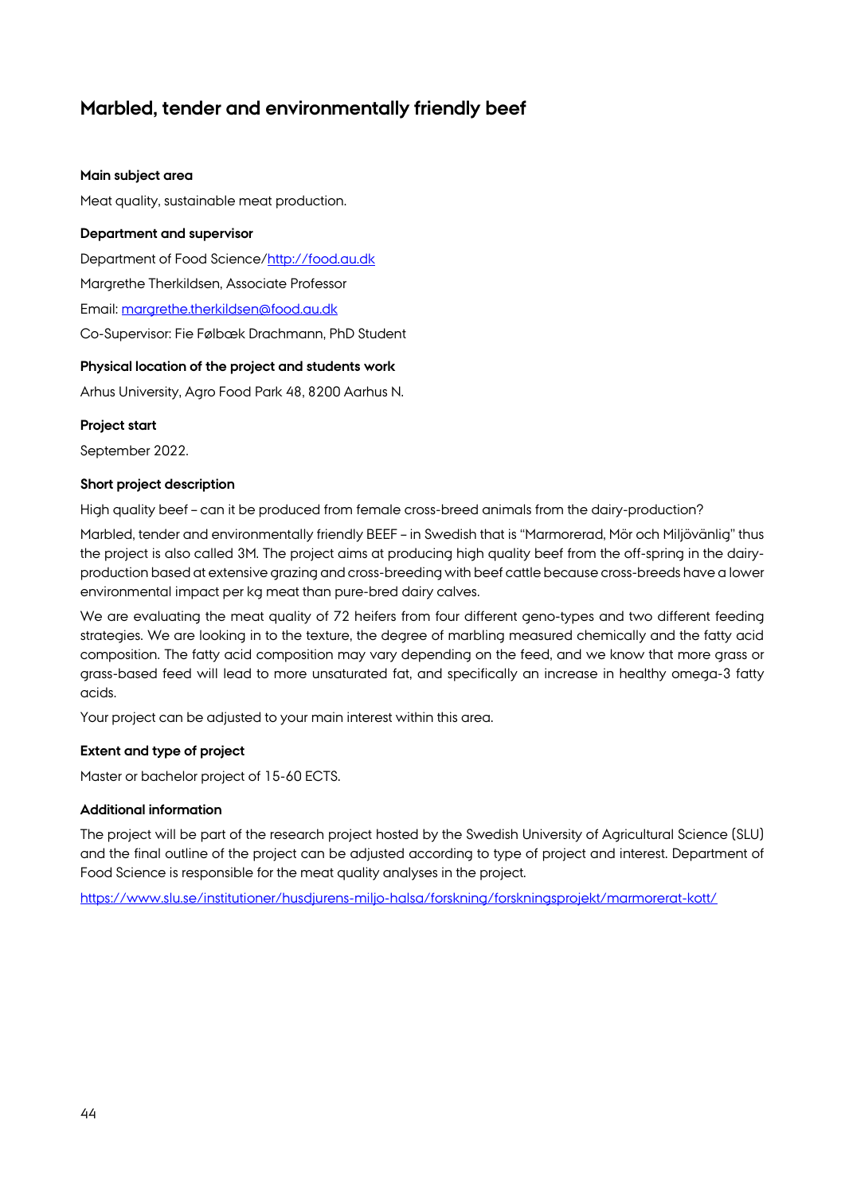## Marbled, tender and environmentally friendly beef

**Main subject area**

Meat quality, sustainable meat production.

**Department and supervisor**

Department of Food Science/http://food.au.dk

Margrethe Therkildsen, Associate Professor

Email: margrethe.therkildsen@food.au.dk

Co-Supervisor: Fie Følbæk Drachmann, PhD Student

**Physical location of the project and students work**

Arhus University, Agro Food Park 48, 8200 Aarhus N.

**Project start**

September 2022.

**Short project description**

High quality beef – can it be produced from female cross-breed animals from the dairy-production?

Marbled, tender and environmentally friendly BEEF – in Swedish that is "Marmorerad, Mör och Miljövänlig" thus the project is also called 3M. The project aims at producing high quality beef from the off-spring in the dairy-production based at extensive grazing and cross-breeding with beef cattle because cross-breeds have a lower environmental impact per kg meat than pure-bred dairy calves.

We are evaluating the meat quality of 72 heifers from four different geno-types and two different feeding strategies. We are looking in to the texture, the degree of marbling measured chemically and the fatty acid composition. The fatty acid composition may vary depending on the feed, and we know that more grass or grass-based feed will lead to more unsaturated fat, and specifically an increase in healthy omega-3 fatty acids.

Your project can be adjusted to your main interest within this area.

**Extent and type of project**

Master or bachelor project of 15-60 ECTS.

**Additional information**

The project will be part of the research project hosted by the Swedish University of Agricultural Science (SLU) and the final outline of the project can be adjusted according to type of project and interest. Department of Food Science is responsible for the meat quality analyses in the project.

https://www.slu.se/institutioner/husdjurens-miljo-halsa/forskning/forskningsprojekt/marmorerat-kott/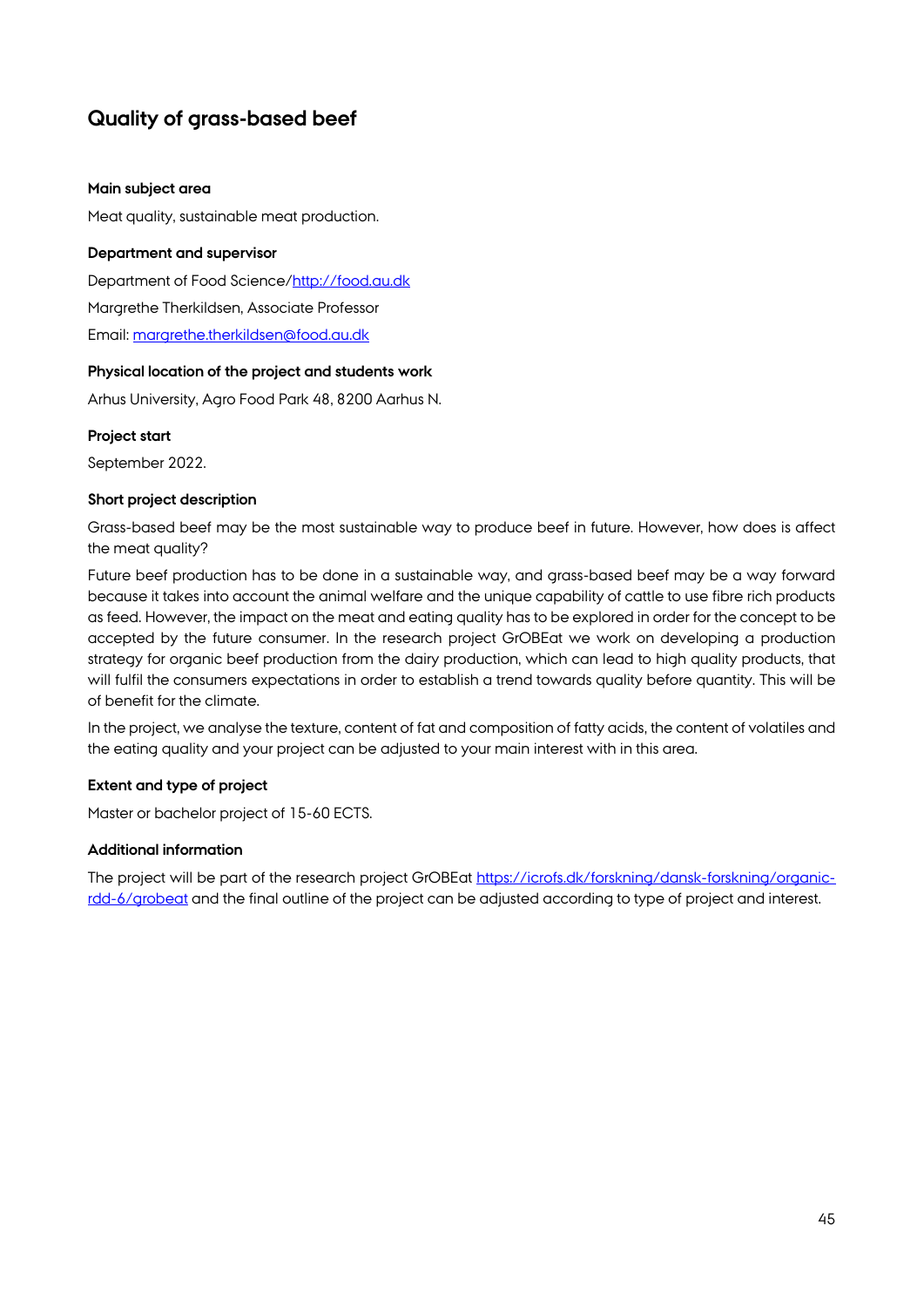## Quality of grass-based beef

### Main subject area

Meat quality, sustainable meat production.

### Department and supervisor

Department of Food Science/http://food.au.dk

Margrethe Therkildsen, Associate Professor

Email: margrethe.therkildsen@food.au.dk

### Physical location of the project and students work

Arhus University, Agro Food Park 48, 8200 Aarhus N.

### Project start

September 2022.

### Short project description

Grass-based beef may be the most sustainable way to produce beef in future. However, how does is affect the meat quality?

Future beef production has to be done in a sustainable way, and grass-based beef may be a way forward because it takes into account the animal welfare and the unique capability of cattle to use fibre rich products as feed. However, the impact on the meat and eating quality has to be explored in order for the concept to be accepted by the future consumer. In the research project GrOBEat we work on developing a production strategy for organic beef production from the dairy production, which can lead to high quality products, that will fulfil the consumers expectations in order to establish a trend towards quality before quantity. This will be of benefit for the climate.

In the project, we analyse the texture, content of fat and composition of fatty acids, the content of volatiles and the eating quality and your project can be adjusted to your main interest with in this area.

### Extent and type of project

Master or bachelor project of 15-60 ECTS.

### Additional information

The project will be part of the research project GrOBEat https://icrofs.dk/forskning/dansk-forskning/organic-rdd-6/grobeat and the final outline of the project can be adjusted according to type of project and interest.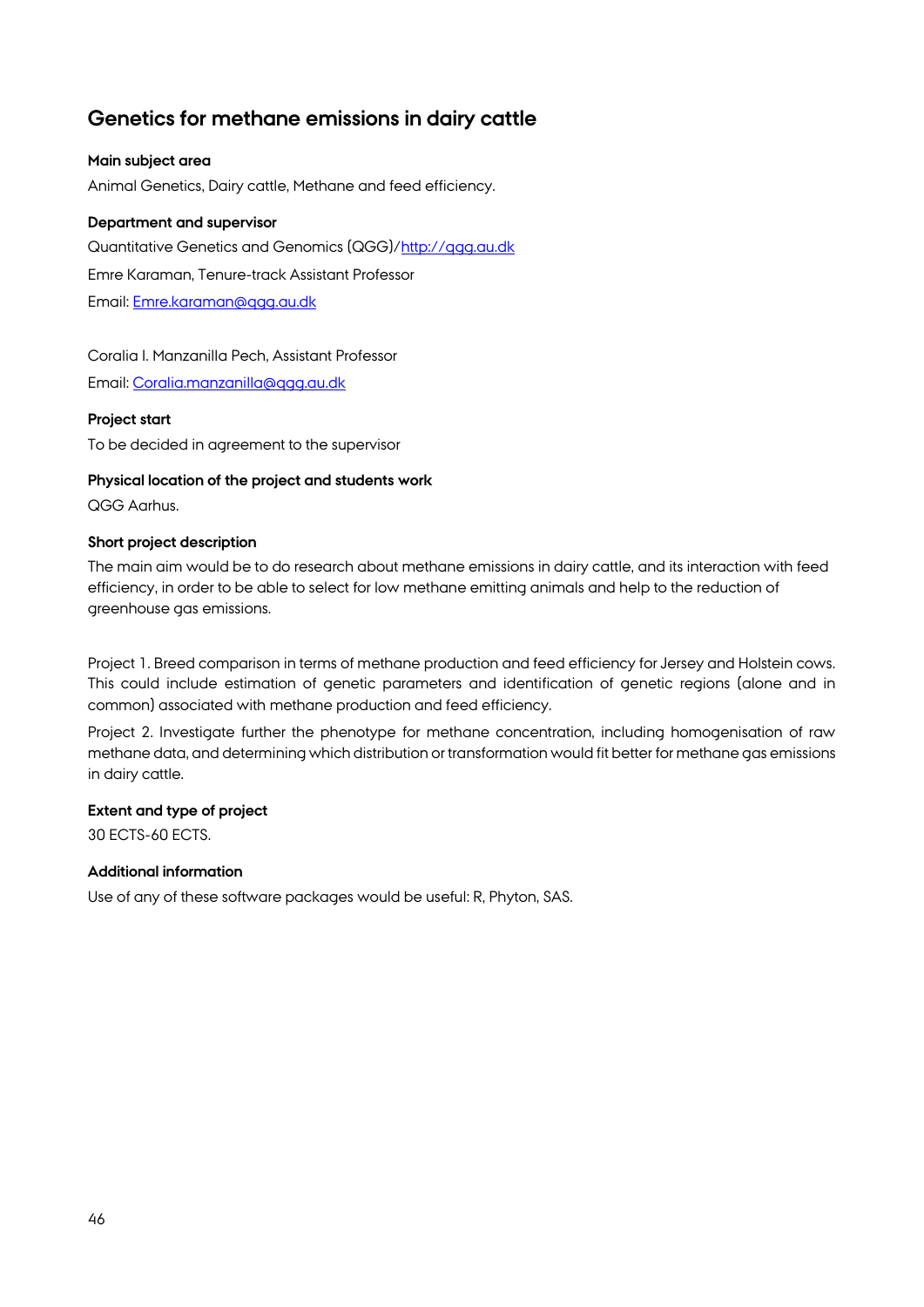## Genetics for methane emissions in dairy cattle

**Main subject area**

Animal Genetics, Dairy cattle, Methane and feed efficiency.

**Department and supervisor**

Quantitative Genetics and Genomics (QGG)/http://qgg.au.dk

Emre Karaman, Tenure-track Assistant Professor

Email: Emre.karaman@qgg.au.dk

Coralia I. Manzanilla Pech, Assistant Professor

Email: Coralia.manzanilla@qgg.au.dk

**Project start**

To be decided in agreement to the supervisor

**Physical location of the project and students work**

QGG Aarhus.

**Short project description**

The main aim would be to do research about methane emissions in dairy cattle, and its interaction with feed efficiency, in order to be able to select for low methane emitting animals and help to the reduction of greenhouse gas emissions.

Project 1. Breed comparison in terms of methane production and feed efficiency for Jersey and Holstein cows. This could include estimation of genetic parameters and identification of genetic regions (alone and in common) associated with methane production and feed efficiency.

Project 2. Investigate further the phenotype for methane concentration, including homogenisation of raw methane data, and determining which distribution or transformation would fit better for methane gas emissions in dairy cattle.

**Extent and type of project**

30 ECTS-60 ECTS.

**Additional information**

Use of any of these software packages would be useful: R, Phyton, SAS.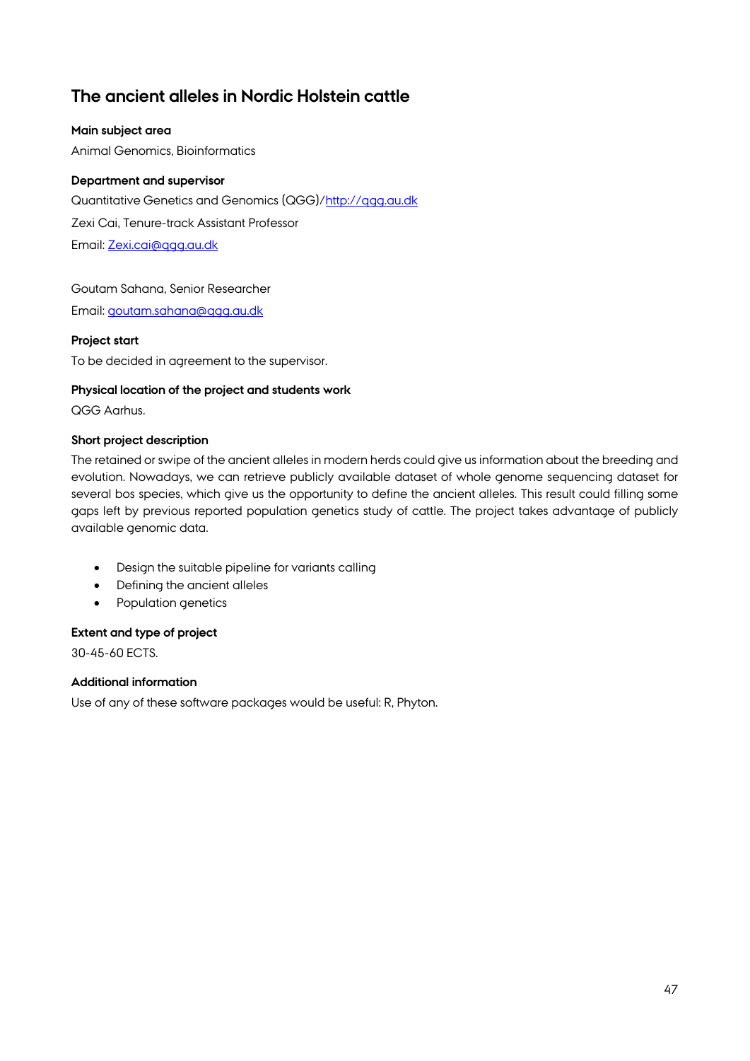## The ancient alleles in Nordic Holstein cattle

**Main subject area**

Animal Genomics, Bioinformatics

**Department and supervisor**

Quantitative Genetics and Genomics (QGG)/http://qgg.au.dk

Zexi Cai, Tenure-track Assistant Professor

Email: Zexi.cai@qgg.au.dk

Goutam Sahana, Senior Researcher

Email: goutam.sahana@qgg.au.dk

**Project start**

To be decided in agreement to the supervisor.

**Physical location of the project and students work**

QGG Aarhus.

**Short project description**

The retained or swipe of the ancient alleles in modern herds could give us information about the breeding and evolution. Nowadays, we can retrieve publicly available dataset of whole genome sequencing dataset for several bos species, which give us the opportunity to define the ancient alleles. This result could filling some gaps left by previous reported population genetics study of cattle. The project takes advantage of publicly available genomic data.

- Design the suitable pipeline for variants calling
- Defining the ancient alleles
- Population genetics

**Extent and type of project**

30-45-60 ECTS.

**Additional information**

Use of any of these software packages would be useful: R, Phyton.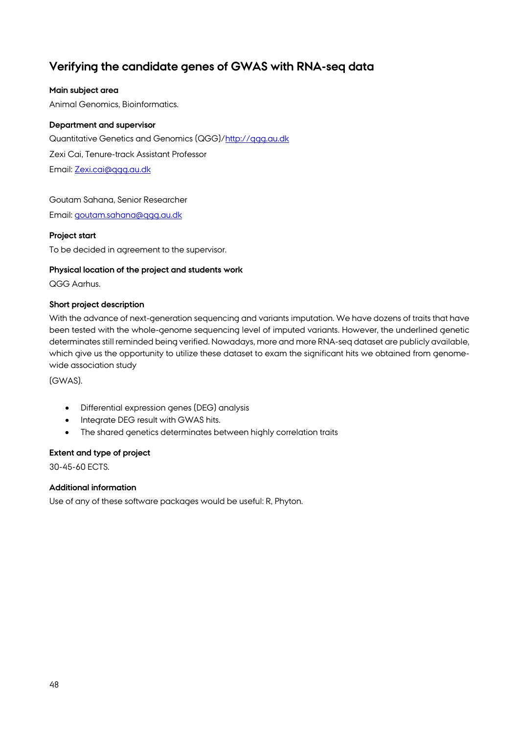## Verifying the candidate genes of GWAS with RNA-seq data

**Main subject area**

Animal Genomics, Bioinformatics.

**Department and supervisor**

Quantitative Genetics and Genomics (QGG)/http://qgg.au.dk

Zexi Cai, Tenure-track Assistant Professor

Email: Zexi.cai@qgg.au.dk

Goutam Sahana, Senior Researcher

Email: goutam.sahana@qgg.au.dk

**Project start**

To be decided in agreement to the supervisor.

**Physical location of the project and students work**

QGG Aarhus.

**Short project description**

With the advance of next-generation sequencing and variants imputation. We have dozens of traits that have been tested with the whole-genome sequencing level of imputed variants. However, the underlined genetic determinates still reminded being verified. Nowadays, more and more RNA-seq dataset are publicly available, which give us the opportunity to utilize these dataset to exam the significant hits we obtained from genome-wide association study

(GWAS).

- Differential expression genes (DEG) analysis
- Integrate DEG result with GWAS hits.
- The shared genetics determinates between highly correlation traits

**Extent and type of project**

30-45-60 ECTS.

**Additional information**

Use of any of these software packages would be useful: R, Phyton.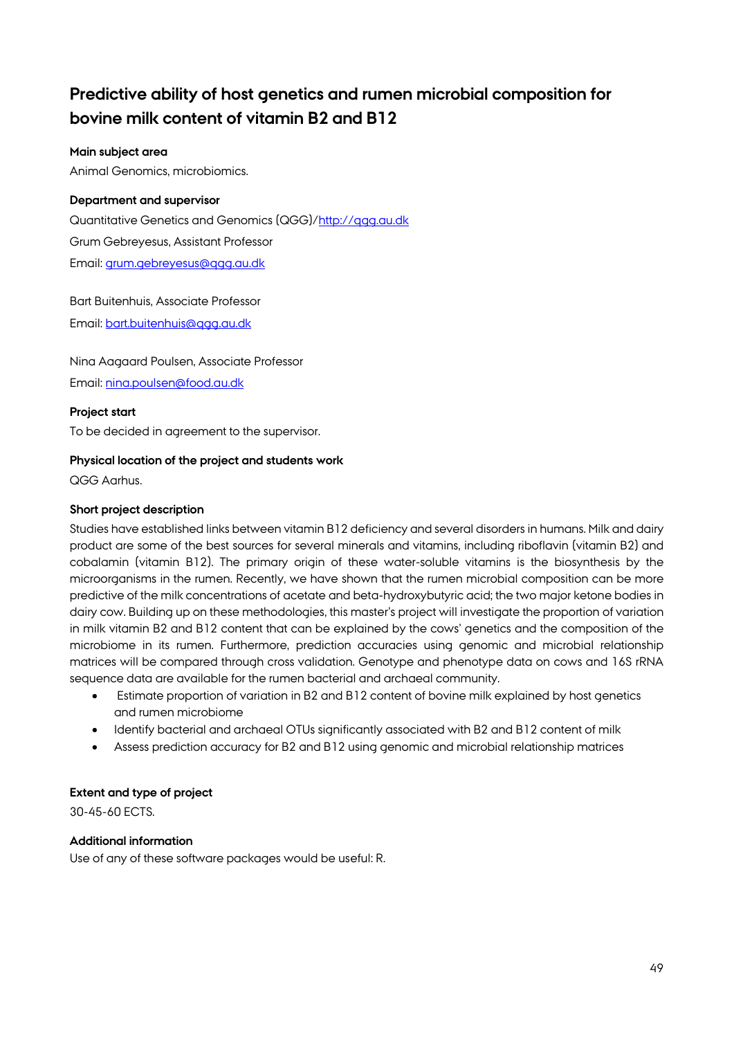## Predictive ability of host genetics and rumen microbial composition for bovine milk content of vitamin B2 and B12

**Main subject area**

Animal Genomics, microbiomics.

**Department and supervisor**

Quantitative Genetics and Genomics (QGG)/[http://qgg.au.dk](http://qgg.au.dk)

Grum Gebreyesus, Assistant Professor

Email: [grum.gebreyesus@qgg.au.dk](mailto:grum.gebreyesus@qgg.au.dk)

Bart Buitenhuis, Associate Professor

Email: [bart.buitenhuis@qgg.au.dk](mailto:bart.buitenhuis@qgg.au.dk)

Nina Aagaard Poulsen, Associate Professor

Email: [nina.poulsen@food.au.dk](mailto:nina.poulsen@food.au.dk)

**Project start**

To be decided in agreement to the supervisor.

**Physical location of the project and students work**

QGG Aarhus.

**Short project description**

Studies have established links between vitamin B12 deficiency and several disorders in humans. Milk and dairy product are some of the best sources for several minerals and vitamins, including riboflavin (vitamin B2) and cobalamin (vitamin B12). The primary origin of these water-soluble vitamins is the biosynthesis by the microorganisms in the rumen. Recently, we have shown that the rumen microbial composition can be more predictive of the milk concentrations of acetate and beta-hydroxybutyric acid; the two major ketone bodies in dairy cow. Building up on these methodologies, this master's project will investigate the proportion of variation in milk vitamin B2 and B12 content that can be explained by the cows' genetics and the composition of the microbiome in its rumen. Furthermore, prediction accuracies using genomic and microbial relationship matrices will be compared through cross validation. Genotype and phenotype data on cows and 16S rRNA sequence data are available for the rumen bacterial and archaeal community.

- Estimate proportion of variation in B2 and B12 content of bovine milk explained by host genetics and rumen microbiome
- Identify bacterial and archaeal OTUs significantly associated with B2 and B12 content of milk
- Assess prediction accuracy for B2 and B12 using genomic and microbial relationship matrices

**Extent and type of project**

30-45-60 ECTS.

**Additional information**

Use of any of these software packages would be useful: R.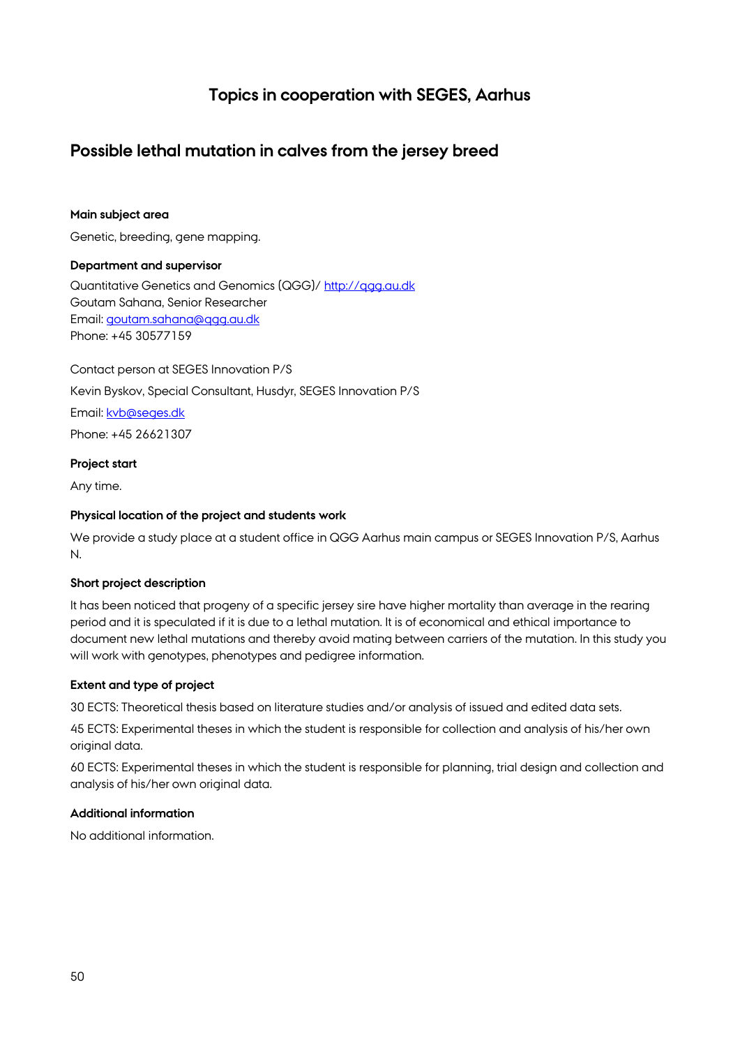## Topics in cooperation with SEGES, Aarhus

# Possible lethal mutation in calves from the jersey breed

**Main subject area**

Genetic, breeding, gene mapping.

**Department and supervisor**

Quantitative Genetics and Genomics (QGG)/ http://qgg.au.dk
Goutam Sahana, Senior Researcher
Email: goutam.sahana@qgg.au.dk
Phone: +45 30577159

Contact person at SEGES Innovation P/S

Kevin Byskov, Special Consultant, Husdyr, SEGES Innovation P/S

Email: kvb@seges.dk

Phone: +45 26621307

**Project start**

Any time.

**Physical location of the project and students work**

We provide a study place at a student office in QGG Aarhus main campus or SEGES Innovation P/S, Aarhus N.

**Short project description**

It has been noticed that progeny of a specific jersey sire have higher mortality than average in the rearing period and it is speculated if it is due to a lethal mutation. It is of economical and ethical importance to document new lethal mutations and thereby avoid mating between carriers of the mutation. In this study you will work with genotypes, phenotypes and pedigree information.

**Extent and type of project**

30 ECTS: Theoretical thesis based on literature studies and/or analysis of issued and edited data sets.

45 ECTS: Experimental theses in which the student is responsible for collection and analysis of his/her own original data.

60 ECTS: Experimental theses in which the student is responsible for planning, trial design and collection and analysis of his/her own original data.

**Additional information**

No additional information.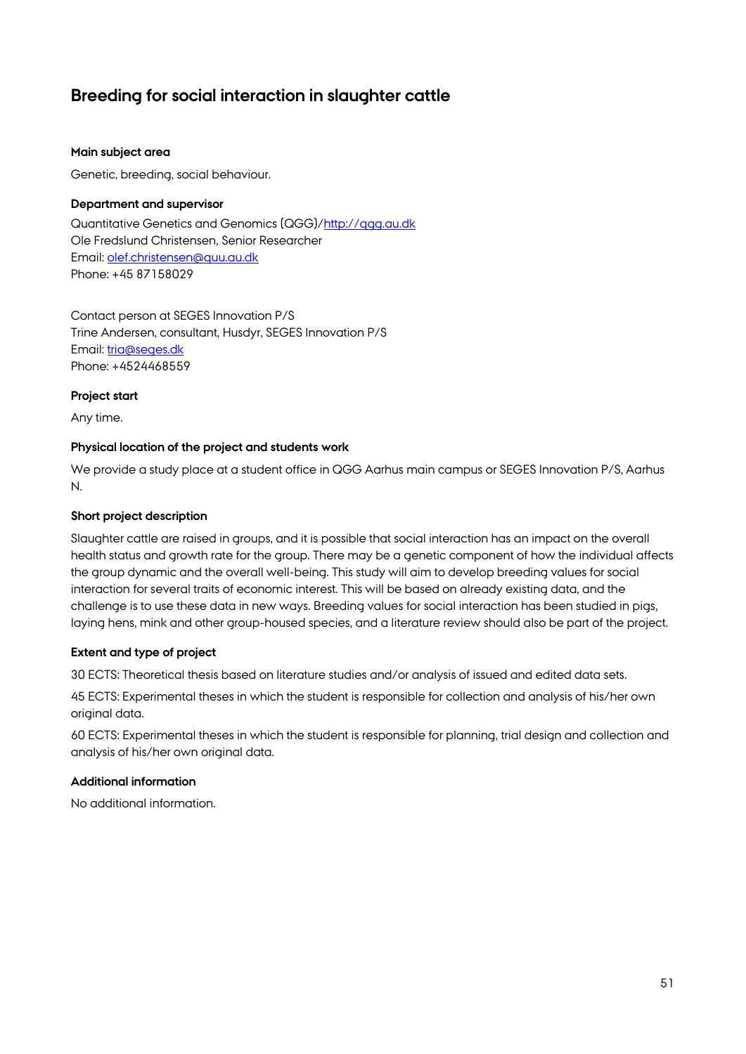## Breeding for social interaction in slaughter cattle

**Main subject area**

Genetic, breeding, social behaviour.

**Department and supervisor**

Quantitative Genetics and Genomics (QGG)/http://qgg.au.dk
Ole Fredslund Christensen, Senior Researcher
Email: olef.christensen@quu.au.dk
Phone: +45 87158029

Contact person at SEGES Innovation P/S
Trine Andersen, consultant, Husdyr, SEGES Innovation P/S
Email: tria@seges.dk
Phone: +4524468559

**Project start**

Any time.

**Physical location of the project and students work**

We provide a study place at a student office in QGG Aarhus main campus or SEGES Innovation P/S, Aarhus N.

**Short project description**

Slaughter cattle are raised in groups, and it is possible that social interaction has an impact on the overall health status and growth rate for the group. There may be a genetic component of how the individual affects the group dynamic and the overall well-being. This study will aim to develop breeding values for social interaction for several traits of economic interest. This will be based on already existing data, and the challenge is to use these data in new ways. Breeding values for social interaction has been studied in pigs, laying hens, mink and other group-housed species, and a literature review should also be part of the project.

**Extent and type of project**

30 ECTS: Theoretical thesis based on literature studies and/or analysis of issued and edited data sets.

45 ECTS: Experimental theses in which the student is responsible for collection and analysis of his/her own original data.

60 ECTS: Experimental theses in which the student is responsible for planning, trial design and collection and analysis of his/her own original data.

**Additional information**

No additional information.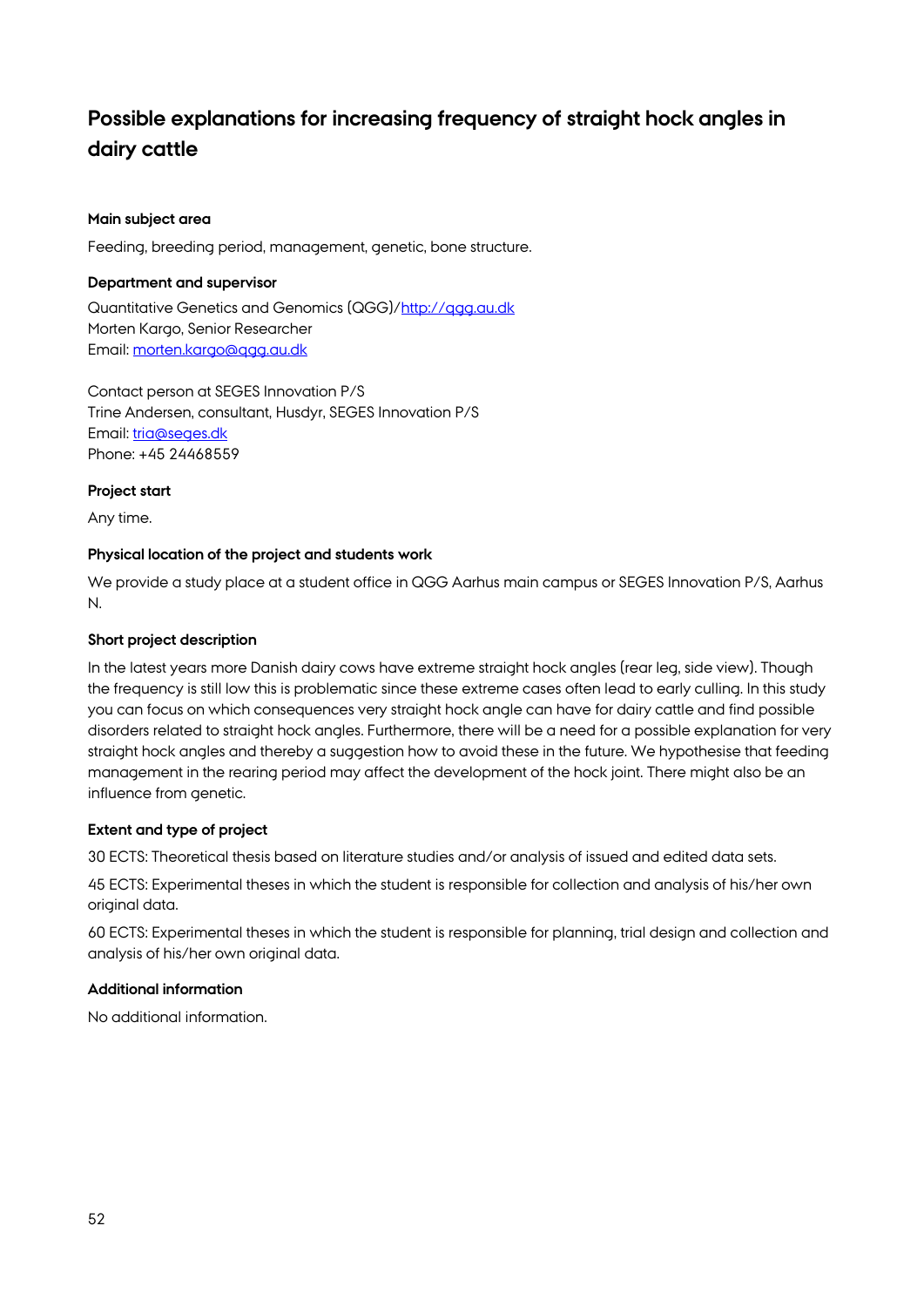# Possible explanations for increasing frequency of straight hock angles in dairy cattle

### Main subject area

Feeding, breeding period, management, genetic, bone structure.

### Department and supervisor

Quantitative Genetics and Genomics (QGG)/http://qgg.au.dk
Morten Kargo, Senior Researcher
Email: morten.kargo@qgg.au.dk

Contact person at SEGES Innovation P/S
Trine Andersen, consultant, Husdyr, SEGES Innovation P/S
Email: tria@seges.dk
Phone: +45 24468559

### Project start

Any time.

### Physical location of the project and students work

We provide a study place at a student office in QGG Aarhus main campus or SEGES Innovation P/S, Aarhus N.

### Short project description

In the latest years more Danish dairy cows have extreme straight hock angles (rear leg, side view). Though the frequency is still low this is problematic since these extreme cases often lead to early culling. In this study you can focus on which consequences very straight hock angle can have for dairy cattle and find possible disorders related to straight hock angles. Furthermore, there will be a need for a possible explanation for very straight hock angles and thereby a suggestion how to avoid these in the future. We hypothesise that feeding management in the rearing period may affect the development of the hock joint. There might also be an influence from genetic.

### Extent and type of project

30 ECTS: Theoretical thesis based on literature studies and/or analysis of issued and edited data sets.

45 ECTS: Experimental theses in which the student is responsible for collection and analysis of his/her own original data.

60 ECTS: Experimental theses in which the student is responsible for planning, trial design and collection and analysis of his/her own original data.

### Additional information

No additional information.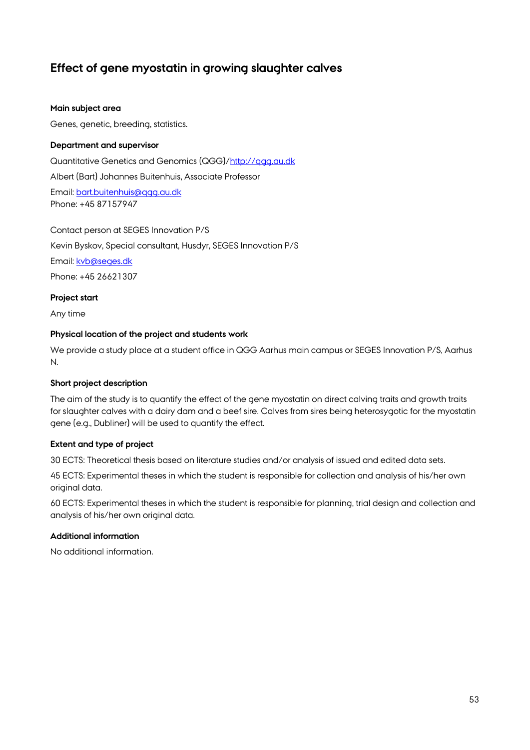## Effect of gene myostatin in growing slaughter calves

**Main subject area**

Genes, genetic, breeding, statistics.

**Department and supervisor**

Quantitative Genetics and Genomics (QGG)/http://qgg.au.dk

Albert (Bart) Johannes Buitenhuis, Associate Professor

Email: bart.buitenhuis@qgg.au.dk
Phone: +45 87157947

Contact person at SEGES Innovation P/S

Kevin Byskov, Special consultant, Husdyr, SEGES Innovation P/S

Email: kvb@seges.dk

Phone: +45 26621307

**Project start**

Any time

**Physical location of the project and students work**

We provide a study place at a student office in QGG Aarhus main campus or SEGES Innovation P/S, Aarhus N.

**Short project description**

The aim of the study is to quantify the effect of the gene myostatin on direct calving traits and growth traits for slaughter calves with a dairy dam and a beef sire. Calves from sires being heterosygotic for the myostatin gene (e.g., Dubliner) will be used to quantify the effect.

**Extent and type of project**

30 ECTS: Theoretical thesis based on literature studies and/or analysis of issued and edited data sets.

45 ECTS: Experimental theses in which the student is responsible for collection and analysis of his/her own original data.

60 ECTS: Experimental theses in which the student is responsible for planning, trial design and collection and analysis of his/her own original data.

**Additional information**

No additional information.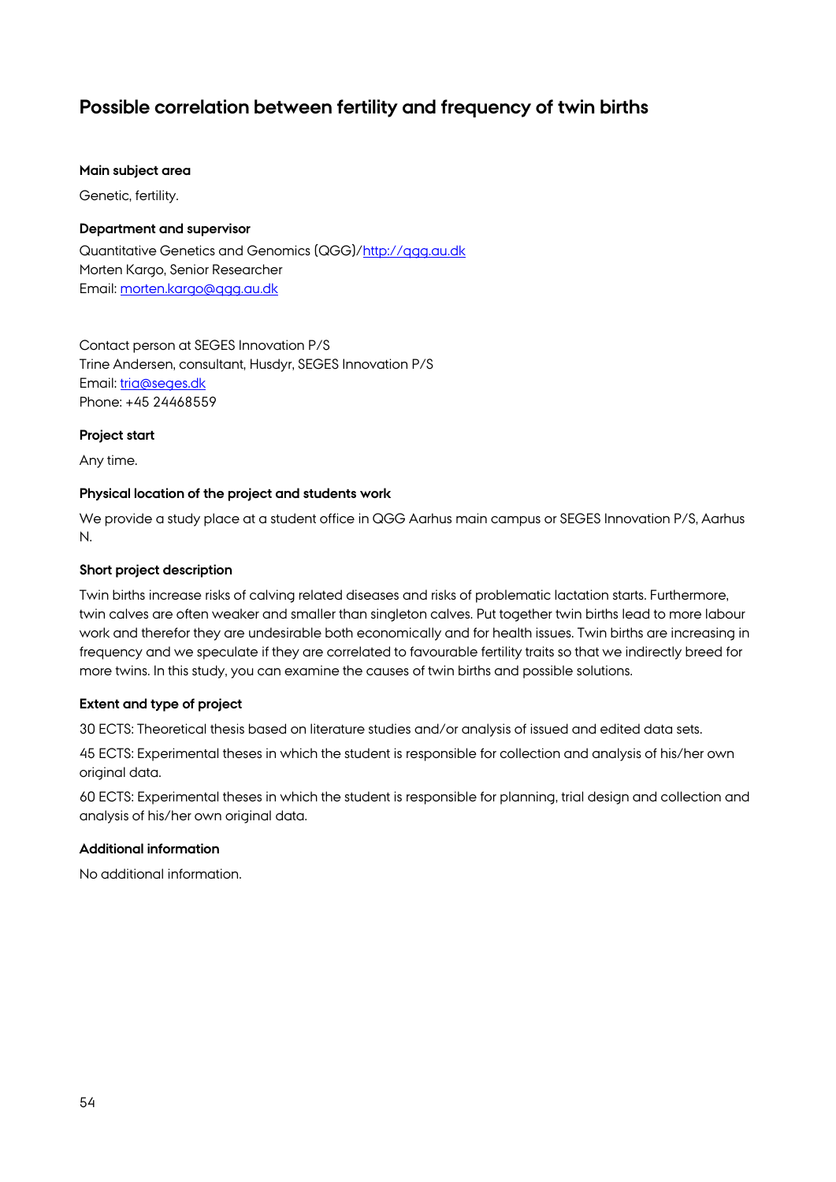## Possible correlation between fertility and frequency of twin births

**Main subject area**

Genetic, fertility.

**Department and supervisor**

Quantitative Genetics and Genomics (QGG)/http://qgg.au.dk
Morten Kargo, Senior Researcher
Email: morten.kargo@qgg.au.dk

Contact person at SEGES Innovation P/S
Trine Andersen, consultant, Husdyr, SEGES Innovation P/S
Email: tria@seges.dk
Phone: +45 24468559

**Project start**

Any time.

**Physical location of the project and students work**

We provide a study place at a student office in QGG Aarhus main campus or SEGES Innovation P/S, Aarhus N.

**Short project description**

Twin births increase risks of calving related diseases and risks of problematic lactation starts. Furthermore, twin calves are often weaker and smaller than singleton calves. Put together twin births lead to more labour work and therefor they are undesirable both economically and for health issues. Twin births are increasing in frequency and we speculate if they are correlated to favourable fertility traits so that we indirectly breed for more twins. In this study, you can examine the causes of twin births and possible solutions.

**Extent and type of project**

30 ECTS: Theoretical thesis based on literature studies and/or analysis of issued and edited data sets.

45 ECTS: Experimental theses in which the student is responsible for collection and analysis of his/her own original data.

60 ECTS: Experimental theses in which the student is responsible for planning, trial design and collection and analysis of his/her own original data.

**Additional information**

No additional information.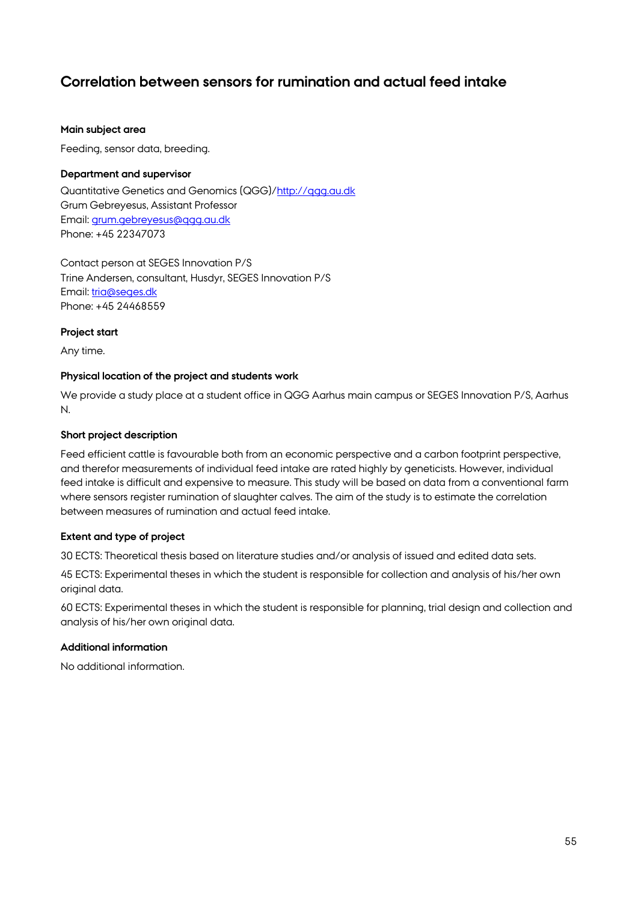## Correlation between sensors for rumination and actual feed intake

**Main subject area**

Feeding, sensor data, breeding.

**Department and supervisor**

Quantitative Genetics and Genomics (QGG)/http://qgg.au.dk
Grum Gebreyesus, Assistant Professor
Email: grum.gebreyesus@qgg.au.dk
Phone: +45 22347073

Contact person at SEGES Innovation P/S
Trine Andersen, consultant, Husdyr, SEGES Innovation P/S
Email: tria@seges.dk
Phone: +45 24468559

**Project start**

Any time.

**Physical location of the project and students work**

We provide a study place at a student office in QGG Aarhus main campus or SEGES Innovation P/S, Aarhus N.

**Short project description**

Feed efficient cattle is favourable both from an economic perspective and a carbon footprint perspective, and therefor measurements of individual feed intake are rated highly by geneticists. However, individual feed intake is difficult and expensive to measure. This study will be based on data from a conventional farm where sensors register rumination of slaughter calves. The aim of the study is to estimate the correlation between measures of rumination and actual feed intake.

**Extent and type of project**

30 ECTS: Theoretical thesis based on literature studies and/or analysis of issued and edited data sets.

45 ECTS: Experimental theses in which the student is responsible for collection and analysis of his/her own original data.

60 ECTS: Experimental theses in which the student is responsible for planning, trial design and collection and analysis of his/her own original data.

**Additional information**

No additional information.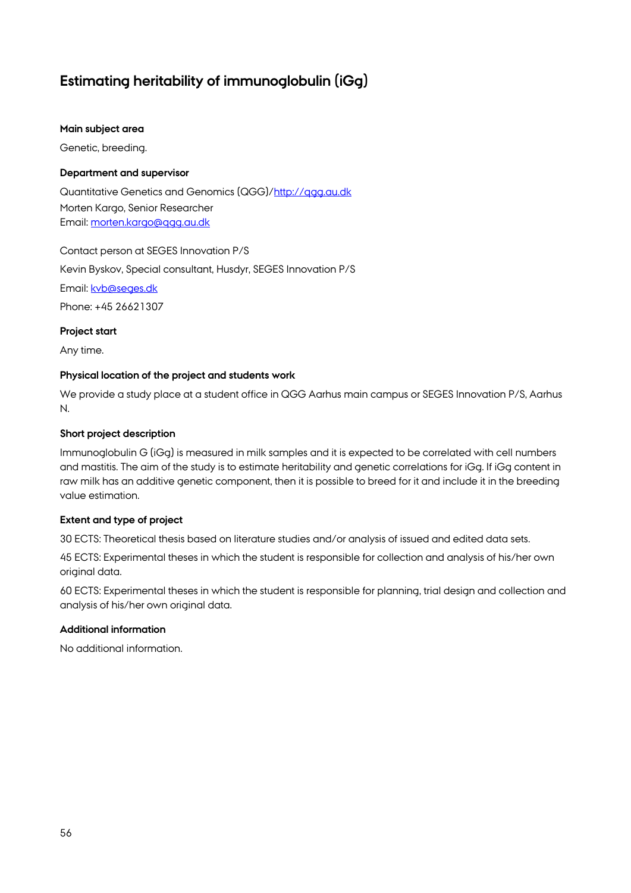# Estimating heritability of immunoglobulin (iGg)

**Main subject area**

Genetic, breeding.

**Department and supervisor**

Quantitative Genetics and Genomics (QGG)/http://qgg.au.dk
Morten Kargo, Senior Researcher
Email: morten.kargo@qgg.au.dk

Contact person at SEGES Innovation P/S

Kevin Byskov, Special consultant, Husdyr, SEGES Innovation P/S

Email: kvb@seges.dk

Phone: +45 26621307

**Project start**

Any time.

**Physical location of the project and students work**

We provide a study place at a student office in QGG Aarhus main campus or SEGES Innovation P/S, Aarhus N.

**Short project description**

Immunoglobulin G (iGg) is measured in milk samples and it is expected to be correlated with cell numbers and mastitis. The aim of the study is to estimate heritability and genetic correlations for iGg. If iGg content in raw milk has an additive genetic component, then it is possible to breed for it and include it in the breeding value estimation.

**Extent and type of project**

30 ECTS: Theoretical thesis based on literature studies and/or analysis of issued and edited data sets.

45 ECTS: Experimental theses in which the student is responsible for collection and analysis of his/her own original data.

60 ECTS: Experimental theses in which the student is responsible for planning, trial design and collection and analysis of his/her own original data.

**Additional information**

No additional information.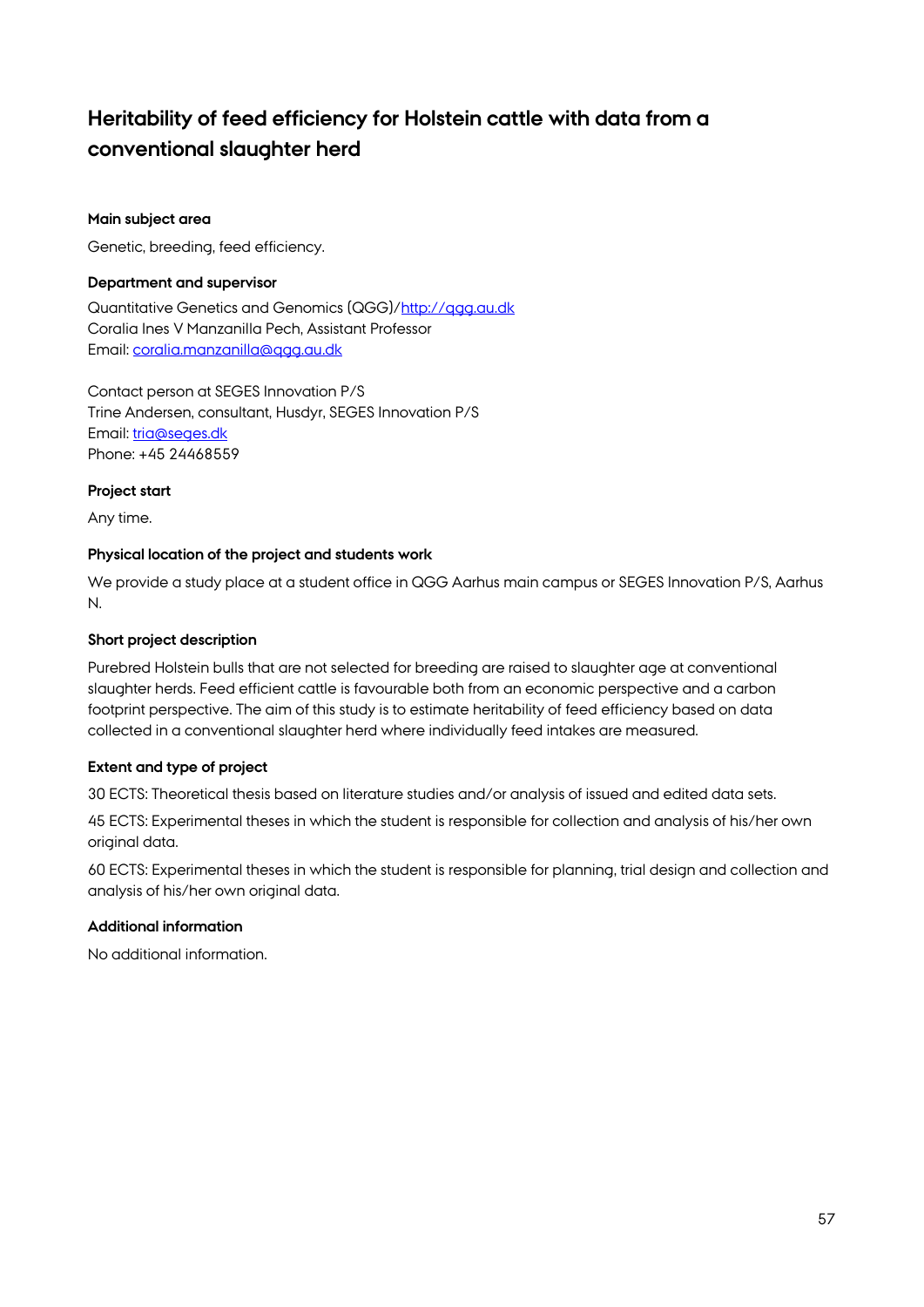# Heritability of feed efficiency for Holstein cattle with data from a conventional slaughter herd

**Main subject area**

Genetic, breeding, feed efficiency.

**Department and supervisor**

Quantitative Genetics and Genomics (QGG)/[http://qgg.au.dk](http://qgg.au.dk)
Coralia Ines V Manzanilla Pech, Assistant Professor
Email: [coralia.manzanilla@qgg.au.dk](mailto:coralia.manzanilla@qgg.au.dk)

Contact person at SEGES Innovation P/S
Trine Andersen, consultant, Husdyr, SEGES Innovation P/S
Email: [tria@seges.dk](mailto:tria@seges.dk)
Phone: +45 24468559

**Project start**

Any time.

**Physical location of the project and students work**

We provide a study place at a student office in QGG Aarhus main campus or SEGES Innovation P/S, Aarhus N.

**Short project description**

Purebred Holstein bulls that are not selected for breeding are raised to slaughter age at conventional slaughter herds. Feed efficient cattle is favourable both from an economic perspective and a carbon footprint perspective. The aim of this study is to estimate heritability of feed efficiency based on data collected in a conventional slaughter herd where individually feed intakes are measured.

**Extent and type of project**

30 ECTS: Theoretical thesis based on literature studies and/or analysis of issued and edited data sets.

45 ECTS: Experimental theses in which the student is responsible for collection and analysis of his/her own original data.

60 ECTS: Experimental theses in which the student is responsible for planning, trial design and collection and analysis of his/her own original data.

**Additional information**

No additional information.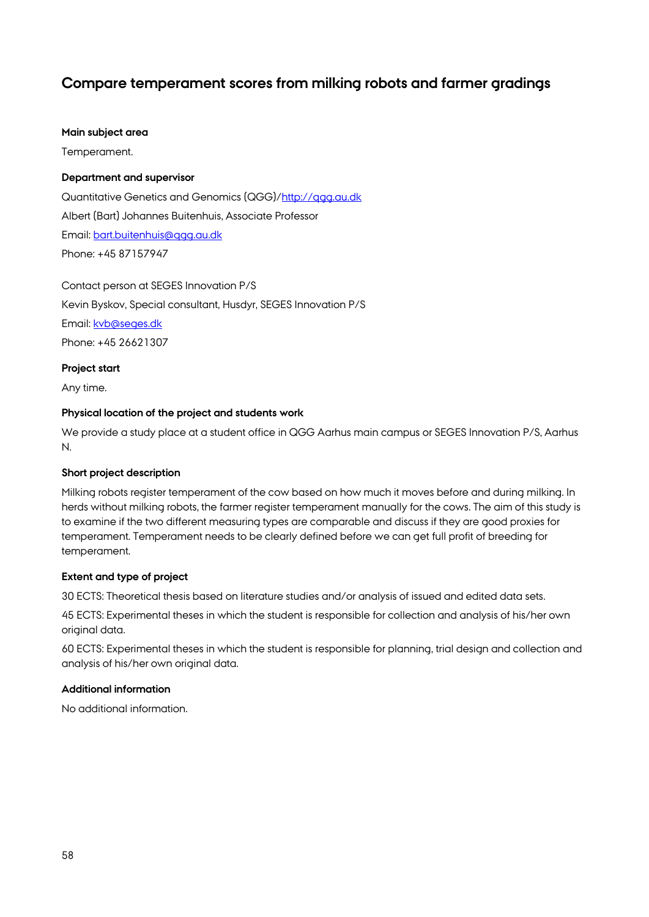## Compare temperament scores from milking robots and farmer gradings

**Main subject area**

Temperament.

**Department and supervisor**

Quantitative Genetics and Genomics (QGG)/http://qgg.au.dk

Albert (Bart) Johannes Buitenhuis, Associate Professor

Email: bart.buitenhuis@qgg.au.dk

Phone: +45 87157947

Contact person at SEGES Innovation P/S

Kevin Byskov, Special consultant, Husdyr, SEGES Innovation P/S

Email: kvb@seges.dk

Phone: +45 26621307

**Project start**

Any time.

**Physical location of the project and students work**

We provide a study place at a student office in QGG Aarhus main campus or SEGES Innovation P/S, Aarhus N.

**Short project description**

Milking robots register temperament of the cow based on how much it moves before and during milking. In herds without milking robots, the farmer register temperament manually for the cows. The aim of this study is to examine if the two different measuring types are comparable and discuss if they are good proxies for temperament. Temperament needs to be clearly defined before we can get full profit of breeding for temperament.

**Extent and type of project**

30 ECTS: Theoretical thesis based on literature studies and/or analysis of issued and edited data sets.

45 ECTS: Experimental theses in which the student is responsible for collection and analysis of his/her own original data.

60 ECTS: Experimental theses in which the student is responsible for planning, trial design and collection and analysis of his/her own original data.

**Additional information**

No additional information.